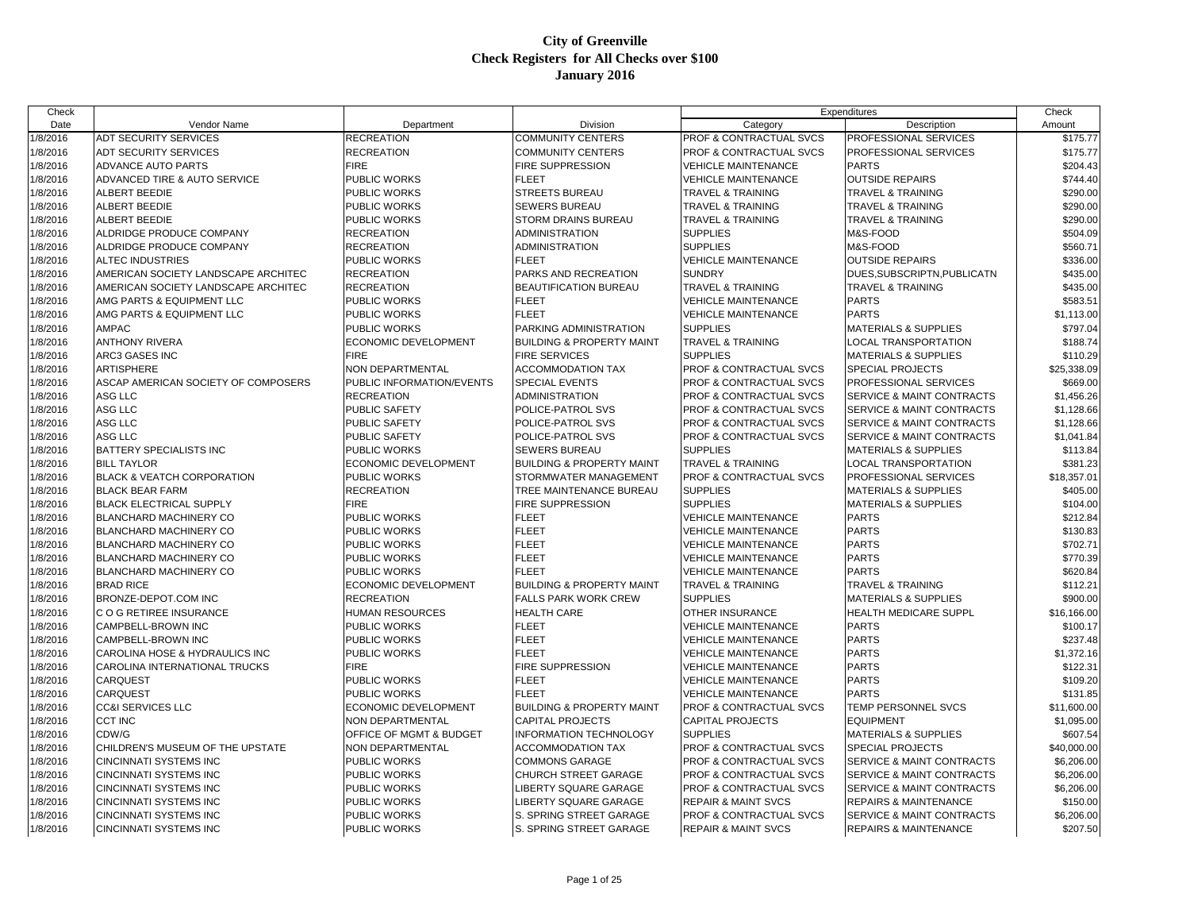# City of Greenville
## Check Registers for All Checks over $100
## January 2016

| Check | | | | Expenditures | | Check |
|---|---|---|---|---|---|---|
| Date | Vendor Name | Department | Division | Category | Description | Amount |
| 1/8/2016 | ADT SECURITY SERVICES | RECREATION | COMMUNITY CENTERS | PROF & CONTRACTUAL SVCS | PROFESSIONAL SERVICES | $175.77 |
| 1/8/2016 | ADT SECURITY SERVICES | RECREATION | COMMUNITY CENTERS | PROF & CONTRACTUAL SVCS | PROFESSIONAL SERVICES | $175.77 |
| 1/8/2016 | ADVANCE AUTO PARTS | FIRE | FIRE SUPPRESSION | VEHICLE MAINTENANCE | PARTS | $204.43 |
| 1/8/2016 | ADVANCED TIRE & AUTO SERVICE | PUBLIC WORKS | FLEET | VEHICLE MAINTENANCE | OUTSIDE REPAIRS | $744.40 |
| 1/8/2016 | ALBERT BEEDIE | PUBLIC WORKS | STREETS BUREAU | TRAVEL & TRAINING | TRAVEL & TRAINING | $290.00 |
| 1/8/2016 | ALBERT BEEDIE | PUBLIC WORKS | SEWERS BUREAU | TRAVEL & TRAINING | TRAVEL & TRAINING | $290.00 |
| 1/8/2016 | ALBERT BEEDIE | PUBLIC WORKS | STORM DRAINS BUREAU | TRAVEL & TRAINING | TRAVEL & TRAINING | $290.00 |
| 1/8/2016 | ALDRIDGE PRODUCE COMPANY | RECREATION | ADMINISTRATION | SUPPLIES | M&S-FOOD | $504.09 |
| 1/8/2016 | ALDRIDGE PRODUCE COMPANY | RECREATION | ADMINISTRATION | SUPPLIES | M&S-FOOD | $560.71 |
| 1/8/2016 | ALTEC INDUSTRIES | PUBLIC WORKS | FLEET | VEHICLE MAINTENANCE | OUTSIDE REPAIRS | $336.00 |
| 1/8/2016 | AMERICAN SOCIETY LANDSCAPE ARCHITEC | RECREATION | PARKS AND RECREATION | SUNDRY | DUES,SUBSCRIPTN,PUBLICATN | $435.00 |
| 1/8/2016 | AMERICAN SOCIETY LANDSCAPE ARCHITEC | RECREATION | BEAUTIFICATION BUREAU | TRAVEL & TRAINING | TRAVEL & TRAINING | $435.00 |
| 1/8/2016 | AMG PARTS & EQUIPMENT LLC | PUBLIC WORKS | FLEET | VEHICLE MAINTENANCE | PARTS | $583.51 |
| 1/8/2016 | AMG PARTS & EQUIPMENT LLC | PUBLIC WORKS | FLEET | VEHICLE MAINTENANCE | PARTS | $1,113.00 |
| 1/8/2016 | AMPAC | PUBLIC WORKS | PARKING ADMINISTRATION | SUPPLIES | MATERIALS & SUPPLIES | $797.04 |
| 1/8/2016 | ANTHONY RIVERA | ECONOMIC DEVELOPMENT | BUILDING & PROPERTY MAINT | TRAVEL & TRAINING | LOCAL TRANSPORTATION | $188.74 |
| 1/8/2016 | ARC3 GASES INC | FIRE | FIRE SERVICES | SUPPLIES | MATERIALS & SUPPLIES | $110.29 |
| 1/8/2016 | ARTISPHERE | NON DEPARTMENTAL | ACCOMMODATION TAX | PROF & CONTRACTUAL SVCS | SPECIAL PROJECTS | $25,338.09 |
| 1/8/2016 | ASCAP AMERICAN SOCIETY OF COMPOSERS | PUBLIC INFORMATION/EVENTS | SPECIAL EVENTS | PROF & CONTRACTUAL SVCS | PROFESSIONAL SERVICES | $669.00 |
| 1/8/2016 | ASG LLC | RECREATION | ADMINISTRATION | PROF & CONTRACTUAL SVCS | SERVICE & MAINT CONTRACTS | $1,456.26 |
| 1/8/2016 | ASG LLC | PUBLIC SAFETY | POLICE-PATROL SVS | PROF & CONTRACTUAL SVCS | SERVICE & MAINT CONTRACTS | $1,128.66 |
| 1/8/2016 | ASG LLC | PUBLIC SAFETY | POLICE-PATROL SVS | PROF & CONTRACTUAL SVCS | SERVICE & MAINT CONTRACTS | $1,128.66 |
| 1/8/2016 | ASG LLC | PUBLIC SAFETY | POLICE-PATROL SVS | PROF & CONTRACTUAL SVCS | SERVICE & MAINT CONTRACTS | $1,041.84 |
| 1/8/2016 | BATTERY SPECIALISTS INC | PUBLIC WORKS | SEWERS BUREAU | SUPPLIES | MATERIALS & SUPPLIES | $113.84 |
| 1/8/2016 | BILL TAYLOR | ECONOMIC DEVELOPMENT | BUILDING & PROPERTY MAINT | TRAVEL & TRAINING | LOCAL TRANSPORTATION | $381.23 |
| 1/8/2016 | BLACK & VEATCH CORPORATION | PUBLIC WORKS | STORMWATER MANAGEMENT | PROF & CONTRACTUAL SVCS | PROFESSIONAL SERVICES | $18,357.01 |
| 1/8/2016 | BLACK BEAR FARM | RECREATION | TREE MAINTENANCE BUREAU | SUPPLIES | MATERIALS & SUPPLIES | $405.00 |
| 1/8/2016 | BLACK ELECTRICAL SUPPLY | FIRE | FIRE SUPPRESSION | SUPPLIES | MATERIALS & SUPPLIES | $104.00 |
| 1/8/2016 | BLANCHARD MACHINERY CO | PUBLIC WORKS | FLEET | VEHICLE MAINTENANCE | PARTS | $212.84 |
| 1/8/2016 | BLANCHARD MACHINERY CO | PUBLIC WORKS | FLEET | VEHICLE MAINTENANCE | PARTS | $130.83 |
| 1/8/2016 | BLANCHARD MACHINERY CO | PUBLIC WORKS | FLEET | VEHICLE MAINTENANCE | PARTS | $702.71 |
| 1/8/2016 | BLANCHARD MACHINERY CO | PUBLIC WORKS | FLEET | VEHICLE MAINTENANCE | PARTS | $770.39 |
| 1/8/2016 | BLANCHARD MACHINERY CO | PUBLIC WORKS | FLEET | VEHICLE MAINTENANCE | PARTS | $620.84 |
| 1/8/2016 | BRAD RICE | ECONOMIC DEVELOPMENT | BUILDING & PROPERTY MAINT | TRAVEL & TRAINING | TRAVEL & TRAINING | $112.21 |
| 1/8/2016 | BRONZE-DEPOT.COM INC | RECREATION | FALLS PARK WORK CREW | SUPPLIES | MATERIALS & SUPPLIES | $900.00 |
| 1/8/2016 | C O G RETIREE INSURANCE | HUMAN RESOURCES | HEALTH CARE | OTHER INSURANCE | HEALTH MEDICARE SUPPL | $16,166.00 |
| 1/8/2016 | CAMPBELL-BROWN INC | PUBLIC WORKS | FLEET | VEHICLE MAINTENANCE | PARTS | $100.17 |
| 1/8/2016 | CAMPBELL-BROWN INC | PUBLIC WORKS | FLEET | VEHICLE MAINTENANCE | PARTS | $237.48 |
| 1/8/2016 | CAROLINA HOSE & HYDRAULICS INC | PUBLIC WORKS | FLEET | VEHICLE MAINTENANCE | PARTS | $1,372.16 |
| 1/8/2016 | CAROLINA INTERNATIONAL TRUCKS | FIRE | FIRE SUPPRESSION | VEHICLE MAINTENANCE | PARTS | $122.31 |
| 1/8/2016 | CARQUEST | PUBLIC WORKS | FLEET | VEHICLE MAINTENANCE | PARTS | $109.20 |
| 1/8/2016 | CARQUEST | PUBLIC WORKS | FLEET | VEHICLE MAINTENANCE | PARTS | $131.85 |
| 1/8/2016 | CC&I SERVICES LLC | ECONOMIC DEVELOPMENT | BUILDING & PROPERTY MAINT | PROF & CONTRACTUAL SVCS | TEMP PERSONNEL SVCS | $11,600.00 |
| 1/8/2016 | CCT INC | NON DEPARTMENTAL | CAPITAL PROJECTS | CAPITAL PROJECTS | EQUIPMENT | $1,095.00 |
| 1/8/2016 | CDW/G | OFFICE OF MGMT & BUDGET | INFORMATION TECHNOLOGY | SUPPLIES | MATERIALS & SUPPLIES | $607.54 |
| 1/8/2016 | CHILDREN'S MUSEUM OF THE UPSTATE | NON DEPARTMENTAL | ACCOMMODATION TAX | PROF & CONTRACTUAL SVCS | SPECIAL PROJECTS | $40,000.00 |
| 1/8/2016 | CINCINNATI SYSTEMS INC | PUBLIC WORKS | COMMONS GARAGE | PROF & CONTRACTUAL SVCS | SERVICE & MAINT CONTRACTS | $6,206.00 |
| 1/8/2016 | CINCINNATI SYSTEMS INC | PUBLIC WORKS | CHURCH STREET GARAGE | PROF & CONTRACTUAL SVCS | SERVICE & MAINT CONTRACTS | $6,206.00 |
| 1/8/2016 | CINCINNATI SYSTEMS INC | PUBLIC WORKS | LIBERTY SQUARE GARAGE | PROF & CONTRACTUAL SVCS | SERVICE & MAINT CONTRACTS | $6,206.00 |
| 1/8/2016 | CINCINNATI SYSTEMS INC | PUBLIC WORKS | LIBERTY SQUARE GARAGE | REPAIR & MAINT SVCS | REPAIRS & MAINTENANCE | $150.00 |
| 1/8/2016 | CINCINNATI SYSTEMS INC | PUBLIC WORKS | S. SPRING STREET GARAGE | PROF & CONTRACTUAL SVCS | SERVICE & MAINT CONTRACTS | $6,206.00 |
| 1/8/2016 | CINCINNATI SYSTEMS INC | PUBLIC WORKS | S. SPRING STREET GARAGE | REPAIR & MAINT SVCS | REPAIRS & MAINTENANCE | $207.50 |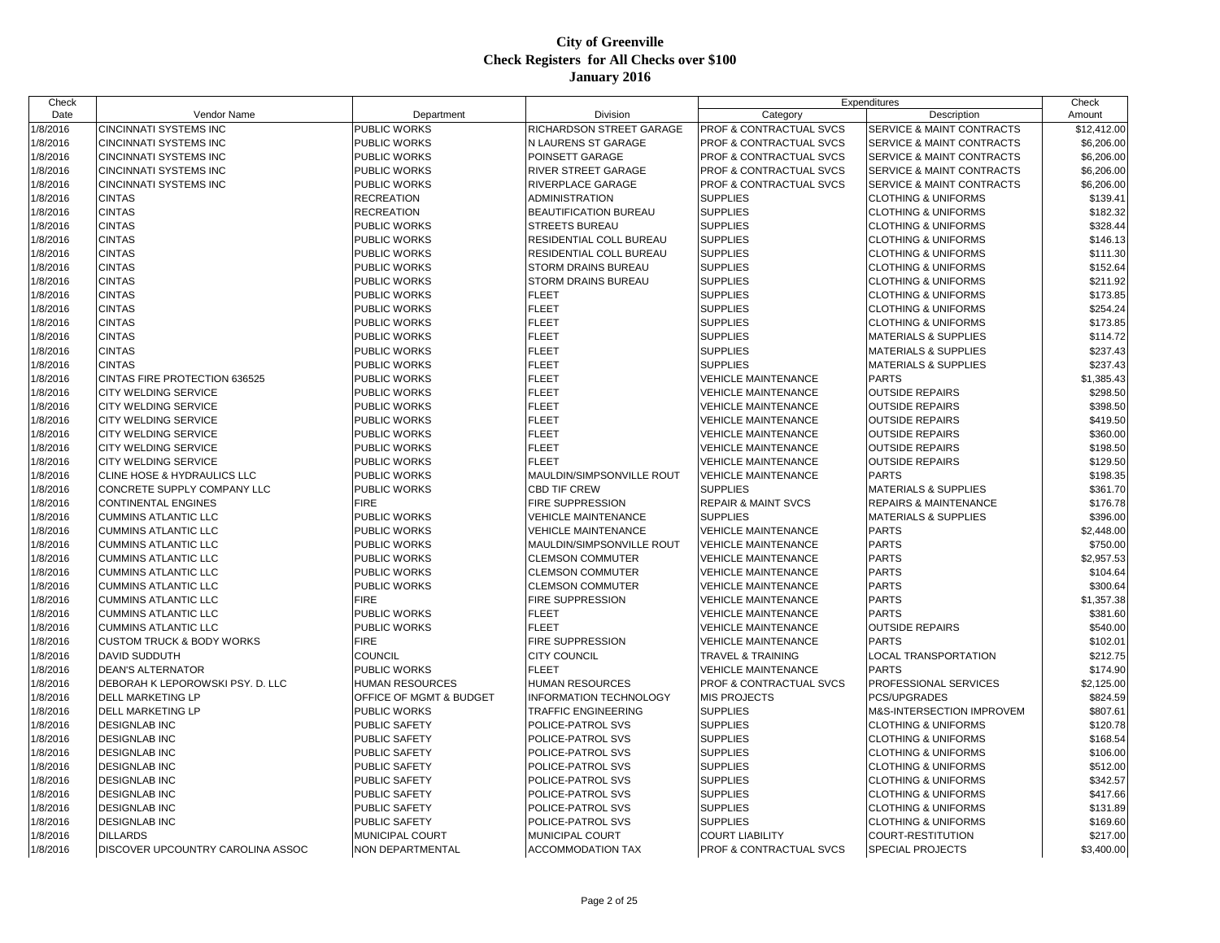# City of Greenville
## Check Registers for All Checks over $100
## January 2016

| Check Date | Vendor Name | Department | Division | Expenditures Category | Expenditures Description | Check Amount |
|---|---|---|---|---|---|---|
| 1/8/2016 | CINCINNATI SYSTEMS INC | PUBLIC WORKS | RICHARDSON STREET GARAGE | PROF & CONTRACTUAL SVCS | SERVICE & MAINT CONTRACTS | $12,412.00 |
| 1/8/2016 | CINCINNATI SYSTEMS INC | PUBLIC WORKS | N LAURENS ST GARAGE | PROF & CONTRACTUAL SVCS | SERVICE & MAINT CONTRACTS | $6,206.00 |
| 1/8/2016 | CINCINNATI SYSTEMS INC | PUBLIC WORKS | POINSETT GARAGE | PROF & CONTRACTUAL SVCS | SERVICE & MAINT CONTRACTS | $6,206.00 |
| 1/8/2016 | CINCINNATI SYSTEMS INC | PUBLIC WORKS | RIVER STREET GARAGE | PROF & CONTRACTUAL SVCS | SERVICE & MAINT CONTRACTS | $6,206.00 |
| 1/8/2016 | CINCINNATI SYSTEMS INC | PUBLIC WORKS | RIVERPLACE GARAGE | PROF & CONTRACTUAL SVCS | SERVICE & MAINT CONTRACTS | $6,206.00 |
| 1/8/2016 | CINTAS | RECREATION | ADMINISTRATION | SUPPLIES | CLOTHING & UNIFORMS | $139.41 |
| 1/8/2016 | CINTAS | RECREATION | BEAUTIFICATION BUREAU | SUPPLIES | CLOTHING & UNIFORMS | $182.32 |
| 1/8/2016 | CINTAS | PUBLIC WORKS | STREETS BUREAU | SUPPLIES | CLOTHING & UNIFORMS | $328.44 |
| 1/8/2016 | CINTAS | PUBLIC WORKS | RESIDENTIAL COLL BUREAU | SUPPLIES | CLOTHING & UNIFORMS | $146.13 |
| 1/8/2016 | CINTAS | PUBLIC WORKS | RESIDENTIAL COLL BUREAU | SUPPLIES | CLOTHING & UNIFORMS | $111.30 |
| 1/8/2016 | CINTAS | PUBLIC WORKS | STORM DRAINS BUREAU | SUPPLIES | CLOTHING & UNIFORMS | $152.64 |
| 1/8/2016 | CINTAS | PUBLIC WORKS | STORM DRAINS BUREAU | SUPPLIES | CLOTHING & UNIFORMS | $211.92 |
| 1/8/2016 | CINTAS | PUBLIC WORKS | FLEET | SUPPLIES | CLOTHING & UNIFORMS | $173.85 |
| 1/8/2016 | CINTAS | PUBLIC WORKS | FLEET | SUPPLIES | CLOTHING & UNIFORMS | $254.24 |
| 1/8/2016 | CINTAS | PUBLIC WORKS | FLEET | SUPPLIES | CLOTHING & UNIFORMS | $173.85 |
| 1/8/2016 | CINTAS | PUBLIC WORKS | FLEET | SUPPLIES | MATERIALS & SUPPLIES | $114.72 |
| 1/8/2016 | CINTAS | PUBLIC WORKS | FLEET | SUPPLIES | MATERIALS & SUPPLIES | $237.43 |
| 1/8/2016 | CINTAS | PUBLIC WORKS | FLEET | SUPPLIES | MATERIALS & SUPPLIES | $237.43 |
| 1/8/2016 | CINTAS FIRE PROTECTION 636525 | PUBLIC WORKS | FLEET | VEHICLE MAINTENANCE | PARTS | $1,385.43 |
| 1/8/2016 | CITY WELDING SERVICE | PUBLIC WORKS | FLEET | VEHICLE MAINTENANCE | OUTSIDE REPAIRS | $298.50 |
| 1/8/2016 | CITY WELDING SERVICE | PUBLIC WORKS | FLEET | VEHICLE MAINTENANCE | OUTSIDE REPAIRS | $398.50 |
| 1/8/2016 | CITY WELDING SERVICE | PUBLIC WORKS | FLEET | VEHICLE MAINTENANCE | OUTSIDE REPAIRS | $419.50 |
| 1/8/2016 | CITY WELDING SERVICE | PUBLIC WORKS | FLEET | VEHICLE MAINTENANCE | OUTSIDE REPAIRS | $360.00 |
| 1/8/2016 | CITY WELDING SERVICE | PUBLIC WORKS | FLEET | VEHICLE MAINTENANCE | OUTSIDE REPAIRS | $198.50 |
| 1/8/2016 | CITY WELDING SERVICE | PUBLIC WORKS | FLEET | VEHICLE MAINTENANCE | OUTSIDE REPAIRS | $129.50 |
| 1/8/2016 | CLINE HOSE & HYDRAULICS LLC | PUBLIC WORKS | MAULDIN/SIMPSONVILLE ROUT | VEHICLE MAINTENANCE | PARTS | $198.35 |
| 1/8/2016 | CONCRETE SUPPLY COMPANY LLC | PUBLIC WORKS | CBD TIF CREW | SUPPLIES | MATERIALS & SUPPLIES | $361.70 |
| 1/8/2016 | CONTINENTAL ENGINES | FIRE | FIRE SUPPRESSION | REPAIR & MAINT SVCS | REPAIRS & MAINTENANCE | $176.78 |
| 1/8/2016 | CUMMINS ATLANTIC LLC | PUBLIC WORKS | VEHICLE MAINTENANCE | SUPPLIES | MATERIALS & SUPPLIES | $396.00 |
| 1/8/2016 | CUMMINS ATLANTIC LLC | PUBLIC WORKS | VEHICLE MAINTENANCE | VEHICLE MAINTENANCE | PARTS | $2,448.00 |
| 1/8/2016 | CUMMINS ATLANTIC LLC | PUBLIC WORKS | MAULDIN/SIMPSONVILLE ROUT | VEHICLE MAINTENANCE | PARTS | $750.00 |
| 1/8/2016 | CUMMINS ATLANTIC LLC | PUBLIC WORKS | CLEMSON COMMUTER | VEHICLE MAINTENANCE | PARTS | $2,957.53 |
| 1/8/2016 | CUMMINS ATLANTIC LLC | PUBLIC WORKS | CLEMSON COMMUTER | VEHICLE MAINTENANCE | PARTS | $104.64 |
| 1/8/2016 | CUMMINS ATLANTIC LLC | PUBLIC WORKS | CLEMSON COMMUTER | VEHICLE MAINTENANCE | PARTS | $300.64 |
| 1/8/2016 | CUMMINS ATLANTIC LLC | FIRE | FIRE SUPPRESSION | VEHICLE MAINTENANCE | PARTS | $1,357.38 |
| 1/8/2016 | CUMMINS ATLANTIC LLC | PUBLIC WORKS | FLEET | VEHICLE MAINTENANCE | PARTS | $381.60 |
| 1/8/2016 | CUMMINS ATLANTIC LLC | PUBLIC WORKS | FLEET | VEHICLE MAINTENANCE | OUTSIDE REPAIRS | $540.00 |
| 1/8/2016 | CUSTOM TRUCK & BODY WORKS | FIRE | FIRE SUPPRESSION | VEHICLE MAINTENANCE | PARTS | $102.01 |
| 1/8/2016 | DAVID SUDDUTH | COUNCIL | CITY COUNCIL | TRAVEL & TRAINING | LOCAL TRANSPORTATION | $212.75 |
| 1/8/2016 | DEAN'S ALTERNATOR | PUBLIC WORKS | FLEET | VEHICLE MAINTENANCE | PARTS | $174.90 |
| 1/8/2016 | DEBORAH K LEPOROWSKI PSY. D. LLC | HUMAN RESOURCES | HUMAN RESOURCES | PROF & CONTRACTUAL SVCS | PROFESSIONAL SERVICES | $2,125.00 |
| 1/8/2016 | DELL MARKETING LP | OFFICE OF MGMT & BUDGET | INFORMATION TECHNOLOGY | MIS PROJECTS | PCS/UPGRADES | $824.59 |
| 1/8/2016 | DELL MARKETING LP | PUBLIC WORKS | TRAFFIC ENGINEERING | SUPPLIES | M&S-INTERSECTION IMPROVEM | $807.61 |
| 1/8/2016 | DESIGNLAB INC | PUBLIC SAFETY | POLICE-PATROL SVS | SUPPLIES | CLOTHING & UNIFORMS | $120.78 |
| 1/8/2016 | DESIGNLAB INC | PUBLIC SAFETY | POLICE-PATROL SVS | SUPPLIES | CLOTHING & UNIFORMS | $168.54 |
| 1/8/2016 | DESIGNLAB INC | PUBLIC SAFETY | POLICE-PATROL SVS | SUPPLIES | CLOTHING & UNIFORMS | $106.00 |
| 1/8/2016 | DESIGNLAB INC | PUBLIC SAFETY | POLICE-PATROL SVS | SUPPLIES | CLOTHING & UNIFORMS | $512.00 |
| 1/8/2016 | DESIGNLAB INC | PUBLIC SAFETY | POLICE-PATROL SVS | SUPPLIES | CLOTHING & UNIFORMS | $342.57 |
| 1/8/2016 | DESIGNLAB INC | PUBLIC SAFETY | POLICE-PATROL SVS | SUPPLIES | CLOTHING & UNIFORMS | $417.66 |
| 1/8/2016 | DESIGNLAB INC | PUBLIC SAFETY | POLICE-PATROL SVS | SUPPLIES | CLOTHING & UNIFORMS | $131.89 |
| 1/8/2016 | DESIGNLAB INC | PUBLIC SAFETY | POLICE-PATROL SVS | SUPPLIES | CLOTHING & UNIFORMS | $169.60 |
| 1/8/2016 | DILLARDS | MUNICIPAL COURT | MUNICIPAL COURT | COURT LIABILITY | COURT-RESTITUTION | $217.00 |
| 1/8/2016 | DISCOVER UPCOUNTRY CAROLINA ASSOC | NON DEPARTMENTAL | ACCOMMODATION TAX | PROF & CONTRACTUAL SVCS | SPECIAL PROJECTS | $3,400.00 |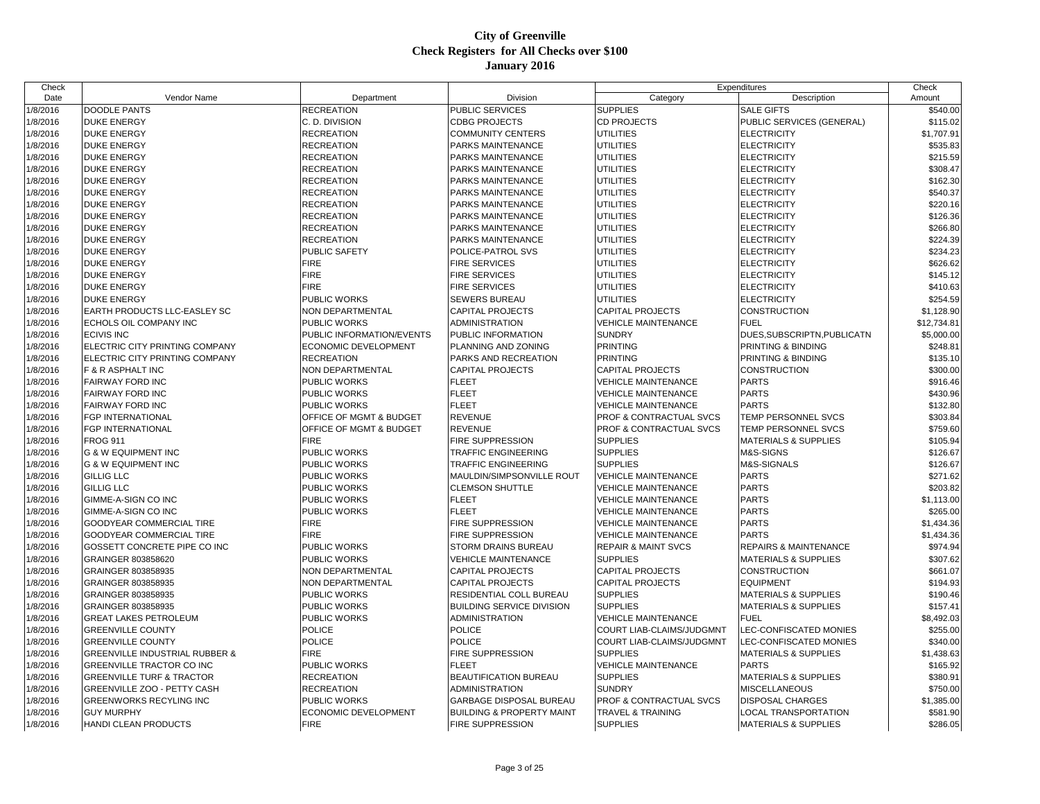# City of Greenville
## Check Registers for All Checks over $100
## January 2016

| Check Date | Vendor Name | Department | Division | Expenditures Category | Description | Check Amount |
|---|---|---|---|---|---|---|
| 1/8/2016 | DOODLE PANTS | RECREATION | PUBLIC SERVICES | SUPPLIES | SALE GIFTS | $540.00 |
| 1/8/2016 | DUKE ENERGY | C. D. DIVISION | CDBG PROJECTS | CD PROJECTS | PUBLIC SERVICES (GENERAL) | $115.02 |
| 1/8/2016 | DUKE ENERGY | RECREATION | COMMUNITY CENTERS | UTILITIES | ELECTRICITY | $1,707.91 |
| 1/8/2016 | DUKE ENERGY | RECREATION | PARKS MAINTENANCE | UTILITIES | ELECTRICITY | $535.83 |
| 1/8/2016 | DUKE ENERGY | RECREATION | PARKS MAINTENANCE | UTILITIES | ELECTRICITY | $215.59 |
| 1/8/2016 | DUKE ENERGY | RECREATION | PARKS MAINTENANCE | UTILITIES | ELECTRICITY | $308.47 |
| 1/8/2016 | DUKE ENERGY | RECREATION | PARKS MAINTENANCE | UTILITIES | ELECTRICITY | $162.30 |
| 1/8/2016 | DUKE ENERGY | RECREATION | PARKS MAINTENANCE | UTILITIES | ELECTRICITY | $540.37 |
| 1/8/2016 | DUKE ENERGY | RECREATION | PARKS MAINTENANCE | UTILITIES | ELECTRICITY | $220.16 |
| 1/8/2016 | DUKE ENERGY | RECREATION | PARKS MAINTENANCE | UTILITIES | ELECTRICITY | $126.36 |
| 1/8/2016 | DUKE ENERGY | RECREATION | PARKS MAINTENANCE | UTILITIES | ELECTRICITY | $266.80 |
| 1/8/2016 | DUKE ENERGY | RECREATION | PARKS MAINTENANCE | UTILITIES | ELECTRICITY | $224.39 |
| 1/8/2016 | DUKE ENERGY | PUBLIC SAFETY | POLICE-PATROL SVS | UTILITIES | ELECTRICITY | $234.23 |
| 1/8/2016 | DUKE ENERGY | FIRE | FIRE SERVICES | UTILITIES | ELECTRICITY | $626.62 |
| 1/8/2016 | DUKE ENERGY | FIRE | FIRE SERVICES | UTILITIES | ELECTRICITY | $145.12 |
| 1/8/2016 | DUKE ENERGY | FIRE | FIRE SERVICES | UTILITIES | ELECTRICITY | $410.63 |
| 1/8/2016 | DUKE ENERGY | PUBLIC WORKS | SEWERS BUREAU | UTILITIES | ELECTRICITY | $254.59 |
| 1/8/2016 | EARTH PRODUCTS LLC-EASLEY SC | NON DEPARTMENTAL | CAPITAL PROJECTS | CAPITAL PROJECTS | CONSTRUCTION | $1,128.90 |
| 1/8/2016 | ECHOLS OIL COMPANY INC | PUBLIC WORKS | ADMINISTRATION | VEHICLE MAINTENANCE | FUEL | $12,734.81 |
| 1/8/2016 | ECIVIS INC | PUBLIC INFORMATION/EVENTS | PUBLIC INFORMATION | SUNDRY | DUES,SUBSCRIPTN,PUBLICATN | $5,000.00 |
| 1/8/2016 | ELECTRIC CITY PRINTING COMPANY | ECONOMIC DEVELOPMENT | PLANNING AND ZONING | PRINTING | PRINTING & BINDING | $248.81 |
| 1/8/2016 | ELECTRIC CITY PRINTING COMPANY | RECREATION | PARKS AND RECREATION | PRINTING | PRINTING & BINDING | $135.10 |
| 1/8/2016 | F & R ASPHALT INC | NON DEPARTMENTAL | CAPITAL PROJECTS | CAPITAL PROJECTS | CONSTRUCTION | $300.00 |
| 1/8/2016 | FAIRWAY FORD INC | PUBLIC WORKS | FLEET | VEHICLE MAINTENANCE | PARTS | $916.46 |
| 1/8/2016 | FAIRWAY FORD INC | PUBLIC WORKS | FLEET | VEHICLE MAINTENANCE | PARTS | $430.96 |
| 1/8/2016 | FAIRWAY FORD INC | PUBLIC WORKS | FLEET | VEHICLE MAINTENANCE | PARTS | $132.80 |
| 1/8/2016 | FGP INTERNATIONAL | OFFICE OF MGMT & BUDGET | REVENUE | PROF & CONTRACTUAL SVCS | TEMP PERSONNEL SVCS | $303.84 |
| 1/8/2016 | FGP INTERNATIONAL | OFFICE OF MGMT & BUDGET | REVENUE | PROF & CONTRACTUAL SVCS | TEMP PERSONNEL SVCS | $759.60 |
| 1/8/2016 | FROG 911 | FIRE | FIRE SUPPRESSION | SUPPLIES | MATERIALS & SUPPLIES | $105.94 |
| 1/8/2016 | G & W EQUIPMENT INC | PUBLIC WORKS | TRAFFIC ENGINEERING | SUPPLIES | M&S-SIGNS | $126.67 |
| 1/8/2016 | G & W EQUIPMENT INC | PUBLIC WORKS | TRAFFIC ENGINEERING | SUPPLIES | M&S-SIGNALS | $126.67 |
| 1/8/2016 | GILLIG LLC | PUBLIC WORKS | MAULDIN/SIMPSONVILLE ROUT | VEHICLE MAINTENANCE | PARTS | $271.62 |
| 1/8/2016 | GILLIG LLC | PUBLIC WORKS | CLEMSON SHUTTLE | VEHICLE MAINTENANCE | PARTS | $203.82 |
| 1/8/2016 | GIMME-A-SIGN CO INC | PUBLIC WORKS | FLEET | VEHICLE MAINTENANCE | PARTS | $1,113.00 |
| 1/8/2016 | GIMME-A-SIGN CO INC | PUBLIC WORKS | FLEET | VEHICLE MAINTENANCE | PARTS | $265.00 |
| 1/8/2016 | GOODYEAR COMMERCIAL TIRE | FIRE | FIRE SUPPRESSION | VEHICLE MAINTENANCE | PARTS | $1,434.36 |
| 1/8/2016 | GOODYEAR COMMERCIAL TIRE | FIRE | FIRE SUPPRESSION | VEHICLE MAINTENANCE | PARTS | $1,434.36 |
| 1/8/2016 | GOSSETT CONCRETE PIPE CO INC | PUBLIC WORKS | STORM DRAINS BUREAU | REPAIR & MAINT SVCS | REPAIRS & MAINTENANCE | $974.94 |
| 1/8/2016 | GRAINGER 803858620 | PUBLIC WORKS | VEHICLE MAINTENANCE | SUPPLIES | MATERIALS & SUPPLIES | $307.62 |
| 1/8/2016 | GRAINGER 803858935 | NON DEPARTMENTAL | CAPITAL PROJECTS | CAPITAL PROJECTS | CONSTRUCTION | $661.07 |
| 1/8/2016 | GRAINGER 803858935 | NON DEPARTMENTAL | CAPITAL PROJECTS | CAPITAL PROJECTS | EQUIPMENT | $194.93 |
| 1/8/2016 | GRAINGER 803858935 | PUBLIC WORKS | RESIDENTIAL COLL BUREAU | SUPPLIES | MATERIALS & SUPPLIES | $190.46 |
| 1/8/2016 | GRAINGER 803858935 | PUBLIC WORKS | BUILDING SERVICE DIVISION | SUPPLIES | MATERIALS & SUPPLIES | $157.41 |
| 1/8/2016 | GREAT LAKES PETROLEUM | PUBLIC WORKS | ADMINISTRATION | VEHICLE MAINTENANCE | FUEL | $8,492.03 |
| 1/8/2016 | GREENVILLE COUNTY | POLICE | POLICE | COURT LIAB-CLAIMS/JUDGMNT | LEC-CONFISCATED MONIES | $255.00 |
| 1/8/2016 | GREENVILLE COUNTY | POLICE | POLICE | COURT LIAB-CLAIMS/JUDGMNT | LEC-CONFISCATED MONIES | $340.00 |
| 1/8/2016 | GREENVILLE INDUSTRIAL RUBBER & | FIRE | FIRE SUPPRESSION | SUPPLIES | MATERIALS & SUPPLIES | $1,438.63 |
| 1/8/2016 | GREENVILLE TRACTOR CO INC | PUBLIC WORKS | FLEET | VEHICLE MAINTENANCE | PARTS | $165.92 |
| 1/8/2016 | GREENVILLE TURF & TRACTOR | RECREATION | BEAUTIFICATION BUREAU | SUPPLIES | MATERIALS & SUPPLIES | $380.91 |
| 1/8/2016 | GREENVILLE ZOO - PETTY CASH | RECREATION | ADMINISTRATION | SUNDRY | MISCELLANEOUS | $750.00 |
| 1/8/2016 | GREENWORKS RECYLING INC | PUBLIC WORKS | GARBAGE DISPOSAL BUREAU | PROF & CONTRACTUAL SVCS | DISPOSAL CHARGES | $1,385.00 |
| 1/8/2016 | GUY MURPHY | ECONOMIC DEVELOPMENT | BUILDING & PROPERTY MAINT | TRAVEL & TRAINING | LOCAL TRANSPORTATION | $581.90 |
| 1/8/2016 | HANDI CLEAN PRODUCTS | FIRE | FIRE SUPPRESSION | SUPPLIES | MATERIALS & SUPPLIES | $286.05 |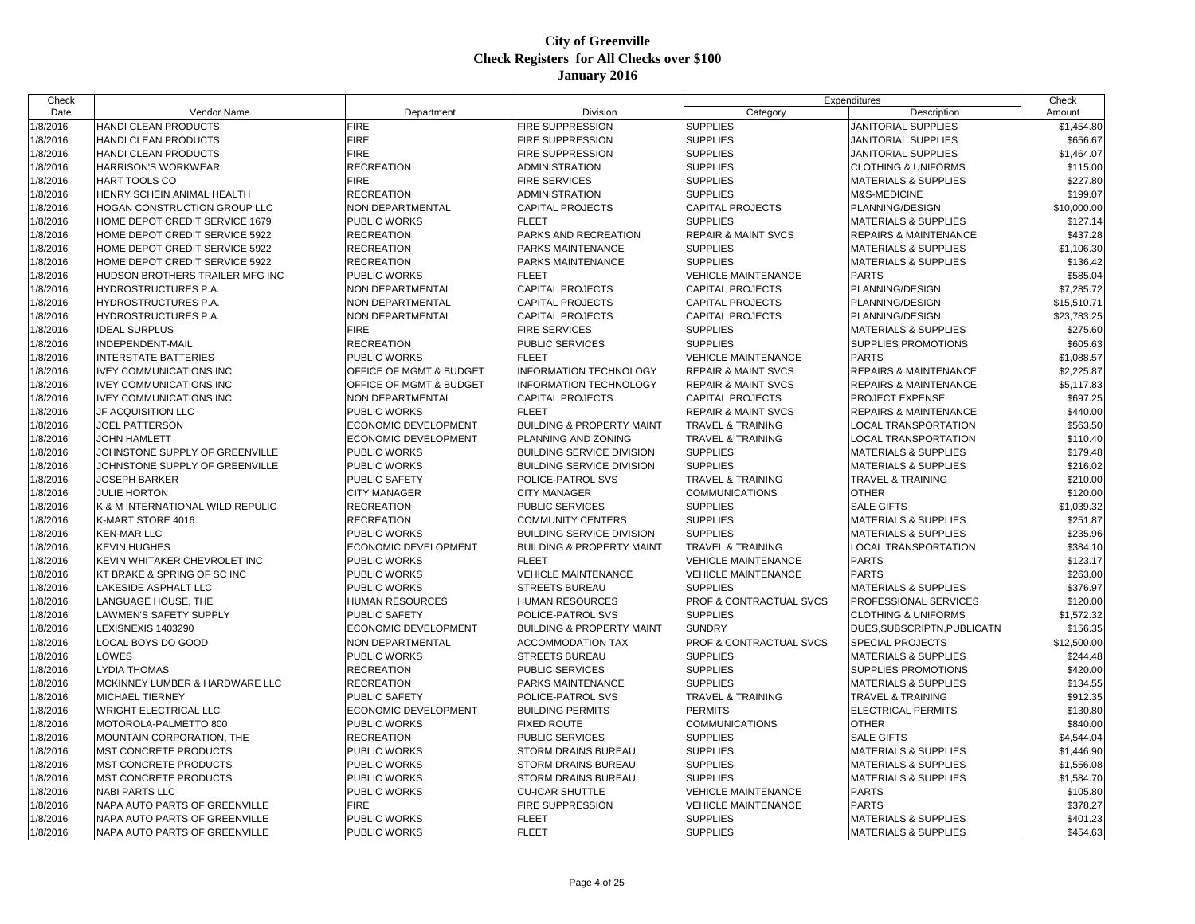# City of Greenville
## Check Registers for All Checks over $100
## January 2016

| Check Date | Vendor Name | Department | Division | Expenditures Category | Description | Check Amount |
|---|---|---|---|---|---|---|
| 1/8/2016 | HANDI CLEAN PRODUCTS | FIRE | FIRE SUPPRESSION | SUPPLIES | JANITORIAL SUPPLIES | $1,454.80 |
| 1/8/2016 | HANDI CLEAN PRODUCTS | FIRE | FIRE SUPPRESSION | SUPPLIES | JANITORIAL SUPPLIES | $656.67 |
| 1/8/2016 | HANDI CLEAN PRODUCTS | FIRE | FIRE SUPPRESSION | SUPPLIES | JANITORIAL SUPPLIES | $1,464.07 |
| 1/8/2016 | HARRISON'S WORKWEAR | RECREATION | ADMINISTRATION | SUPPLIES | CLOTHING & UNIFORMS | $115.00 |
| 1/8/2016 | HART TOOLS CO | FIRE | FIRE SERVICES | SUPPLIES | MATERIALS & SUPPLIES | $227.80 |
| 1/8/2016 | HENRY SCHEIN ANIMAL HEALTH | RECREATION | ADMINISTRATION | SUPPLIES | M&S-MEDICINE | $199.07 |
| 1/8/2016 | HOGAN CONSTRUCTION GROUP LLC | NON DEPARTMENTAL | CAPITAL PROJECTS | CAPITAL PROJECTS | PLANNING/DESIGN | $10,000.00 |
| 1/8/2016 | HOME DEPOT CREDIT SERVICE 1679 | PUBLIC WORKS | FLEET | SUPPLIES | MATERIALS & SUPPLIES | $127.14 |
| 1/8/2016 | HOME DEPOT CREDIT SERVICE 5922 | RECREATION | PARKS AND RECREATION | REPAIR & MAINT SVCS | REPAIRS & MAINTENANCE | $437.28 |
| 1/8/2016 | HOME DEPOT CREDIT SERVICE 5922 | RECREATION | PARKS MAINTENANCE | SUPPLIES | MATERIALS & SUPPLIES | $1,106.30 |
| 1/8/2016 | HOME DEPOT CREDIT SERVICE 5922 | RECREATION | PARKS MAINTENANCE | SUPPLIES | MATERIALS & SUPPLIES | $136.42 |
| 1/8/2016 | HUDSON BROTHERS TRAILER MFG INC | PUBLIC WORKS | FLEET | VEHICLE MAINTENANCE | PARTS | $585.04 |
| 1/8/2016 | HYDROSTRUCTURES P.A. | NON DEPARTMENTAL | CAPITAL PROJECTS | CAPITAL PROJECTS | PLANNING/DESIGN | $7,285.72 |
| 1/8/2016 | HYDROSTRUCTURES P.A. | NON DEPARTMENTAL | CAPITAL PROJECTS | CAPITAL PROJECTS | PLANNING/DESIGN | $15,510.71 |
| 1/8/2016 | HYDROSTRUCTURES P.A. | NON DEPARTMENTAL | CAPITAL PROJECTS | CAPITAL PROJECTS | PLANNING/DESIGN | $23,783.25 |
| 1/8/2016 | IDEAL SURPLUS | FIRE | FIRE SERVICES | SUPPLIES | MATERIALS & SUPPLIES | $275.60 |
| 1/8/2016 | INDEPENDENT-MAIL | RECREATION | PUBLIC SERVICES | SUPPLIES | SUPPLIES PROMOTIONS | $605.63 |
| 1/8/2016 | INTERSTATE BATTERIES | PUBLIC WORKS | FLEET | VEHICLE MAINTENANCE | PARTS | $1,088.57 |
| 1/8/2016 | IVEY COMMUNICATIONS INC | OFFICE OF MGMT & BUDGET | INFORMATION TECHNOLOGY | REPAIR & MAINT SVCS | REPAIRS & MAINTENANCE | $2,225.87 |
| 1/8/2016 | IVEY COMMUNICATIONS INC | OFFICE OF MGMT & BUDGET | INFORMATION TECHNOLOGY | REPAIR & MAINT SVCS | REPAIRS & MAINTENANCE | $5,117.83 |
| 1/8/2016 | IVEY COMMUNICATIONS INC | NON DEPARTMENTAL | CAPITAL PROJECTS | CAPITAL PROJECTS | PROJECT EXPENSE | $697.25 |
| 1/8/2016 | JF ACQUISITION LLC | PUBLIC WORKS | FLEET | REPAIR & MAINT SVCS | REPAIRS & MAINTENANCE | $440.00 |
| 1/8/2016 | JOEL PATTERSON | ECONOMIC DEVELOPMENT | BUILDING & PROPERTY MAINT | TRAVEL & TRAINING | LOCAL TRANSPORTATION | $563.50 |
| 1/8/2016 | JOHN HAMLETT | ECONOMIC DEVELOPMENT | PLANNING AND ZONING | TRAVEL & TRAINING | LOCAL TRANSPORTATION | $110.40 |
| 1/8/2016 | JOHNSTONE SUPPLY OF GREENVILLE | PUBLIC WORKS | BUILDING SERVICE DIVISION | SUPPLIES | MATERIALS & SUPPLIES | $179.48 |
| 1/8/2016 | JOHNSTONE SUPPLY OF GREENVILLE | PUBLIC WORKS | BUILDING SERVICE DIVISION | SUPPLIES | MATERIALS & SUPPLIES | $216.02 |
| 1/8/2016 | JOSEPH BARKER | PUBLIC SAFETY | POLICE-PATROL SVS | TRAVEL & TRAINING | TRAVEL & TRAINING | $210.00 |
| 1/8/2016 | JULIE HORTON | CITY MANAGER | CITY MANAGER | COMMUNICATIONS | OTHER | $120.00 |
| 1/8/2016 | K & M INTERNATIONAL WILD REPULIC | RECREATION | PUBLIC SERVICES | SUPPLIES | SALE GIFTS | $1,039.32 |
| 1/8/2016 | K-MART STORE 4016 | RECREATION | COMMUNITY CENTERS | SUPPLIES | MATERIALS & SUPPLIES | $251.87 |
| 1/8/2016 | KEN-MAR LLC | PUBLIC WORKS | BUILDING SERVICE DIVISION | SUPPLIES | MATERIALS & SUPPLIES | $235.96 |
| 1/8/2016 | KEVIN HUGHES | ECONOMIC DEVELOPMENT | BUILDING & PROPERTY MAINT | TRAVEL & TRAINING | LOCAL TRANSPORTATION | $384.10 |
| 1/8/2016 | KEVIN WHITAKER CHEVROLET INC | PUBLIC WORKS | FLEET | VEHICLE MAINTENANCE | PARTS | $123.17 |
| 1/8/2016 | KT BRAKE & SPRING OF SC INC | PUBLIC WORKS | VEHICLE MAINTENANCE | VEHICLE MAINTENANCE | PARTS | $263.00 |
| 1/8/2016 | LAKESIDE ASPHALT LLC | PUBLIC WORKS | STREETS BUREAU | SUPPLIES | MATERIALS & SUPPLIES | $376.97 |
| 1/8/2016 | LANGUAGE HOUSE, THE | HUMAN RESOURCES | HUMAN RESOURCES | PROF & CONTRACTUAL SVCS | PROFESSIONAL SERVICES | $120.00 |
| 1/8/2016 | LAWMEN'S SAFETY SUPPLY | PUBLIC SAFETY | POLICE-PATROL SVS | SUPPLIES | CLOTHING & UNIFORMS | $1,572.32 |
| 1/8/2016 | LEXISNEXIS 1403290 | ECONOMIC DEVELOPMENT | BUILDING & PROPERTY MAINT | SUNDRY | DUES,SUBSCRIPTN,PUBLICATN | $156.35 |
| 1/8/2016 | LOCAL BOYS DO GOOD | NON DEPARTMENTAL | ACCOMMODATION TAX | PROF & CONTRACTUAL SVCS | SPECIAL PROJECTS | $12,500.00 |
| 1/8/2016 | LOWES | PUBLIC WORKS | STREETS BUREAU | SUPPLIES | MATERIALS & SUPPLIES | $244.48 |
| 1/8/2016 | LYDIA THOMAS | RECREATION | PUBLIC SERVICES | SUPPLIES | SUPPLIES PROMOTIONS | $420.00 |
| 1/8/2016 | MCKINNEY LUMBER & HARDWARE LLC | RECREATION | PARKS MAINTENANCE | SUPPLIES | MATERIALS & SUPPLIES | $134.55 |
| 1/8/2016 | MICHAEL TIERNEY | PUBLIC SAFETY | POLICE-PATROL SVS | TRAVEL & TRAINING | TRAVEL & TRAINING | $912.35 |
| 1/8/2016 | WRIGHT ELECTRICAL LLC | ECONOMIC DEVELOPMENT | BUILDING PERMITS | PERMITS | ELECTRICAL PERMITS | $130.80 |
| 1/8/2016 | MOTOROLA-PALMETTO 800 | PUBLIC WORKS | FIXED ROUTE | COMMUNICATIONS | OTHER | $840.00 |
| 1/8/2016 | MOUNTAIN CORPORATION, THE | RECREATION | PUBLIC SERVICES | SUPPLIES | SALE GIFTS | $4,544.04 |
| 1/8/2016 | MST CONCRETE PRODUCTS | PUBLIC WORKS | STORM DRAINS BUREAU | SUPPLIES | MATERIALS & SUPPLIES | $1,446.90 |
| 1/8/2016 | MST CONCRETE PRODUCTS | PUBLIC WORKS | STORM DRAINS BUREAU | SUPPLIES | MATERIALS & SUPPLIES | $1,556.08 |
| 1/8/2016 | MST CONCRETE PRODUCTS | PUBLIC WORKS | STORM DRAINS BUREAU | SUPPLIES | MATERIALS & SUPPLIES | $1,584.70 |
| 1/8/2016 | NABI PARTS LLC | PUBLIC WORKS | CU-ICAR SHUTTLE | VEHICLE MAINTENANCE | PARTS | $105.80 |
| 1/8/2016 | NAPA AUTO PARTS OF GREENVILLE | FIRE | FIRE SUPPRESSION | VEHICLE MAINTENANCE | PARTS | $378.27 |
| 1/8/2016 | NAPA AUTO PARTS OF GREENVILLE | PUBLIC WORKS | FLEET | SUPPLIES | MATERIALS & SUPPLIES | $401.23 |
| 1/8/2016 | NAPA AUTO PARTS OF GREENVILLE | PUBLIC WORKS | FLEET | SUPPLIES | MATERIALS & SUPPLIES | $454.63 |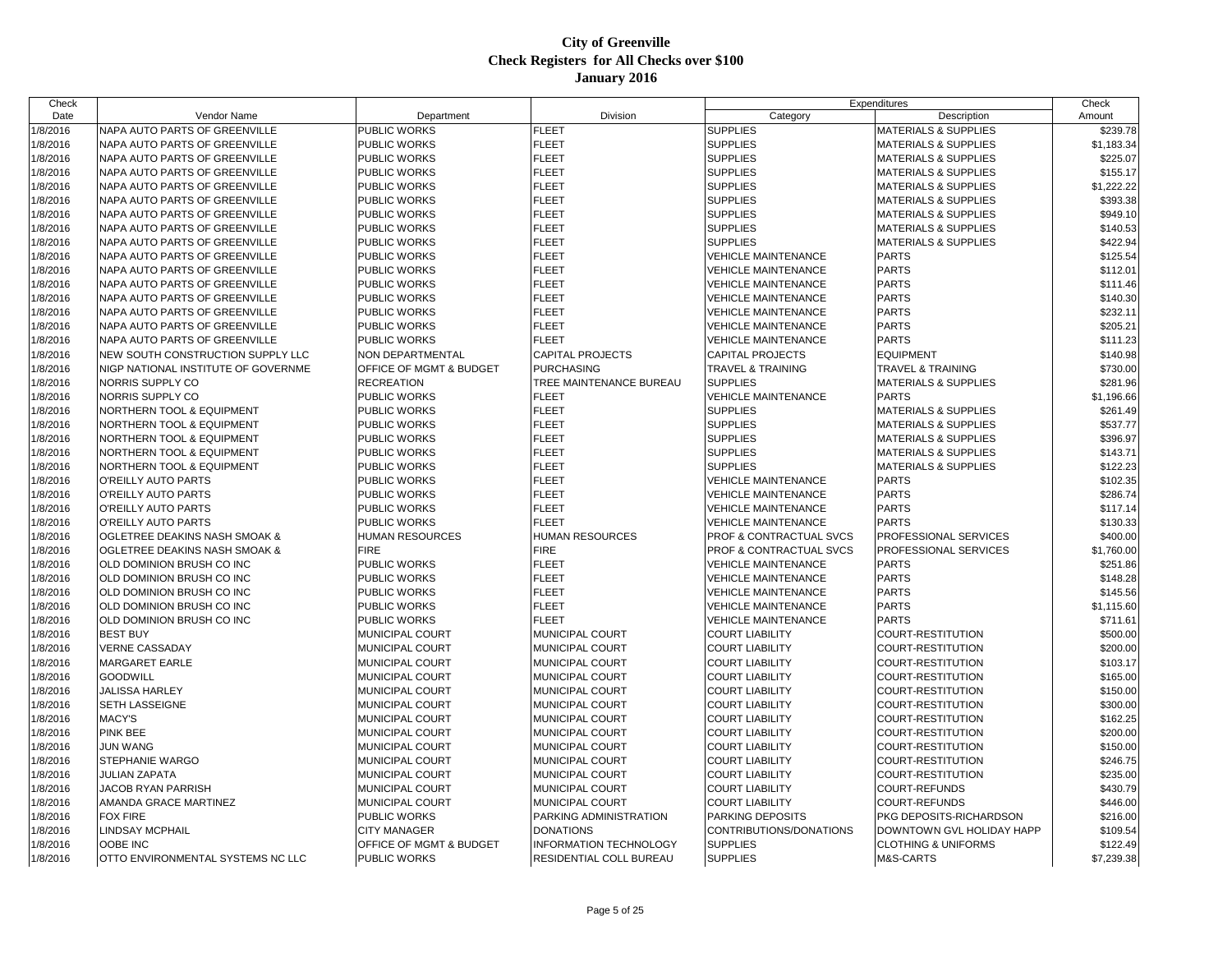# City of Greenville
## Check Registers for All Checks over $100
### January 2016

| Check Date | Vendor Name | Department | Division | Expenditures Category | Expenditures Description | Check Amount |
|---|---|---|---|---|---|---|
| 1/8/2016 | NAPA AUTO PARTS OF GREENVILLE | PUBLIC WORKS | FLEET | SUPPLIES | MATERIALS & SUPPLIES | $239.78 |
| 1/8/2016 | NAPA AUTO PARTS OF GREENVILLE | PUBLIC WORKS | FLEET | SUPPLIES | MATERIALS & SUPPLIES | $1,183.34 |
| 1/8/2016 | NAPA AUTO PARTS OF GREENVILLE | PUBLIC WORKS | FLEET | SUPPLIES | MATERIALS & SUPPLIES | $225.07 |
| 1/8/2016 | NAPA AUTO PARTS OF GREENVILLE | PUBLIC WORKS | FLEET | SUPPLIES | MATERIALS & SUPPLIES | $155.17 |
| 1/8/2016 | NAPA AUTO PARTS OF GREENVILLE | PUBLIC WORKS | FLEET | SUPPLIES | MATERIALS & SUPPLIES | $1,222.22 |
| 1/8/2016 | NAPA AUTO PARTS OF GREENVILLE | PUBLIC WORKS | FLEET | SUPPLIES | MATERIALS & SUPPLIES | $393.38 |
| 1/8/2016 | NAPA AUTO PARTS OF GREENVILLE | PUBLIC WORKS | FLEET | SUPPLIES | MATERIALS & SUPPLIES | $949.10 |
| 1/8/2016 | NAPA AUTO PARTS OF GREENVILLE | PUBLIC WORKS | FLEET | SUPPLIES | MATERIALS & SUPPLIES | $140.53 |
| 1/8/2016 | NAPA AUTO PARTS OF GREENVILLE | PUBLIC WORKS | FLEET | SUPPLIES | MATERIALS & SUPPLIES | $422.94 |
| 1/8/2016 | NAPA AUTO PARTS OF GREENVILLE | PUBLIC WORKS | FLEET | VEHICLE MAINTENANCE | PARTS | $125.54 |
| 1/8/2016 | NAPA AUTO PARTS OF GREENVILLE | PUBLIC WORKS | FLEET | VEHICLE MAINTENANCE | PARTS | $112.01 |
| 1/8/2016 | NAPA AUTO PARTS OF GREENVILLE | PUBLIC WORKS | FLEET | VEHICLE MAINTENANCE | PARTS | $111.46 |
| 1/8/2016 | NAPA AUTO PARTS OF GREENVILLE | PUBLIC WORKS | FLEET | VEHICLE MAINTENANCE | PARTS | $140.30 |
| 1/8/2016 | NAPA AUTO PARTS OF GREENVILLE | PUBLIC WORKS | FLEET | VEHICLE MAINTENANCE | PARTS | $232.11 |
| 1/8/2016 | NAPA AUTO PARTS OF GREENVILLE | PUBLIC WORKS | FLEET | VEHICLE MAINTENANCE | PARTS | $205.21 |
| 1/8/2016 | NAPA AUTO PARTS OF GREENVILLE | PUBLIC WORKS | FLEET | VEHICLE MAINTENANCE | PARTS | $111.23 |
| 1/8/2016 | NEW SOUTH CONSTRUCTION SUPPLY LLC | NON DEPARTMENTAL | CAPITAL PROJECTS | CAPITAL PROJECTS | EQUIPMENT | $140.98 |
| 1/8/2016 | NIGP NATIONAL INSTITUTE OF GOVERNME | OFFICE OF MGMT & BUDGET | PURCHASING | TRAVEL & TRAINING | TRAVEL & TRAINING | $730.00 |
| 1/8/2016 | NORRIS SUPPLY CO | RECREATION | TREE MAINTENANCE BUREAU | SUPPLIES | MATERIALS & SUPPLIES | $281.96 |
| 1/8/2016 | NORRIS SUPPLY CO | PUBLIC WORKS | FLEET | VEHICLE MAINTENANCE | PARTS | $1,196.66 |
| 1/8/2016 | NORTHERN TOOL & EQUIPMENT | PUBLIC WORKS | FLEET | SUPPLIES | MATERIALS & SUPPLIES | $261.49 |
| 1/8/2016 | NORTHERN TOOL & EQUIPMENT | PUBLIC WORKS | FLEET | SUPPLIES | MATERIALS & SUPPLIES | $537.77 |
| 1/8/2016 | NORTHERN TOOL & EQUIPMENT | PUBLIC WORKS | FLEET | SUPPLIES | MATERIALS & SUPPLIES | $396.97 |
| 1/8/2016 | NORTHERN TOOL & EQUIPMENT | PUBLIC WORKS | FLEET | SUPPLIES | MATERIALS & SUPPLIES | $143.71 |
| 1/8/2016 | NORTHERN TOOL & EQUIPMENT | PUBLIC WORKS | FLEET | SUPPLIES | MATERIALS & SUPPLIES | $122.23 |
| 1/8/2016 | O'REILLY AUTO PARTS | PUBLIC WORKS | FLEET | VEHICLE MAINTENANCE | PARTS | $102.35 |
| 1/8/2016 | O'REILLY AUTO PARTS | PUBLIC WORKS | FLEET | VEHICLE MAINTENANCE | PARTS | $286.74 |
| 1/8/2016 | O'REILLY AUTO PARTS | PUBLIC WORKS | FLEET | VEHICLE MAINTENANCE | PARTS | $117.14 |
| 1/8/2016 | O'REILLY AUTO PARTS | PUBLIC WORKS | FLEET | VEHICLE MAINTENANCE | PARTS | $130.33 |
| 1/8/2016 | OGLETREE DEAKINS NASH SMOAK & | HUMAN RESOURCES | HUMAN RESOURCES | PROF & CONTRACTUAL SVCS | PROFESSIONAL SERVICES | $400.00 |
| 1/8/2016 | OGLETREE DEAKINS NASH SMOAK & | FIRE | FIRE | PROF & CONTRACTUAL SVCS | PROFESSIONAL SERVICES | $1,760.00 |
| 1/8/2016 | OLD DOMINION BRUSH CO INC | PUBLIC WORKS | FLEET | VEHICLE MAINTENANCE | PARTS | $251.86 |
| 1/8/2016 | OLD DOMINION BRUSH CO INC | PUBLIC WORKS | FLEET | VEHICLE MAINTENANCE | PARTS | $148.28 |
| 1/8/2016 | OLD DOMINION BRUSH CO INC | PUBLIC WORKS | FLEET | VEHICLE MAINTENANCE | PARTS | $145.56 |
| 1/8/2016 | OLD DOMINION BRUSH CO INC | PUBLIC WORKS | FLEET | VEHICLE MAINTENANCE | PARTS | $1,115.60 |
| 1/8/2016 | OLD DOMINION BRUSH CO INC | PUBLIC WORKS | FLEET | VEHICLE MAINTENANCE | PARTS | $711.61 |
| 1/8/2016 | BEST BUY | MUNICIPAL COURT | MUNICIPAL COURT | COURT LIABILITY | COURT-RESTITUTION | $500.00 |
| 1/8/2016 | VERNE CASSADAY | MUNICIPAL COURT | MUNICIPAL COURT | COURT LIABILITY | COURT-RESTITUTION | $200.00 |
| 1/8/2016 | MARGARET EARLE | MUNICIPAL COURT | MUNICIPAL COURT | COURT LIABILITY | COURT-RESTITUTION | $103.17 |
| 1/8/2016 | GOODWILL | MUNICIPAL COURT | MUNICIPAL COURT | COURT LIABILITY | COURT-RESTITUTION | $165.00 |
| 1/8/2016 | JALISSA HARLEY | MUNICIPAL COURT | MUNICIPAL COURT | COURT LIABILITY | COURT-RESTITUTION | $150.00 |
| 1/8/2016 | SETH LASSEIGNE | MUNICIPAL COURT | MUNICIPAL COURT | COURT LIABILITY | COURT-RESTITUTION | $300.00 |
| 1/8/2016 | MACY'S | MUNICIPAL COURT | MUNICIPAL COURT | COURT LIABILITY | COURT-RESTITUTION | $162.25 |
| 1/8/2016 | PINK BEE | MUNICIPAL COURT | MUNICIPAL COURT | COURT LIABILITY | COURT-RESTITUTION | $200.00 |
| 1/8/2016 | JUN WANG | MUNICIPAL COURT | MUNICIPAL COURT | COURT LIABILITY | COURT-RESTITUTION | $150.00 |
| 1/8/2016 | STEPHANIE WARGO | MUNICIPAL COURT | MUNICIPAL COURT | COURT LIABILITY | COURT-RESTITUTION | $246.75 |
| 1/8/2016 | JULIAN ZAPATA | MUNICIPAL COURT | MUNICIPAL COURT | COURT LIABILITY | COURT-RESTITUTION | $235.00 |
| 1/8/2016 | JACOB RYAN PARRISH | MUNICIPAL COURT | MUNICIPAL COURT | COURT LIABILITY | COURT-REFUNDS | $430.79 |
| 1/8/2016 | AMANDA GRACE MARTINEZ | MUNICIPAL COURT | MUNICIPAL COURT | COURT LIABILITY | COURT-REFUNDS | $446.00 |
| 1/8/2016 | FOX FIRE | PUBLIC WORKS | PARKING ADMINISTRATION | PARKING DEPOSITS | PKG DEPOSITS-RICHARDSON | $216.00 |
| 1/8/2016 | LINDSAY MCPHAIL | CITY MANAGER | DONATIONS | CONTRIBUTIONS/DONATIONS | DOWNTOWN GVL HOLIDAY HAPP | $109.54 |
| 1/8/2016 | OOBE INC | OFFICE OF MGMT & BUDGET | INFORMATION TECHNOLOGY | SUPPLIES | CLOTHING & UNIFORMS | $122.49 |
| 1/8/2016 | OTTO ENVIRONMENTAL SYSTEMS NC LLC | PUBLIC WORKS | RESIDENTIAL COLL BUREAU | SUPPLIES | M&S-CARTS | $7,239.38 |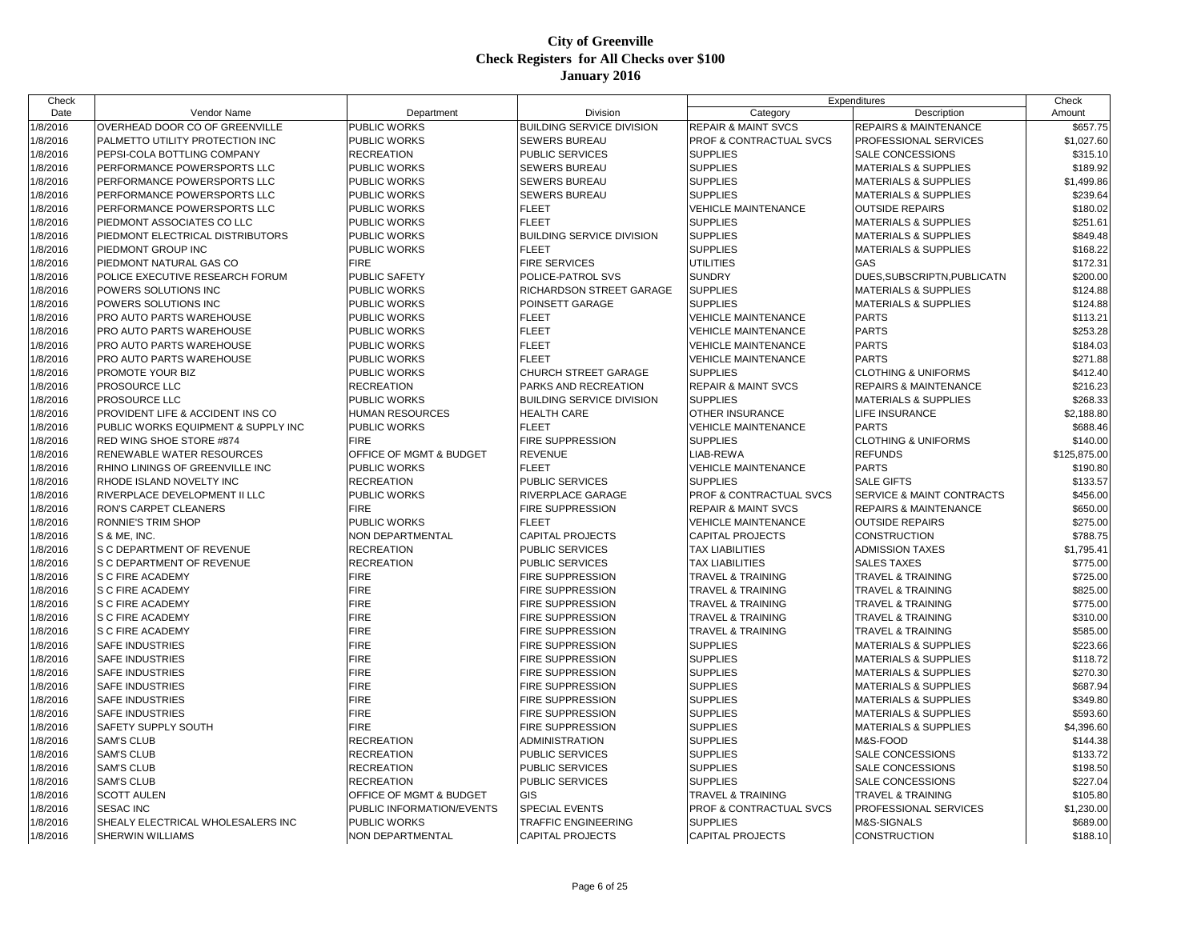# City of Greenville
## Check Registers for All Checks over $100
## January 2016

| Check Date | Vendor Name | Department | Division | Expenditures Category | Expenditures Description | Check Amount |
|---|---|---|---|---|---|---|
| 1/8/2016 | OVERHEAD DOOR CO OF GREENVILLE | PUBLIC WORKS | BUILDING SERVICE DIVISION | REPAIR & MAINT SVCS | REPAIRS & MAINTENANCE | $657.75 |
| 1/8/2016 | PALMETTO UTILITY PROTECTION INC | PUBLIC WORKS | SEWERS BUREAU | PROF & CONTRACTUAL SVCS | PROFESSIONAL SERVICES | $1,027.60 |
| 1/8/2016 | PEPSI-COLA BOTTLING COMPANY | RECREATION | PUBLIC SERVICES | SUPPLIES | SALE CONCESSIONS | $315.10 |
| 1/8/2016 | PERFORMANCE POWERSPORTS LLC | PUBLIC WORKS | SEWERS BUREAU | SUPPLIES | MATERIALS & SUPPLIES | $189.92 |
| 1/8/2016 | PERFORMANCE POWERSPORTS LLC | PUBLIC WORKS | SEWERS BUREAU | SUPPLIES | MATERIALS & SUPPLIES | $1,499.86 |
| 1/8/2016 | PERFORMANCE POWERSPORTS LLC | PUBLIC WORKS | SEWERS BUREAU | SUPPLIES | MATERIALS & SUPPLIES | $239.64 |
| 1/8/2016 | PERFORMANCE POWERSPORTS LLC | PUBLIC WORKS | FLEET | VEHICLE MAINTENANCE | OUTSIDE REPAIRS | $180.02 |
| 1/8/2016 | PIEDMONT ASSOCIATES CO LLC | PUBLIC WORKS | FLEET | SUPPLIES | MATERIALS & SUPPLIES | $251.61 |
| 1/8/2016 | PIEDMONT ELECTRICAL DISTRIBUTORS | PUBLIC WORKS | BUILDING SERVICE DIVISION | SUPPLIES | MATERIALS & SUPPLIES | $849.48 |
| 1/8/2016 | PIEDMONT GROUP INC | PUBLIC WORKS | FLEET | SUPPLIES | MATERIALS & SUPPLIES | $168.22 |
| 1/8/2016 | PIEDMONT NATURAL GAS CO | FIRE | FIRE SERVICES | UTILITIES | GAS | $172.31 |
| 1/8/2016 | POLICE EXECUTIVE RESEARCH FORUM | PUBLIC SAFETY | POLICE-PATROL SVS | SUNDRY | DUES,SUBSCRIPTN,PUBLICATN | $200.00 |
| 1/8/2016 | POWERS SOLUTIONS INC | PUBLIC WORKS | RICHARDSON STREET GARAGE | SUPPLIES | MATERIALS & SUPPLIES | $124.88 |
| 1/8/2016 | POWERS SOLUTIONS INC | PUBLIC WORKS | POINSETT GARAGE | SUPPLIES | MATERIALS & SUPPLIES | $124.88 |
| 1/8/2016 | PRO AUTO PARTS WAREHOUSE | PUBLIC WORKS | FLEET | VEHICLE MAINTENANCE | PARTS | $113.21 |
| 1/8/2016 | PRO AUTO PARTS WAREHOUSE | PUBLIC WORKS | FLEET | VEHICLE MAINTENANCE | PARTS | $253.28 |
| 1/8/2016 | PRO AUTO PARTS WAREHOUSE | PUBLIC WORKS | FLEET | VEHICLE MAINTENANCE | PARTS | $184.03 |
| 1/8/2016 | PRO AUTO PARTS WAREHOUSE | PUBLIC WORKS | FLEET | VEHICLE MAINTENANCE | PARTS | $271.88 |
| 1/8/2016 | PROMOTE YOUR BIZ | PUBLIC WORKS | CHURCH STREET GARAGE | SUPPLIES | CLOTHING & UNIFORMS | $412.40 |
| 1/8/2016 | PROSOURCE LLC | RECREATION | PARKS AND RECREATION | REPAIR & MAINT SVCS | REPAIRS & MAINTENANCE | $216.23 |
| 1/8/2016 | PROSOURCE LLC | PUBLIC WORKS | BUILDING SERVICE DIVISION | SUPPLIES | MATERIALS & SUPPLIES | $268.33 |
| 1/8/2016 | PROVIDENT LIFE & ACCIDENT INS CO | HUMAN RESOURCES | HEALTH CARE | OTHER INSURANCE | LIFE INSURANCE | $2,188.80 |
| 1/8/2016 | PUBLIC WORKS EQUIPMENT & SUPPLY INC | PUBLIC WORKS | FLEET | VEHICLE MAINTENANCE | PARTS | $688.46 |
| 1/8/2016 | RED WING SHOE STORE #874 | FIRE | FIRE SUPPRESSION | SUPPLIES | CLOTHING & UNIFORMS | $140.00 |
| 1/8/2016 | RENEWABLE WATER RESOURCES | OFFICE OF MGMT & BUDGET | REVENUE | LIAB-REWA | REFUNDS | $125,875.00 |
| 1/8/2016 | RHINO LININGS OF GREENVILLE INC | PUBLIC WORKS | FLEET | VEHICLE MAINTENANCE | PARTS | $190.80 |
| 1/8/2016 | RHODE ISLAND NOVELTY INC | RECREATION | PUBLIC SERVICES | SUPPLIES | SALE GIFTS | $133.57 |
| 1/8/2016 | RIVERPLACE DEVELOPMENT II LLC | PUBLIC WORKS | RIVERPLACE GARAGE | PROF & CONTRACTUAL SVCS | SERVICE & MAINT CONTRACTS | $456.00 |
| 1/8/2016 | RON'S CARPET CLEANERS | FIRE | FIRE SUPPRESSION | REPAIR & MAINT SVCS | REPAIRS & MAINTENANCE | $650.00 |
| 1/8/2016 | RONNIE'S TRIM SHOP | PUBLIC WORKS | FLEET | VEHICLE MAINTENANCE | OUTSIDE REPAIRS | $275.00 |
| 1/8/2016 | S & ME, INC. | NON DEPARTMENTAL | CAPITAL PROJECTS | CAPITAL PROJECTS | CONSTRUCTION | $788.75 |
| 1/8/2016 | S C DEPARTMENT OF REVENUE | RECREATION | PUBLIC SERVICES | TAX LIABILITIES | ADMISSION TAXES | $1,795.41 |
| 1/8/2016 | S C DEPARTMENT OF REVENUE | RECREATION | PUBLIC SERVICES | TAX LIABILITIES | SALES TAXES | $775.00 |
| 1/8/2016 | S C FIRE ACADEMY | FIRE | FIRE SUPPRESSION | TRAVEL & TRAINING | TRAVEL & TRAINING | $725.00 |
| 1/8/2016 | S C FIRE ACADEMY | FIRE | FIRE SUPPRESSION | TRAVEL & TRAINING | TRAVEL & TRAINING | $825.00 |
| 1/8/2016 | S C FIRE ACADEMY | FIRE | FIRE SUPPRESSION | TRAVEL & TRAINING | TRAVEL & TRAINING | $775.00 |
| 1/8/2016 | S C FIRE ACADEMY | FIRE | FIRE SUPPRESSION | TRAVEL & TRAINING | TRAVEL & TRAINING | $310.00 |
| 1/8/2016 | S C FIRE ACADEMY | FIRE | FIRE SUPPRESSION | TRAVEL & TRAINING | TRAVEL & TRAINING | $585.00 |
| 1/8/2016 | SAFE INDUSTRIES | FIRE | FIRE SUPPRESSION | SUPPLIES | MATERIALS & SUPPLIES | $223.66 |
| 1/8/2016 | SAFE INDUSTRIES | FIRE | FIRE SUPPRESSION | SUPPLIES | MATERIALS & SUPPLIES | $118.72 |
| 1/8/2016 | SAFE INDUSTRIES | FIRE | FIRE SUPPRESSION | SUPPLIES | MATERIALS & SUPPLIES | $270.30 |
| 1/8/2016 | SAFE INDUSTRIES | FIRE | FIRE SUPPRESSION | SUPPLIES | MATERIALS & SUPPLIES | $687.94 |
| 1/8/2016 | SAFE INDUSTRIES | FIRE | FIRE SUPPRESSION | SUPPLIES | MATERIALS & SUPPLIES | $349.80 |
| 1/8/2016 | SAFE INDUSTRIES | FIRE | FIRE SUPPRESSION | SUPPLIES | MATERIALS & SUPPLIES | $593.60 |
| 1/8/2016 | SAFETY SUPPLY SOUTH | FIRE | FIRE SUPPRESSION | SUPPLIES | MATERIALS & SUPPLIES | $4,396.60 |
| 1/8/2016 | SAM'S CLUB | RECREATION | ADMINISTRATION | SUPPLIES | M&S-FOOD | $144.38 |
| 1/8/2016 | SAM'S CLUB | RECREATION | PUBLIC SERVICES | SUPPLIES | SALE CONCESSIONS | $133.72 |
| 1/8/2016 | SAM'S CLUB | RECREATION | PUBLIC SERVICES | SUPPLIES | SALE CONCESSIONS | $198.50 |
| 1/8/2016 | SAM'S CLUB | RECREATION | PUBLIC SERVICES | SUPPLIES | SALE CONCESSIONS | $227.04 |
| 1/8/2016 | SCOTT AULEN | OFFICE OF MGMT & BUDGET | GIS | TRAVEL & TRAINING | TRAVEL & TRAINING | $105.80 |
| 1/8/2016 | SESAC INC | PUBLIC INFORMATION/EVENTS | SPECIAL EVENTS | PROF & CONTRACTUAL SVCS | PROFESSIONAL SERVICES | $1,230.00 |
| 1/8/2016 | SHEALY ELECTRICAL WHOLESALERS INC | PUBLIC WORKS | TRAFFIC ENGINEERING | SUPPLIES | M&S-SIGNALS | $689.00 |
| 1/8/2016 | SHERWIN WILLIAMS | NON DEPARTMENTAL | CAPITAL PROJECTS | CAPITAL PROJECTS | CONSTRUCTION | $188.10 |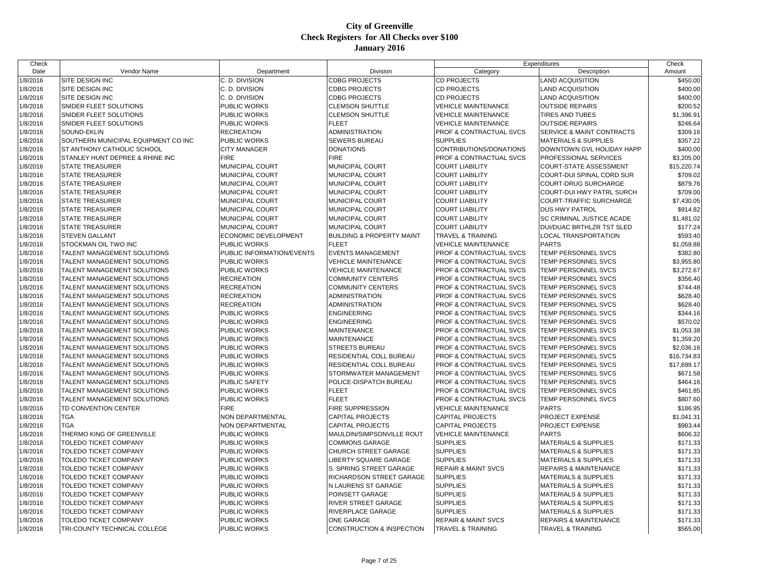# City of Greenville
## Check Registers for All Checks over $100
### January 2016

| Check Date | Vendor Name | Department | Division | Expenditures Category | Expenditures Description | Check Amount |
|---|---|---|---|---|---|---|
| 1/8/2016 | SITE DESIGN INC | C. D. DIVISION | CDBG PROJECTS | CD PROJECTS | LAND ACQUISITION | $450.00 |
| 1/8/2016 | SITE DESIGN INC | C. D. DIVISION | CDBG PROJECTS | CD PROJECTS | LAND ACQUISITION | $400.00 |
| 1/8/2016 | SITE DESIGN INC | C. D. DIVISION | CDBG PROJECTS | CD PROJECTS | LAND ACQUISITION | $400.00 |
| 1/8/2016 | SNIDER FLEET SOLUTIONS | PUBLIC WORKS | CLEMSON SHUTTLE | VEHICLE MAINTENANCE | OUTSIDE REPAIRS | $200.52 |
| 1/8/2016 | SNIDER FLEET SOLUTIONS | PUBLIC WORKS | CLEMSON SHUTTLE | VEHICLE MAINTENANCE | TIRES AND TUBES | $1,396.91 |
| 1/8/2016 | SNIDER FLEET SOLUTIONS | PUBLIC WORKS | FLEET | VEHICLE MAINTENANCE | OUTSIDE REPAIRS | $246.64 |
| 1/8/2016 | SOUND-EKLIN | RECREATION | ADMINISTRATION | PROF & CONTRACTUAL SVCS | SERVICE & MAINT CONTRACTS | $309.16 |
| 1/8/2016 | SOUTHERN MUNICIPAL EQUIPMENT CO INC | PUBLIC WORKS | SEWERS BUREAU | SUPPLIES | MATERIALS & SUPPLIES | $357.22 |
| 1/8/2016 | ST ANTHONY CATHOLIC SCHOOL | CITY MANAGER | DONATIONS | CONTRIBUTIONS/DONATIONS | DOWNTOWN GVL HOLIDAY HAPP | $400.00 |
| 1/8/2016 | STANLEY HUNT DEPREE & RHINE INC | FIRE | FIRE | PROF & CONTRACTUAL SVCS | PROFESSIONAL SERVICES | $3,205.00 |
| 1/8/2016 | STATE TREASURER | MUNICIPAL COURT | MUNICIPAL COURT | COURT LIABILITY | COURT-STATE ASSESSMENT | $15,220.74 |
| 1/8/2016 | STATE TREASURER | MUNICIPAL COURT | MUNICIPAL COURT | COURT LIABILITY | COURT-DUI SPINAL CORD SUR | $709.02 |
| 1/8/2016 | STATE TREASURER | MUNICIPAL COURT | MUNICIPAL COURT | COURT LIABILITY | COURT-DRUG SURCHARGE | $879.76 |
| 1/8/2016 | STATE TREASURER | MUNICIPAL COURT | MUNICIPAL COURT | COURT LIABILITY | COURT-DUI HWY PATRL SURCH | $709.00 |
| 1/8/2016 | STATE TREASURER | MUNICIPAL COURT | MUNICIPAL COURT | COURT LIABILITY | COURT-TRAFFIC SURCHARGE | $7,430.05 |
| 1/8/2016 | STATE TREASURER | MUNICIPAL COURT | MUNICIPAL COURT | COURT LIABILITY | DUS HWY PATROL | $914.82 |
| 1/8/2016 | STATE TREASURER | MUNICIPAL COURT | MUNICIPAL COURT | COURT LIABILITY | SC CRIMINAL JUSTICE ACADE | $1,481.02 |
| 1/8/2016 | STATE TREASURER | MUNICIPAL COURT | MUNICIPAL COURT | COURT LIABILITY | DUI/DUAC BRTHLZR TST SLED | $177.24 |
| 1/8/2016 | STEVEN GALLANT | ECONOMIC DEVELOPMENT | BUILDING & PROPERTY MAINT | TRAVEL & TRAINING | LOCAL TRANSPORTATION | $593.40 |
| 1/8/2016 | STOCKMAN OIL TWO INC | PUBLIC WORKS | FLEET | VEHICLE MAINTENANCE | PARTS | $1,059.88 |
| 1/8/2016 | TALENT MANAGEMENT SOLUTIONS | PUBLIC INFORMATION/EVENTS | EVENTS MANAGEMENT | PROF & CONTRACTUAL SVCS | TEMP PERSONNEL SVCS | $382.80 |
| 1/8/2016 | TALENT MANAGEMENT SOLUTIONS | PUBLIC WORKS | VEHICLE MAINTENANCE | PROF & CONTRACTUAL SVCS | TEMP PERSONNEL SVCS | $3,955.80 |
| 1/8/2016 | TALENT MANAGEMENT SOLUTIONS | PUBLIC WORKS | VEHICLE MAINTENANCE | PROF & CONTRACTUAL SVCS | TEMP PERSONNEL SVCS | $3,272.67 |
| 1/8/2016 | TALENT MANAGEMENT SOLUTIONS | RECREATION | COMMUNITY CENTERS | PROF & CONTRACTUAL SVCS | TEMP PERSONNEL SVCS | $356.40 |
| 1/8/2016 | TALENT MANAGEMENT SOLUTIONS | RECREATION | COMMUNITY CENTERS | PROF & CONTRACTUAL SVCS | TEMP PERSONNEL SVCS | $744.48 |
| 1/8/2016 | TALENT MANAGEMENT SOLUTIONS | RECREATION | ADMINISTRATION | PROF & CONTRACTUAL SVCS | TEMP PERSONNEL SVCS | $628.40 |
| 1/8/2016 | TALENT MANAGEMENT SOLUTIONS | RECREATION | ADMINISTRATION | PROF & CONTRACTUAL SVCS | TEMP PERSONNEL SVCS | $628.40 |
| 1/8/2016 | TALENT MANAGEMENT SOLUTIONS | PUBLIC WORKS | ENGINEERING | PROF & CONTRACTUAL SVCS | TEMP PERSONNEL SVCS | $344.16 |
| 1/8/2016 | TALENT MANAGEMENT SOLUTIONS | PUBLIC WORKS | ENGINEERING | PROF & CONTRACTUAL SVCS | TEMP PERSONNEL SVCS | $570.02 |
| 1/8/2016 | TALENT MANAGEMENT SOLUTIONS | PUBLIC WORKS | MAINTENANCE | PROF & CONTRACTUAL SVCS | TEMP PERSONNEL SVCS | $1,053.38 |
| 1/8/2016 | TALENT MANAGEMENT SOLUTIONS | PUBLIC WORKS | MAINTENANCE | PROF & CONTRACTUAL SVCS | TEMP PERSONNEL SVCS | $1,359.20 |
| 1/8/2016 | TALENT MANAGEMENT SOLUTIONS | PUBLIC WORKS | STREETS BUREAU | PROF & CONTRACTUAL SVCS | TEMP PERSONNEL SVCS | $2,036.16 |
| 1/8/2016 | TALENT MANAGEMENT SOLUTIONS | PUBLIC WORKS | RESIDENTIAL COLL BUREAU | PROF & CONTRACTUAL SVCS | TEMP PERSONNEL SVCS | $16,734.83 |
| 1/8/2016 | TALENT MANAGEMENT SOLUTIONS | PUBLIC WORKS | RESIDENTIAL COLL BUREAU | PROF & CONTRACTUAL SVCS | TEMP PERSONNEL SVCS | $17,699.17 |
| 1/8/2016 | TALENT MANAGEMENT SOLUTIONS | PUBLIC WORKS | STORMWATER MANAGEMENT | PROF & CONTRACTUAL SVCS | TEMP PERSONNEL SVCS | $671.58 |
| 1/8/2016 | TALENT MANAGEMENT SOLUTIONS | PUBLIC SAFETY | POLICE-DISPATCH BUREAU | PROF & CONTRACTUAL SVCS | TEMP PERSONNEL SVCS | $464.16 |
| 1/8/2016 | TALENT MANAGEMENT SOLUTIONS | PUBLIC WORKS | FLEET | PROF & CONTRACTUAL SVCS | TEMP PERSONNEL SVCS | $461.85 |
| 1/8/2016 | TALENT MANAGEMENT SOLUTIONS | PUBLIC WORKS | FLEET | PROF & CONTRACTUAL SVCS | TEMP PERSONNEL SVCS | $807.60 |
| 1/8/2016 | TD CONVENTION CENTER | FIRE | FIRE SUPPRESSION | VEHICLE MAINTENANCE | PARTS | $186.95 |
| 1/8/2016 | TGA | NON DEPARTMENTAL | CAPITAL PROJECTS | CAPITAL PROJECTS | PROJECT EXPENSE | $1,041.31 |
| 1/8/2016 | TGA | NON DEPARTMENTAL | CAPITAL PROJECTS | CAPITAL PROJECTS | PROJECT EXPENSE | $983.44 |
| 1/8/2016 | THERMO KING OF GREENVILLE | PUBLIC WORKS | MAULDIN/SIMPSONVILLE ROUT | VEHICLE MAINTENANCE | PARTS | $606.32 |
| 1/8/2016 | TOLEDO TICKET COMPANY | PUBLIC WORKS | COMMONS GARAGE | SUPPLIES | MATERIALS & SUPPLIES | $171.33 |
| 1/8/2016 | TOLEDO TICKET COMPANY | PUBLIC WORKS | CHURCH STREET GARAGE | SUPPLIES | MATERIALS & SUPPLIES | $171.33 |
| 1/8/2016 | TOLEDO TICKET COMPANY | PUBLIC WORKS | LIBERTY SQUARE GARAGE | SUPPLIES | MATERIALS & SUPPLIES | $171.33 |
| 1/8/2016 | TOLEDO TICKET COMPANY | PUBLIC WORKS | S. SPRING STREET GARAGE | REPAIR & MAINT SVCS | REPAIRS & MAINTENANCE | $171.33 |
| 1/8/2016 | TOLEDO TICKET COMPANY | PUBLIC WORKS | RICHARDSON STREET GARAGE | SUPPLIES | MATERIALS & SUPPLIES | $171.33 |
| 1/8/2016 | TOLEDO TICKET COMPANY | PUBLIC WORKS | N LAURENS ST GARAGE | SUPPLIES | MATERIALS & SUPPLIES | $171.33 |
| 1/8/2016 | TOLEDO TICKET COMPANY | PUBLIC WORKS | POINSETT GARAGE | SUPPLIES | MATERIALS & SUPPLIES | $171.33 |
| 1/8/2016 | TOLEDO TICKET COMPANY | PUBLIC WORKS | RIVER STREET GARAGE | SUPPLIES | MATERIALS & SUPPLIES | $171.33 |
| 1/8/2016 | TOLEDO TICKET COMPANY | PUBLIC WORKS | RIVERPLACE GARAGE | SUPPLIES | MATERIALS & SUPPLIES | $171.33 |
| 1/8/2016 | TOLEDO TICKET COMPANY | PUBLIC WORKS | ONE GARAGE | REPAIR & MAINT SVCS | REPAIRS & MAINTENANCE | $171.33 |
| 1/8/2016 | TRI-COUNTY TECHNICAL COLLEGE | PUBLIC WORKS | CONSTRUCTION & INSPECTION | TRAVEL & TRAINING | TRAVEL & TRAINING | $565.00 |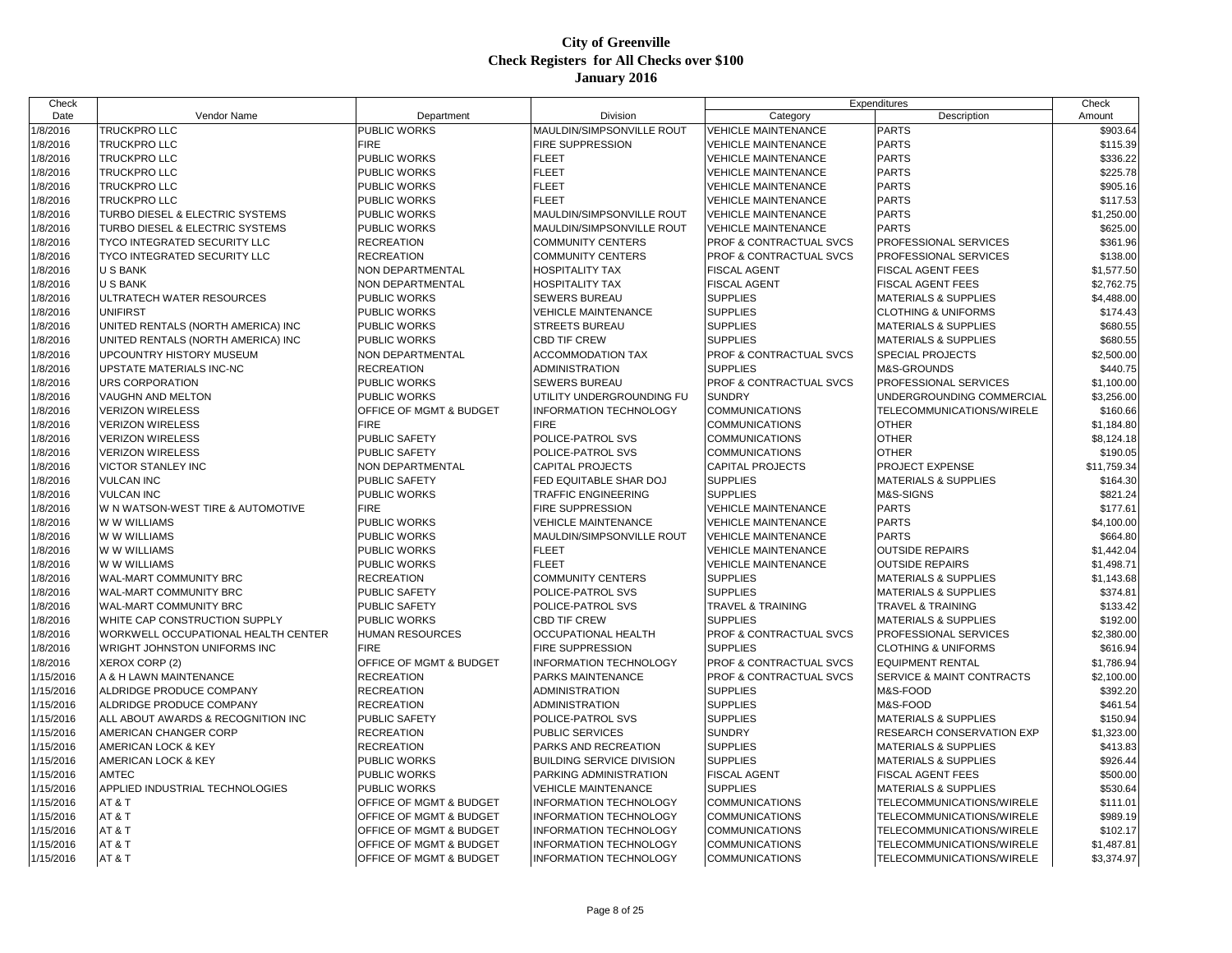# City of Greenville
## Check Registers for All Checks over $100
### January 2016

| Check Date | Vendor Name | Department | Division | Expenditures Category | Expenditures Description | Check Amount |
|---|---|---|---|---|---|---|
| 1/8/2016 | TRUCKPRO LLC | PUBLIC WORKS | MAULDIN/SIMPSONVILLE ROUT | VEHICLE MAINTENANCE | PARTS | $903.64 |
| 1/8/2016 | TRUCKPRO LLC | FIRE | FIRE SUPPRESSION | VEHICLE MAINTENANCE | PARTS | $115.39 |
| 1/8/2016 | TRUCKPRO LLC | PUBLIC WORKS | FLEET | VEHICLE MAINTENANCE | PARTS | $336.22 |
| 1/8/2016 | TRUCKPRO LLC | PUBLIC WORKS | FLEET | VEHICLE MAINTENANCE | PARTS | $225.78 |
| 1/8/2016 | TRUCKPRO LLC | PUBLIC WORKS | FLEET | VEHICLE MAINTENANCE | PARTS | $905.16 |
| 1/8/2016 | TRUCKPRO LLC | PUBLIC WORKS | FLEET | VEHICLE MAINTENANCE | PARTS | $117.53 |
| 1/8/2016 | TURBO DIESEL & ELECTRIC SYSTEMS | PUBLIC WORKS | MAULDIN/SIMPSONVILLE ROUT | VEHICLE MAINTENANCE | PARTS | $1,250.00 |
| 1/8/2016 | TURBO DIESEL & ELECTRIC SYSTEMS | PUBLIC WORKS | MAULDIN/SIMPSONVILLE ROUT | VEHICLE MAINTENANCE | PARTS | $625.00 |
| 1/8/2016 | TYCO INTEGRATED SECURITY LLC | RECREATION | COMMUNITY CENTERS | PROF & CONTRACTUAL SVCS | PROFESSIONAL SERVICES | $361.96 |
| 1/8/2016 | TYCO INTEGRATED SECURITY LLC | RECREATION | COMMUNITY CENTERS | PROF & CONTRACTUAL SVCS | PROFESSIONAL SERVICES | $138.00 |
| 1/8/2016 | U S BANK | NON DEPARTMENTAL | HOSPITALITY TAX | FISCAL AGENT | FISCAL AGENT FEES | $1,577.50 |
| 1/8/2016 | U S BANK | NON DEPARTMENTAL | HOSPITALITY TAX | FISCAL AGENT | FISCAL AGENT FEES | $2,762.75 |
| 1/8/2016 | ULTRATECH WATER RESOURCES | PUBLIC WORKS | SEWERS BUREAU | SUPPLIES | MATERIALS & SUPPLIES | $4,488.00 |
| 1/8/2016 | UNIFIRST | PUBLIC WORKS | VEHICLE MAINTENANCE | SUPPLIES | CLOTHING & UNIFORMS | $174.43 |
| 1/8/2016 | UNITED RENTALS (NORTH AMERICA) INC | PUBLIC WORKS | STREETS BUREAU | SUPPLIES | MATERIALS & SUPPLIES | $680.55 |
| 1/8/2016 | UNITED RENTALS (NORTH AMERICA) INC | PUBLIC WORKS | CBD TIF CREW | SUPPLIES | MATERIALS & SUPPLIES | $680.55 |
| 1/8/2016 | UPCOUNTRY HISTORY MUSEUM | NON DEPARTMENTAL | ACCOMMODATION TAX | PROF & CONTRACTUAL SVCS | SPECIAL PROJECTS | $2,500.00 |
| 1/8/2016 | UPSTATE MATERIALS INC-NC | RECREATION | ADMINISTRATION | SUPPLIES | M&S-GROUNDS | $440.75 |
| 1/8/2016 | URS CORPORATION | PUBLIC WORKS | SEWERS BUREAU | PROF & CONTRACTUAL SVCS | PROFESSIONAL SERVICES | $1,100.00 |
| 1/8/2016 | VAUGHN AND MELTON | PUBLIC WORKS | UTILITY UNDERGROUNDING FU | SUNDRY | UNDERGROUNDING COMMERCIAL | $3,256.00 |
| 1/8/2016 | VERIZON WIRELESS | OFFICE OF MGMT & BUDGET | INFORMATION TECHNOLOGY | COMMUNICATIONS | TELECOMMUNICATIONS/WIRELE | $160.66 |
| 1/8/2016 | VERIZON WIRELESS | FIRE | FIRE | COMMUNICATIONS | OTHER | $1,184.80 |
| 1/8/2016 | VERIZON WIRELESS | PUBLIC SAFETY | POLICE-PATROL SVS | COMMUNICATIONS | OTHER | $8,124.18 |
| 1/8/2016 | VERIZON WIRELESS | PUBLIC SAFETY | POLICE-PATROL SVS | COMMUNICATIONS | OTHER | $190.05 |
| 1/8/2016 | VICTOR STANLEY INC | NON DEPARTMENTAL | CAPITAL PROJECTS | CAPITAL PROJECTS | PROJECT EXPENSE | $11,759.34 |
| 1/8/2016 | VULCAN INC | PUBLIC SAFETY | FED EQUITABLE SHAR DOJ | SUPPLIES | MATERIALS & SUPPLIES | $164.30 |
| 1/8/2016 | VULCAN INC | PUBLIC WORKS | TRAFFIC ENGINEERING | SUPPLIES | M&S-SIGNS | $821.24 |
| 1/8/2016 | W N WATSON-WEST TIRE & AUTOMOTIVE | FIRE | FIRE SUPPRESSION | VEHICLE MAINTENANCE | PARTS | $177.61 |
| 1/8/2016 | W W WILLIAMS | PUBLIC WORKS | VEHICLE MAINTENANCE | VEHICLE MAINTENANCE | PARTS | $4,100.00 |
| 1/8/2016 | W W WILLIAMS | PUBLIC WORKS | MAULDIN/SIMPSONVILLE ROUT | VEHICLE MAINTENANCE | PARTS | $664.80 |
| 1/8/2016 | W W WILLIAMS | PUBLIC WORKS | FLEET | VEHICLE MAINTENANCE | OUTSIDE REPAIRS | $1,442.04 |
| 1/8/2016 | W W WILLIAMS | PUBLIC WORKS | FLEET | VEHICLE MAINTENANCE | OUTSIDE REPAIRS | $1,498.71 |
| 1/8/2016 | WAL-MART COMMUNITY BRC | RECREATION | COMMUNITY CENTERS | SUPPLIES | MATERIALS & SUPPLIES | $1,143.68 |
| 1/8/2016 | WAL-MART COMMUNITY BRC | PUBLIC SAFETY | POLICE-PATROL SVS | SUPPLIES | MATERIALS & SUPPLIES | $374.81 |
| 1/8/2016 | WAL-MART COMMUNITY BRC | PUBLIC SAFETY | POLICE-PATROL SVS | TRAVEL & TRAINING | TRAVEL & TRAINING | $133.42 |
| 1/8/2016 | WHITE CAP CONSTRUCTION SUPPLY | PUBLIC WORKS | CBD TIF CREW | SUPPLIES | MATERIALS & SUPPLIES | $192.00 |
| 1/8/2016 | WORKWELL OCCUPATIONAL HEALTH CENTER | HUMAN RESOURCES | OCCUPATIONAL HEALTH | PROF & CONTRACTUAL SVCS | PROFESSIONAL SERVICES | $2,380.00 |
| 1/8/2016 | WRIGHT JOHNSTON UNIFORMS INC | FIRE | FIRE SUPPRESSION | SUPPLIES | CLOTHING & UNIFORMS | $616.94 |
| 1/8/2016 | XEROX CORP (2) | OFFICE OF MGMT & BUDGET | INFORMATION TECHNOLOGY | PROF & CONTRACTUAL SVCS | EQUIPMENT RENTAL | $1,786.94 |
| 1/15/2016 | A & H LAWN MAINTENANCE | RECREATION | PARKS MAINTENANCE | PROF & CONTRACTUAL SVCS | SERVICE & MAINT CONTRACTS | $2,100.00 |
| 1/15/2016 | ALDRIDGE PRODUCE COMPANY | RECREATION | ADMINISTRATION | SUPPLIES | M&S-FOOD | $392.20 |
| 1/15/2016 | ALDRIDGE PRODUCE COMPANY | RECREATION | ADMINISTRATION | SUPPLIES | M&S-FOOD | $461.54 |
| 1/15/2016 | ALL ABOUT AWARDS & RECOGNITION INC | PUBLIC SAFETY | POLICE-PATROL SVS | SUPPLIES | MATERIALS & SUPPLIES | $150.94 |
| 1/15/2016 | AMERICAN CHANGER CORP | RECREATION | PUBLIC SERVICES | SUNDRY | RESEARCH CONSERVATION EXP | $1,323.00 |
| 1/15/2016 | AMERICAN LOCK & KEY | RECREATION | PARKS AND RECREATION | SUPPLIES | MATERIALS & SUPPLIES | $413.83 |
| 1/15/2016 | AMERICAN LOCK & KEY | PUBLIC WORKS | BUILDING SERVICE DIVISION | SUPPLIES | MATERIALS & SUPPLIES | $926.44 |
| 1/15/2016 | AMTEC | PUBLIC WORKS | PARKING ADMINISTRATION | FISCAL AGENT | FISCAL AGENT FEES | $500.00 |
| 1/15/2016 | APPLIED INDUSTRIAL TECHNOLOGIES | PUBLIC WORKS | VEHICLE MAINTENANCE | SUPPLIES | MATERIALS & SUPPLIES | $530.64 |
| 1/15/2016 | AT & T | OFFICE OF MGMT & BUDGET | INFORMATION TECHNOLOGY | COMMUNICATIONS | TELECOMMUNICATIONS/WIRELE | $111.01 |
| 1/15/2016 | AT & T | OFFICE OF MGMT & BUDGET | INFORMATION TECHNOLOGY | COMMUNICATIONS | TELECOMMUNICATIONS/WIRELE | $989.19 |
| 1/15/2016 | AT & T | OFFICE OF MGMT & BUDGET | INFORMATION TECHNOLOGY | COMMUNICATIONS | TELECOMMUNICATIONS/WIRELE | $102.17 |
| 1/15/2016 | AT & T | OFFICE OF MGMT & BUDGET | INFORMATION TECHNOLOGY | COMMUNICATIONS | TELECOMMUNICATIONS/WIRELE | $1,487.81 |
| 1/15/2016 | AT & T | OFFICE OF MGMT & BUDGET | INFORMATION TECHNOLOGY | COMMUNICATIONS | TELECOMMUNICATIONS/WIRELE | $3,374.97 |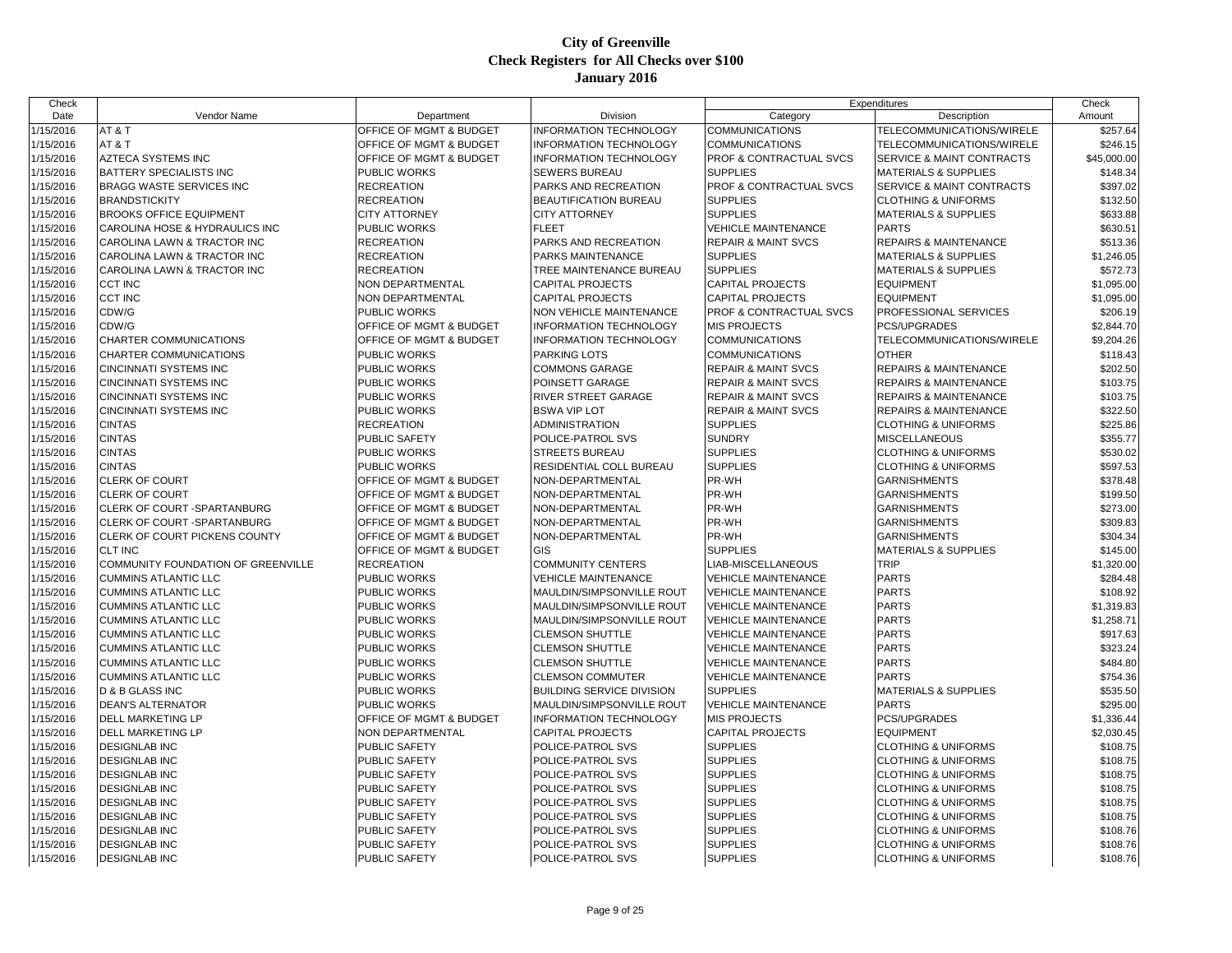# City of Greenville
## Check Registers for All Checks over $100
## January 2016

| Check Date | Vendor Name | Department | Division | Expenditures Category | Expenditures Description | Check Amount |
|---|---|---|---|---|---|---|
| 1/15/2016 | AT & T | OFFICE OF MGMT & BUDGET | INFORMATION TECHNOLOGY | COMMUNICATIONS | TELECOMMUNICATIONS/WIRELE | $257.64 |
| 1/15/2016 | AT & T | OFFICE OF MGMT & BUDGET | INFORMATION TECHNOLOGY | COMMUNICATIONS | TELECOMMUNICATIONS/WIRELE | $246.15 |
| 1/15/2016 | AZTECA SYSTEMS INC | OFFICE OF MGMT & BUDGET | INFORMATION TECHNOLOGY | PROF & CONTRACTUAL SVCS | SERVICE & MAINT CONTRACTS | $45,000.00 |
| 1/15/2016 | BATTERY SPECIALISTS INC | PUBLIC WORKS | SEWERS BUREAU | SUPPLIES | MATERIALS & SUPPLIES | $148.34 |
| 1/15/2016 | BRAGG WASTE SERVICES INC | RECREATION | PARKS AND RECREATION | PROF & CONTRACTUAL SVCS | SERVICE & MAINT CONTRACTS | $397.02 |
| 1/15/2016 | BRANDSTICKITY | RECREATION | BEAUTIFICATION BUREAU | SUPPLIES | CLOTHING & UNIFORMS | $132.50 |
| 1/15/2016 | BROOKS OFFICE EQUIPMENT | CITY ATTORNEY | CITY ATTORNEY | SUPPLIES | MATERIALS & SUPPLIES | $633.88 |
| 1/15/2016 | CAROLINA HOSE & HYDRAULICS INC | PUBLIC WORKS | FLEET | VEHICLE MAINTENANCE | PARTS | $630.51 |
| 1/15/2016 | CAROLINA LAWN & TRACTOR INC | RECREATION | PARKS AND RECREATION | REPAIR & MAINT SVCS | REPAIRS & MAINTENANCE | $513.36 |
| 1/15/2016 | CAROLINA LAWN & TRACTOR INC | RECREATION | PARKS MAINTENANCE | SUPPLIES | MATERIALS & SUPPLIES | $1,246.05 |
| 1/15/2016 | CAROLINA LAWN & TRACTOR INC | RECREATION | TREE MAINTENANCE BUREAU | SUPPLIES | MATERIALS & SUPPLIES | $572.73 |
| 1/15/2016 | CCT INC | NON DEPARTMENTAL | CAPITAL PROJECTS | CAPITAL PROJECTS | EQUIPMENT | $1,095.00 |
| 1/15/2016 | CCT INC | NON DEPARTMENTAL | CAPITAL PROJECTS | CAPITAL PROJECTS | EQUIPMENT | $1,095.00 |
| 1/15/2016 | CDW/G | PUBLIC WORKS | NON VEHICLE MAINTENANCE | PROF & CONTRACTUAL SVCS | PROFESSIONAL SERVICES | $206.19 |
| 1/15/2016 | CDW/G | OFFICE OF MGMT & BUDGET | INFORMATION TECHNOLOGY | MIS PROJECTS | PCS/UPGRADES | $2,844.70 |
| 1/15/2016 | CHARTER COMMUNICATIONS | OFFICE OF MGMT & BUDGET | INFORMATION TECHNOLOGY | COMMUNICATIONS | TELECOMMUNICATIONS/WIRELE | $9,204.26 |
| 1/15/2016 | CHARTER COMMUNICATIONS | PUBLIC WORKS | PARKING LOTS | COMMUNICATIONS | OTHER | $118.43 |
| 1/15/2016 | CINCINNATI SYSTEMS INC | PUBLIC WORKS | COMMONS GARAGE | REPAIR & MAINT SVCS | REPAIRS & MAINTENANCE | $202.50 |
| 1/15/2016 | CINCINNATI SYSTEMS INC | PUBLIC WORKS | POINSETT GARAGE | REPAIR & MAINT SVCS | REPAIRS & MAINTENANCE | $103.75 |
| 1/15/2016 | CINCINNATI SYSTEMS INC | PUBLIC WORKS | RIVER STREET GARAGE | REPAIR & MAINT SVCS | REPAIRS & MAINTENANCE | $103.75 |
| 1/15/2016 | CINCINNATI SYSTEMS INC | PUBLIC WORKS | BSWA VIP LOT | REPAIR & MAINT SVCS | REPAIRS & MAINTENANCE | $322.50 |
| 1/15/2016 | CINTAS | RECREATION | ADMINISTRATION | SUPPLIES | CLOTHING & UNIFORMS | $225.86 |
| 1/15/2016 | CINTAS | PUBLIC SAFETY | POLICE-PATROL SVS | SUNDRY | MISCELLANEOUS | $355.77 |
| 1/15/2016 | CINTAS | PUBLIC WORKS | STREETS BUREAU | SUPPLIES | CLOTHING & UNIFORMS | $530.02 |
| 1/15/2016 | CINTAS | PUBLIC WORKS | RESIDENTIAL COLL BUREAU | SUPPLIES | CLOTHING & UNIFORMS | $597.53 |
| 1/15/2016 | CLERK OF COURT | OFFICE OF MGMT & BUDGET | NON-DEPARTMENTAL | PR-WH | GARNISHMENTS | $378.48 |
| 1/15/2016 | CLERK OF COURT | OFFICE OF MGMT & BUDGET | NON-DEPARTMENTAL | PR-WH | GARNISHMENTS | $199.50 |
| 1/15/2016 | CLERK OF COURT -SPARTANBURG | OFFICE OF MGMT & BUDGET | NON-DEPARTMENTAL | PR-WH | GARNISHMENTS | $273.00 |
| 1/15/2016 | CLERK OF COURT -SPARTANBURG | OFFICE OF MGMT & BUDGET | NON-DEPARTMENTAL | PR-WH | GARNISHMENTS | $309.83 |
| 1/15/2016 | CLERK OF COURT PICKENS COUNTY | OFFICE OF MGMT & BUDGET | NON-DEPARTMENTAL | PR-WH | GARNISHMENTS | $304.34 |
| 1/15/2016 | CLT INC | OFFICE OF MGMT & BUDGET | GIS | SUPPLIES | MATERIALS & SUPPLIES | $145.00 |
| 1/15/2016 | COMMUNITY FOUNDATION OF GREENVILLE | RECREATION | COMMUNITY CENTERS | LIAB-MISCELLANEOUS | TRIP | $1,320.00 |
| 1/15/2016 | CUMMINS ATLANTIC LLC | PUBLIC WORKS | VEHICLE MAINTENANCE | VEHICLE MAINTENANCE | PARTS | $284.48 |
| 1/15/2016 | CUMMINS ATLANTIC LLC | PUBLIC WORKS | MAULDIN/SIMPSONVILLE ROUT | VEHICLE MAINTENANCE | PARTS | $108.92 |
| 1/15/2016 | CUMMINS ATLANTIC LLC | PUBLIC WORKS | MAULDIN/SIMPSONVILLE ROUT | VEHICLE MAINTENANCE | PARTS | $1,319.83 |
| 1/15/2016 | CUMMINS ATLANTIC LLC | PUBLIC WORKS | MAULDIN/SIMPSONVILLE ROUT | VEHICLE MAINTENANCE | PARTS | $1,258.71 |
| 1/15/2016 | CUMMINS ATLANTIC LLC | PUBLIC WORKS | CLEMSON SHUTTLE | VEHICLE MAINTENANCE | PARTS | $917.63 |
| 1/15/2016 | CUMMINS ATLANTIC LLC | PUBLIC WORKS | CLEMSON SHUTTLE | VEHICLE MAINTENANCE | PARTS | $323.24 |
| 1/15/2016 | CUMMINS ATLANTIC LLC | PUBLIC WORKS | CLEMSON SHUTTLE | VEHICLE MAINTENANCE | PARTS | $484.80 |
| 1/15/2016 | CUMMINS ATLANTIC LLC | PUBLIC WORKS | CLEMSON COMMUTER | VEHICLE MAINTENANCE | PARTS | $754.36 |
| 1/15/2016 | D & B GLASS INC | PUBLIC WORKS | BUILDING SERVICE DIVISION | SUPPLIES | MATERIALS & SUPPLIES | $535.50 |
| 1/15/2016 | DEAN'S ALTERNATOR | PUBLIC WORKS | MAULDIN/SIMPSONVILLE ROUT | VEHICLE MAINTENANCE | PARTS | $295.00 |
| 1/15/2016 | DELL MARKETING LP | OFFICE OF MGMT & BUDGET | INFORMATION TECHNOLOGY | MIS PROJECTS | PCS/UPGRADES | $1,336.44 |
| 1/15/2016 | DELL MARKETING LP | NON DEPARTMENTAL | CAPITAL PROJECTS | CAPITAL PROJECTS | EQUIPMENT | $2,030.45 |
| 1/15/2016 | DESIGNLAB INC | PUBLIC SAFETY | POLICE-PATROL SVS | SUPPLIES | CLOTHING & UNIFORMS | $108.75 |
| 1/15/2016 | DESIGNLAB INC | PUBLIC SAFETY | POLICE-PATROL SVS | SUPPLIES | CLOTHING & UNIFORMS | $108.75 |
| 1/15/2016 | DESIGNLAB INC | PUBLIC SAFETY | POLICE-PATROL SVS | SUPPLIES | CLOTHING & UNIFORMS | $108.75 |
| 1/15/2016 | DESIGNLAB INC | PUBLIC SAFETY | POLICE-PATROL SVS | SUPPLIES | CLOTHING & UNIFORMS | $108.75 |
| 1/15/2016 | DESIGNLAB INC | PUBLIC SAFETY | POLICE-PATROL SVS | SUPPLIES | CLOTHING & UNIFORMS | $108.75 |
| 1/15/2016 | DESIGNLAB INC | PUBLIC SAFETY | POLICE-PATROL SVS | SUPPLIES | CLOTHING & UNIFORMS | $108.75 |
| 1/15/2016 | DESIGNLAB INC | PUBLIC SAFETY | POLICE-PATROL SVS | SUPPLIES | CLOTHING & UNIFORMS | $108.76 |
| 1/15/2016 | DESIGNLAB INC | PUBLIC SAFETY | POLICE-PATROL SVS | SUPPLIES | CLOTHING & UNIFORMS | $108.76 |
| 1/15/2016 | DESIGNLAB INC | PUBLIC SAFETY | POLICE-PATROL SVS | SUPPLIES | CLOTHING & UNIFORMS | $108.76 |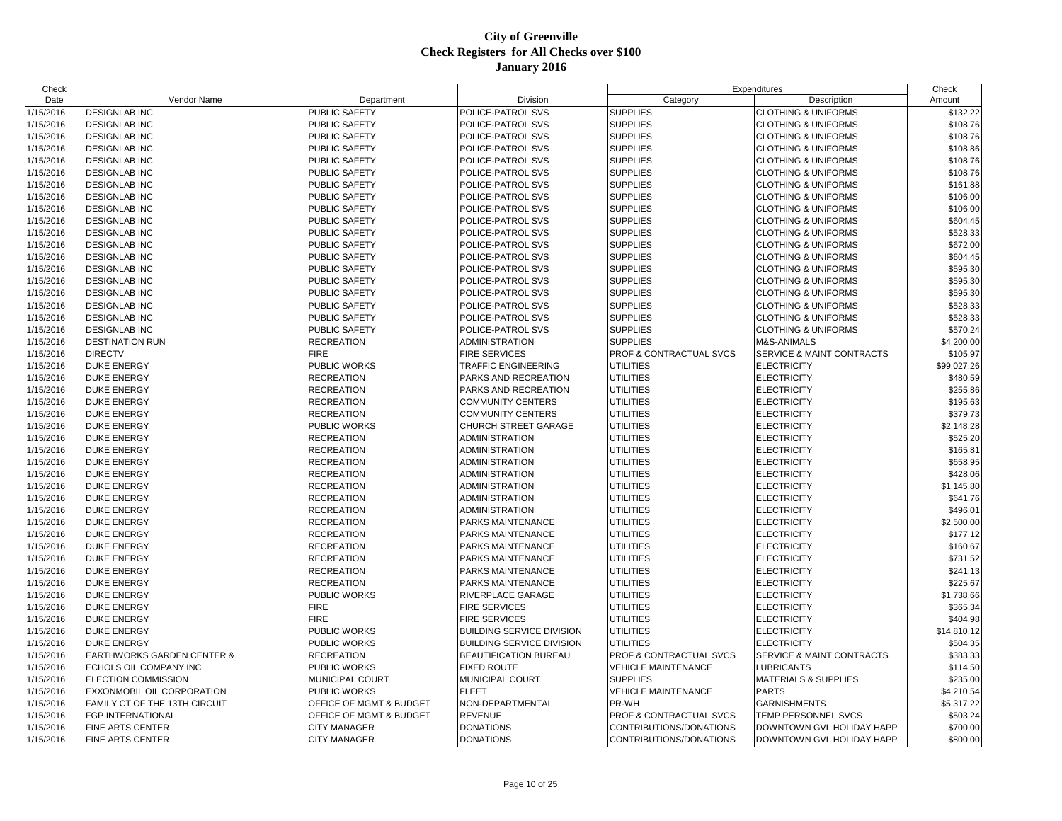# City of Greenville
## Check Registers for All Checks over $100
## January 2016

| Check Date | Vendor Name | Department | Division | Expenditures Category | Expenditures Description | Check Amount |
|---|---|---|---|---|---|---|
| 1/15/2016 | DESIGNLAB INC | PUBLIC SAFETY | POLICE-PATROL SVS | SUPPLIES | CLOTHING & UNIFORMS | $132.22 |
| 1/15/2016 | DESIGNLAB INC | PUBLIC SAFETY | POLICE-PATROL SVS | SUPPLIES | CLOTHING & UNIFORMS | $108.76 |
| 1/15/2016 | DESIGNLAB INC | PUBLIC SAFETY | POLICE-PATROL SVS | SUPPLIES | CLOTHING & UNIFORMS | $108.76 |
| 1/15/2016 | DESIGNLAB INC | PUBLIC SAFETY | POLICE-PATROL SVS | SUPPLIES | CLOTHING & UNIFORMS | $108.86 |
| 1/15/2016 | DESIGNLAB INC | PUBLIC SAFETY | POLICE-PATROL SVS | SUPPLIES | CLOTHING & UNIFORMS | $108.76 |
| 1/15/2016 | DESIGNLAB INC | PUBLIC SAFETY | POLICE-PATROL SVS | SUPPLIES | CLOTHING & UNIFORMS | $108.76 |
| 1/15/2016 | DESIGNLAB INC | PUBLIC SAFETY | POLICE-PATROL SVS | SUPPLIES | CLOTHING & UNIFORMS | $161.88 |
| 1/15/2016 | DESIGNLAB INC | PUBLIC SAFETY | POLICE-PATROL SVS | SUPPLIES | CLOTHING & UNIFORMS | $106.00 |
| 1/15/2016 | DESIGNLAB INC | PUBLIC SAFETY | POLICE-PATROL SVS | SUPPLIES | CLOTHING & UNIFORMS | $106.00 |
| 1/15/2016 | DESIGNLAB INC | PUBLIC SAFETY | POLICE-PATROL SVS | SUPPLIES | CLOTHING & UNIFORMS | $604.45 |
| 1/15/2016 | DESIGNLAB INC | PUBLIC SAFETY | POLICE-PATROL SVS | SUPPLIES | CLOTHING & UNIFORMS | $528.33 |
| 1/15/2016 | DESIGNLAB INC | PUBLIC SAFETY | POLICE-PATROL SVS | SUPPLIES | CLOTHING & UNIFORMS | $672.00 |
| 1/15/2016 | DESIGNLAB INC | PUBLIC SAFETY | POLICE-PATROL SVS | SUPPLIES | CLOTHING & UNIFORMS | $604.45 |
| 1/15/2016 | DESIGNLAB INC | PUBLIC SAFETY | POLICE-PATROL SVS | SUPPLIES | CLOTHING & UNIFORMS | $595.30 |
| 1/15/2016 | DESIGNLAB INC | PUBLIC SAFETY | POLICE-PATROL SVS | SUPPLIES | CLOTHING & UNIFORMS | $595.30 |
| 1/15/2016 | DESIGNLAB INC | PUBLIC SAFETY | POLICE-PATROL SVS | SUPPLIES | CLOTHING & UNIFORMS | $595.30 |
| 1/15/2016 | DESIGNLAB INC | PUBLIC SAFETY | POLICE-PATROL SVS | SUPPLIES | CLOTHING & UNIFORMS | $528.33 |
| 1/15/2016 | DESIGNLAB INC | PUBLIC SAFETY | POLICE-PATROL SVS | SUPPLIES | CLOTHING & UNIFORMS | $528.33 |
| 1/15/2016 | DESIGNLAB INC | PUBLIC SAFETY | POLICE-PATROL SVS | SUPPLIES | CLOTHING & UNIFORMS | $570.24 |
| 1/15/2016 | DESTINATION RUN | RECREATION | ADMINISTRATION | SUPPLIES | M&S-ANIMALS | $4,200.00 |
| 1/15/2016 | DIRECTV | FIRE | FIRE SERVICES | PROF & CONTRACTUAL SVCS | SERVICE & MAINT CONTRACTS | $105.97 |
| 1/15/2016 | DUKE ENERGY | PUBLIC WORKS | TRAFFIC ENGINEERING | UTILITIES | ELECTRICITY | $99,027.26 |
| 1/15/2016 | DUKE ENERGY | RECREATION | PARKS AND RECREATION | UTILITIES | ELECTRICITY | $480.59 |
| 1/15/2016 | DUKE ENERGY | RECREATION | PARKS AND RECREATION | UTILITIES | ELECTRICITY | $255.86 |
| 1/15/2016 | DUKE ENERGY | RECREATION | COMMUNITY CENTERS | UTILITIES | ELECTRICITY | $195.63 |
| 1/15/2016 | DUKE ENERGY | RECREATION | COMMUNITY CENTERS | UTILITIES | ELECTRICITY | $379.73 |
| 1/15/2016 | DUKE ENERGY | PUBLIC WORKS | CHURCH STREET GARAGE | UTILITIES | ELECTRICITY | $2,148.28 |
| 1/15/2016 | DUKE ENERGY | RECREATION | ADMINISTRATION | UTILITIES | ELECTRICITY | $525.20 |
| 1/15/2016 | DUKE ENERGY | RECREATION | ADMINISTRATION | UTILITIES | ELECTRICITY | $165.81 |
| 1/15/2016 | DUKE ENERGY | RECREATION | ADMINISTRATION | UTILITIES | ELECTRICITY | $658.95 |
| 1/15/2016 | DUKE ENERGY | RECREATION | ADMINISTRATION | UTILITIES | ELECTRICITY | $428.06 |
| 1/15/2016 | DUKE ENERGY | RECREATION | ADMINISTRATION | UTILITIES | ELECTRICITY | $1,145.80 |
| 1/15/2016 | DUKE ENERGY | RECREATION | ADMINISTRATION | UTILITIES | ELECTRICITY | $641.76 |
| 1/15/2016 | DUKE ENERGY | RECREATION | ADMINISTRATION | UTILITIES | ELECTRICITY | $496.01 |
| 1/15/2016 | DUKE ENERGY | RECREATION | PARKS MAINTENANCE | UTILITIES | ELECTRICITY | $2,500.00 |
| 1/15/2016 | DUKE ENERGY | RECREATION | PARKS MAINTENANCE | UTILITIES | ELECTRICITY | $177.12 |
| 1/15/2016 | DUKE ENERGY | RECREATION | PARKS MAINTENANCE | UTILITIES | ELECTRICITY | $160.67 |
| 1/15/2016 | DUKE ENERGY | RECREATION | PARKS MAINTENANCE | UTILITIES | ELECTRICITY | $731.52 |
| 1/15/2016 | DUKE ENERGY | RECREATION | PARKS MAINTENANCE | UTILITIES | ELECTRICITY | $241.13 |
| 1/15/2016 | DUKE ENERGY | RECREATION | PARKS MAINTENANCE | UTILITIES | ELECTRICITY | $225.67 |
| 1/15/2016 | DUKE ENERGY | PUBLIC WORKS | RIVERPLACE GARAGE | UTILITIES | ELECTRICITY | $1,738.66 |
| 1/15/2016 | DUKE ENERGY | FIRE | FIRE SERVICES | UTILITIES | ELECTRICITY | $365.34 |
| 1/15/2016 | DUKE ENERGY | FIRE | FIRE SERVICES | UTILITIES | ELECTRICITY | $404.98 |
| 1/15/2016 | DUKE ENERGY | PUBLIC WORKS | BUILDING SERVICE DIVISION | UTILITIES | ELECTRICITY | $14,810.12 |
| 1/15/2016 | DUKE ENERGY | PUBLIC WORKS | BUILDING SERVICE DIVISION | UTILITIES | ELECTRICITY | $504.35 |
| 1/15/2016 | EARTHWORKS GARDEN CENTER & | RECREATION | BEAUTIFICATION BUREAU | PROF & CONTRACTUAL SVCS | SERVICE & MAINT CONTRACTS | $383.33 |
| 1/15/2016 | ECHOLS OIL COMPANY INC | PUBLIC WORKS | FIXED ROUTE | VEHICLE MAINTENANCE | LUBRICANTS | $114.50 |
| 1/15/2016 | ELECTION COMMISSION | MUNICIPAL COURT | MUNICIPAL COURT | SUPPLIES | MATERIALS & SUPPLIES | $235.00 |
| 1/15/2016 | EXXONMOBIL OIL CORPORATION | PUBLIC WORKS | FLEET | VEHICLE MAINTENANCE | PARTS | $4,210.54 |
| 1/15/2016 | FAMILY CT OF THE 13TH CIRCUIT | OFFICE OF MGMT & BUDGET | NON-DEPARTMENTAL | PR-WH | GARNISHMENTS | $5,317.22 |
| 1/15/2016 | FGP INTERNATIONAL | OFFICE OF MGMT & BUDGET | REVENUE | PROF & CONTRACTUAL SVCS | TEMP PERSONNEL SVCS | $503.24 |
| 1/15/2016 | FINE ARTS CENTER | CITY MANAGER | DONATIONS | CONTRIBUTIONS/DONATIONS | DOWNTOWN GVL HOLIDAY HAPP | $700.00 |
| 1/15/2016 | FINE ARTS CENTER | CITY MANAGER | DONATIONS | CONTRIBUTIONS/DONATIONS | DOWNTOWN GVL HOLIDAY HAPP | $800.00 |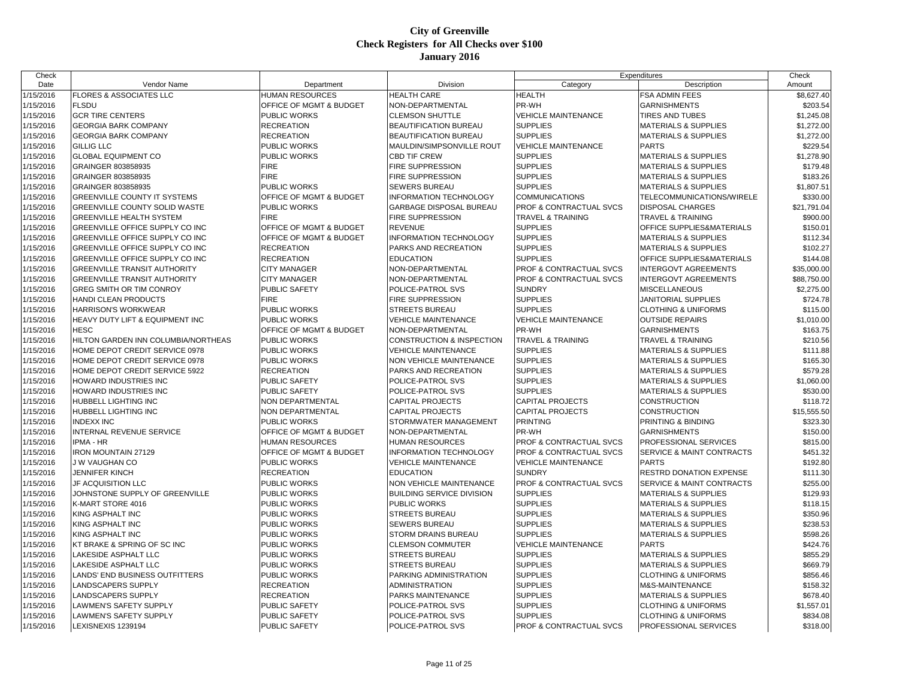# City of Greenville
## Check Registers for All Checks over $100
## January 2016

| Check Date | Vendor Name | Department | Division | Expenditures Category | Description | Check Amount |
|---|---|---|---|---|---|---|
| 1/15/2016 | FLORES & ASSOCIATES LLC | HUMAN RESOURCES | HEALTH CARE | HEALTH | FSA ADMIN FEES | $8,627.40 |
| 1/15/2016 | FLSDU | OFFICE OF MGMT & BUDGET | NON-DEPARTMENTAL | PR-WH | GARNISHMENTS | $203.54 |
| 1/15/2016 | GCR TIRE CENTERS | PUBLIC WORKS | CLEMSON SHUTTLE | VEHICLE MAINTENANCE | TIRES AND TUBES | $1,245.08 |
| 1/15/2016 | GEORGIA BARK COMPANY | RECREATION | BEAUTIFICATION BUREAU | SUPPLIES | MATERIALS & SUPPLIES | $1,272.00 |
| 1/15/2016 | GEORGIA BARK COMPANY | RECREATION | BEAUTIFICATION BUREAU | SUPPLIES | MATERIALS & SUPPLIES | $1,272.00 |
| 1/15/2016 | GILLIG LLC | PUBLIC WORKS | MAULDIN/SIMPSONVILLE ROUT | VEHICLE MAINTENANCE | PARTS | $229.54 |
| 1/15/2016 | GLOBAL EQUIPMENT CO | PUBLIC WORKS | CBD TIF CREW | SUPPLIES | MATERIALS & SUPPLIES | $1,278.90 |
| 1/15/2016 | GRAINGER 803858935 | FIRE | FIRE SUPPRESSION | SUPPLIES | MATERIALS & SUPPLIES | $179.48 |
| 1/15/2016 | GRAINGER 803858935 | FIRE | FIRE SUPPRESSION | SUPPLIES | MATERIALS & SUPPLIES | $183.26 |
| 1/15/2016 | GRAINGER 803858935 | PUBLIC WORKS | SEWERS BUREAU | SUPPLIES | MATERIALS & SUPPLIES | $1,807.51 |
| 1/15/2016 | GREENVILLE COUNTY IT SYSTEMS | OFFICE OF MGMT & BUDGET | INFORMATION TECHNOLOGY | COMMUNICATIONS | TELECOMMUNICATIONS/WIRELE | $330.00 |
| 1/15/2016 | GREENVILLE COUNTY SOLID WASTE | PUBLIC WORKS | GARBAGE DISPOSAL BUREAU | PROF & CONTRACTUAL SVCS | DISPOSAL CHARGES | $21,791.04 |
| 1/15/2016 | GREENVILLE HEALTH SYSTEM | FIRE | FIRE SUPPRESSION | TRAVEL & TRAINING | TRAVEL & TRAINING | $900.00 |
| 1/15/2016 | GREENVILLE OFFICE SUPPLY CO INC | OFFICE OF MGMT & BUDGET | REVENUE | SUPPLIES | OFFICE SUPPLIES&MATERIALS | $150.01 |
| 1/15/2016 | GREENVILLE OFFICE SUPPLY CO INC | OFFICE OF MGMT & BUDGET | INFORMATION TECHNOLOGY | SUPPLIES | MATERIALS & SUPPLIES | $112.34 |
| 1/15/2016 | GREENVILLE OFFICE SUPPLY CO INC | RECREATION | PARKS AND RECREATION | SUPPLIES | MATERIALS & SUPPLIES | $102.27 |
| 1/15/2016 | GREENVILLE OFFICE SUPPLY CO INC | RECREATION | EDUCATION | SUPPLIES | OFFICE SUPPLIES&MATERIALS | $144.08 |
| 1/15/2016 | GREENVILLE TRANSIT AUTHORITY | CITY MANAGER | NON-DEPARTMENTAL | PROF & CONTRACTUAL SVCS | INTERGOVT AGREEMENTS | $35,000.00 |
| 1/15/2016 | GREENVILLE TRANSIT AUTHORITY | CITY MANAGER | NON-DEPARTMENTAL | PROF & CONTRACTUAL SVCS | INTERGOVT AGREEMENTS | $88,750.00 |
| 1/15/2016 | GREG SMITH OR TIM CONROY | PUBLIC SAFETY | POLICE-PATROL SVS | SUNDRY | MISCELLANEOUS | $2,275.00 |
| 1/15/2016 | HANDI CLEAN PRODUCTS | FIRE | FIRE SUPPRESSION | SUPPLIES | JANITORIAL SUPPLIES | $724.78 |
| 1/15/2016 | HARRISON'S WORKWEAR | PUBLIC WORKS | STREETS BUREAU | SUPPLIES | CLOTHING & UNIFORMS | $115.00 |
| 1/15/2016 | HEAVY DUTY LIFT & EQUIPMENT INC | PUBLIC WORKS | VEHICLE MAINTENANCE | VEHICLE MAINTENANCE | OUTSIDE REPAIRS | $1,010.00 |
| 1/15/2016 | HESC | OFFICE OF MGMT & BUDGET | NON-DEPARTMENTAL | PR-WH | GARNISHMENTS | $163.75 |
| 1/15/2016 | HILTON GARDEN INN COLUMBIA/NORTHEAS | PUBLIC WORKS | CONSTRUCTION & INSPECTION | TRAVEL & TRAINING | TRAVEL & TRAINING | $210.56 |
| 1/15/2016 | HOME DEPOT CREDIT SERVICE 0978 | PUBLIC WORKS | VEHICLE MAINTENANCE | SUPPLIES | MATERIALS & SUPPLIES | $111.88 |
| 1/15/2016 | HOME DEPOT CREDIT SERVICE 0978 | PUBLIC WORKS | NON VEHICLE MAINTENANCE | SUPPLIES | MATERIALS & SUPPLIES | $165.30 |
| 1/15/2016 | HOME DEPOT CREDIT SERVICE 5922 | RECREATION | PARKS AND RECREATION | SUPPLIES | MATERIALS & SUPPLIES | $579.28 |
| 1/15/2016 | HOWARD INDUSTRIES INC | PUBLIC SAFETY | POLICE-PATROL SVS | SUPPLIES | MATERIALS & SUPPLIES | $1,060.00 |
| 1/15/2016 | HOWARD INDUSTRIES INC | PUBLIC SAFETY | POLICE-PATROL SVS | SUPPLIES | MATERIALS & SUPPLIES | $530.00 |
| 1/15/2016 | HUBBELL LIGHTING INC | NON DEPARTMENTAL | CAPITAL PROJECTS | CAPITAL PROJECTS | CONSTRUCTION | $118.72 |
| 1/15/2016 | HUBBELL LIGHTING INC | NON DEPARTMENTAL | CAPITAL PROJECTS | CAPITAL PROJECTS | CONSTRUCTION | $15,555.50 |
| 1/15/2016 | INDEXX INC | PUBLIC WORKS | STORMWATER MANAGEMENT | PRINTING | PRINTING & BINDING | $323.30 |
| 1/15/2016 | INTERNAL REVENUE SERVICE | OFFICE OF MGMT & BUDGET | NON-DEPARTMENTAL | PR-WH | GARNISHMENTS | $150.00 |
| 1/15/2016 | IPMA - HR | HUMAN RESOURCES | HUMAN RESOURCES | PROF & CONTRACTUAL SVCS | PROFESSIONAL SERVICES | $815.00 |
| 1/15/2016 | IRON MOUNTAIN 27129 | OFFICE OF MGMT & BUDGET | INFORMATION TECHNOLOGY | PROF & CONTRACTUAL SVCS | SERVICE & MAINT CONTRACTS | $451.32 |
| 1/15/2016 | J W VAUGHAN CO | PUBLIC WORKS | VEHICLE MAINTENANCE | VEHICLE MAINTENANCE | PARTS | $192.80 |
| 1/15/2016 | JENNIFER KINCH | RECREATION | EDUCATION | SUNDRY | RESTRD DONATION EXPENSE | $111.30 |
| 1/15/2016 | JF ACQUISITION LLC | PUBLIC WORKS | NON VEHICLE MAINTENANCE | PROF & CONTRACTUAL SVCS | SERVICE & MAINT CONTRACTS | $255.00 |
| 1/15/2016 | JOHNSTONE SUPPLY OF GREENVILLE | PUBLIC WORKS | BUILDING SERVICE DIVISION | SUPPLIES | MATERIALS & SUPPLIES | $129.93 |
| 1/15/2016 | K-MART STORE 4016 | PUBLIC WORKS | PUBLIC WORKS | SUPPLIES | MATERIALS & SUPPLIES | $118.15 |
| 1/15/2016 | KING ASPHALT INC | PUBLIC WORKS | STREETS BUREAU | SUPPLIES | MATERIALS & SUPPLIES | $350.96 |
| 1/15/2016 | KING ASPHALT INC | PUBLIC WORKS | SEWERS BUREAU | SUPPLIES | MATERIALS & SUPPLIES | $238.53 |
| 1/15/2016 | KING ASPHALT INC | PUBLIC WORKS | STORM DRAINS BUREAU | SUPPLIES | MATERIALS & SUPPLIES | $598.26 |
| 1/15/2016 | KT BRAKE & SPRING OF SC INC | PUBLIC WORKS | CLEMSON COMMUTER | VEHICLE MAINTENANCE | PARTS | $424.76 |
| 1/15/2016 | LAKESIDE ASPHALT LLC | PUBLIC WORKS | STREETS BUREAU | SUPPLIES | MATERIALS & SUPPLIES | $855.29 |
| 1/15/2016 | LAKESIDE ASPHALT LLC | PUBLIC WORKS | STREETS BUREAU | SUPPLIES | MATERIALS & SUPPLIES | $669.79 |
| 1/15/2016 | LANDS' END BUSINESS OUTFITTERS | PUBLIC WORKS | PARKING ADMINISTRATION | SUPPLIES | CLOTHING & UNIFORMS | $856.46 |
| 1/15/2016 | LANDSCAPERS SUPPLY | RECREATION | ADMINISTRATION | SUPPLIES | M&S-MAINTENANCE | $158.32 |
| 1/15/2016 | LANDSCAPERS SUPPLY | RECREATION | PARKS MAINTENANCE | SUPPLIES | MATERIALS & SUPPLIES | $678.40 |
| 1/15/2016 | LAWMEN'S SAFETY SUPPLY | PUBLIC SAFETY | POLICE-PATROL SVS | SUPPLIES | CLOTHING & UNIFORMS | $1,557.01 |
| 1/15/2016 | LAWMEN'S SAFETY SUPPLY | PUBLIC SAFETY | POLICE-PATROL SVS | SUPPLIES | CLOTHING & UNIFORMS | $834.08 |
| 1/15/2016 | LEXISNEXIS 1239194 | PUBLIC SAFETY | POLICE-PATROL SVS | PROF & CONTRACTUAL SVCS | PROFESSIONAL SERVICES | $318.00 |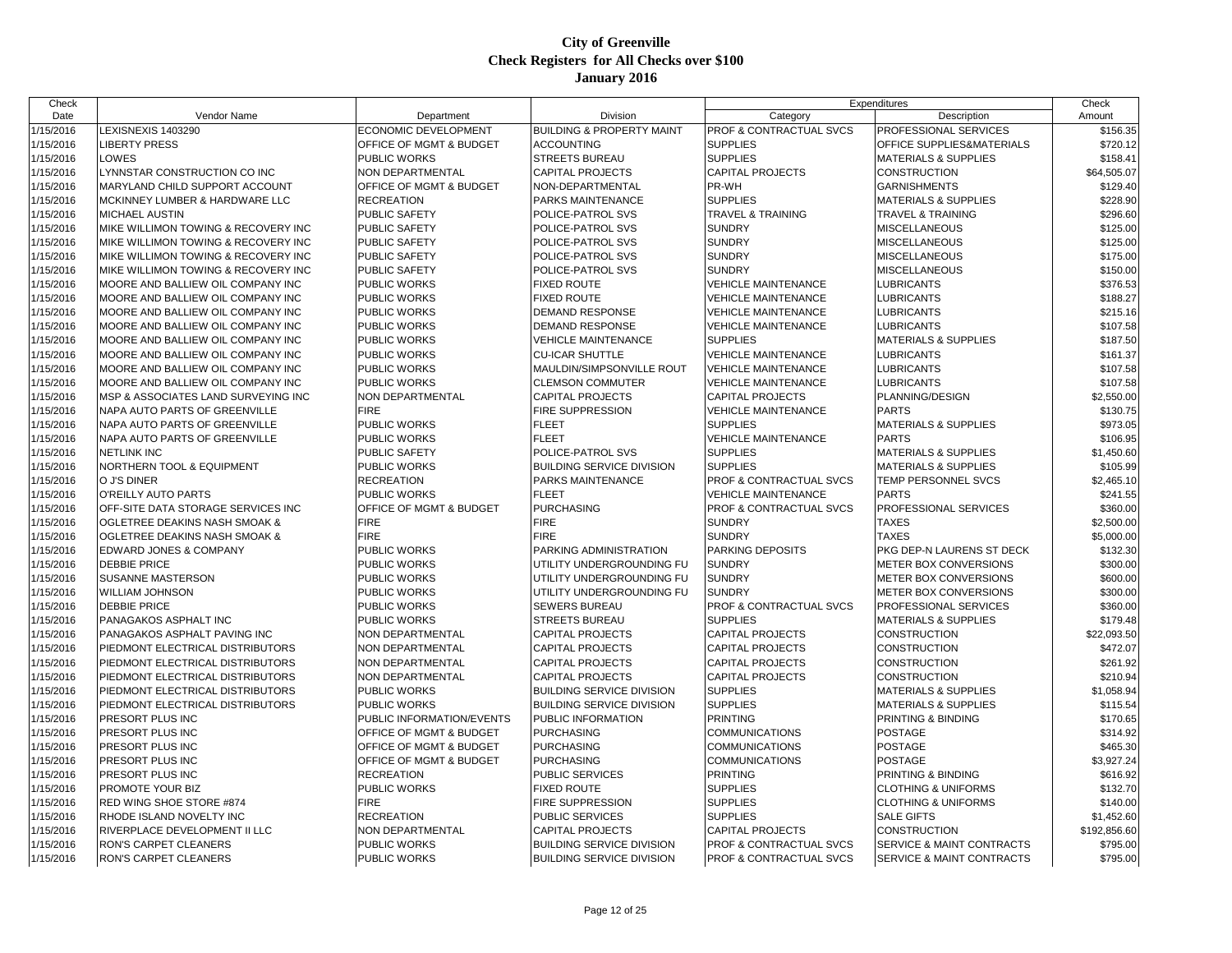# City of Greenville
## Check Registers for All Checks over $100
### January 2016

| Check Date | Vendor Name | Department | Division | Expenditures Category | Expenditures Description | Check Amount |
|---|---|---|---|---|---|---|
| 1/15/2016 | LEXISNEXIS 1403290 | ECONOMIC DEVELOPMENT | BUILDING & PROPERTY MAINT | PROF & CONTRACTUAL SVCS | PROFESSIONAL SERVICES | $156.35 |
| 1/15/2016 | LIBERTY PRESS | OFFICE OF MGMT & BUDGET | ACCOUNTING | SUPPLIES | OFFICE SUPPLIES&MATERIALS | $720.12 |
| 1/15/2016 | LOWES | PUBLIC WORKS | STREETS BUREAU | SUPPLIES | MATERIALS & SUPPLIES | $158.41 |
| 1/15/2016 | LYNNSTAR CONSTRUCTION CO INC | NON DEPARTMENTAL | CAPITAL PROJECTS | CAPITAL PROJECTS | CONSTRUCTION | $64,505.07 |
| 1/15/2016 | MARYLAND CHILD SUPPORT ACCOUNT | OFFICE OF MGMT & BUDGET | NON-DEPARTMENTAL | PR-WH | GARNISHMENTS | $129.40 |
| 1/15/2016 | MCKINNEY LUMBER & HARDWARE LLC | RECREATION | PARKS MAINTENANCE | SUPPLIES | MATERIALS & SUPPLIES | $228.90 |
| 1/15/2016 | MICHAEL AUSTIN | PUBLIC SAFETY | POLICE-PATROL SVS | TRAVEL & TRAINING | TRAVEL & TRAINING | $296.60 |
| 1/15/2016 | MIKE WILLIMON TOWING & RECOVERY INC | PUBLIC SAFETY | POLICE-PATROL SVS | SUNDRY | MISCELLANEOUS | $125.00 |
| 1/15/2016 | MIKE WILLIMON TOWING & RECOVERY INC | PUBLIC SAFETY | POLICE-PATROL SVS | SUNDRY | MISCELLANEOUS | $125.00 |
| 1/15/2016 | MIKE WILLIMON TOWING & RECOVERY INC | PUBLIC SAFETY | POLICE-PATROL SVS | SUNDRY | MISCELLANEOUS | $175.00 |
| 1/15/2016 | MIKE WILLIMON TOWING & RECOVERY INC | PUBLIC SAFETY | POLICE-PATROL SVS | SUNDRY | MISCELLANEOUS | $150.00 |
| 1/15/2016 | MOORE AND BALLIEW OIL COMPANY INC | PUBLIC WORKS | FIXED ROUTE | VEHICLE MAINTENANCE | LUBRICANTS | $376.53 |
| 1/15/2016 | MOORE AND BALLIEW OIL COMPANY INC | PUBLIC WORKS | FIXED ROUTE | VEHICLE MAINTENANCE | LUBRICANTS | $188.27 |
| 1/15/2016 | MOORE AND BALLIEW OIL COMPANY INC | PUBLIC WORKS | DEMAND RESPONSE | VEHICLE MAINTENANCE | LUBRICANTS | $215.16 |
| 1/15/2016 | MOORE AND BALLIEW OIL COMPANY INC | PUBLIC WORKS | DEMAND RESPONSE | VEHICLE MAINTENANCE | LUBRICANTS | $107.58 |
| 1/15/2016 | MOORE AND BALLIEW OIL COMPANY INC | PUBLIC WORKS | VEHICLE MAINTENANCE | SUPPLIES | MATERIALS & SUPPLIES | $187.50 |
| 1/15/2016 | MOORE AND BALLIEW OIL COMPANY INC | PUBLIC WORKS | CU-ICAR SHUTTLE | VEHICLE MAINTENANCE | LUBRICANTS | $161.37 |
| 1/15/2016 | MOORE AND BALLIEW OIL COMPANY INC | PUBLIC WORKS | MAULDIN/SIMPSONVILLE ROUT | VEHICLE MAINTENANCE | LUBRICANTS | $107.58 |
| 1/15/2016 | MOORE AND BALLIEW OIL COMPANY INC | PUBLIC WORKS | CLEMSON COMMUTER | VEHICLE MAINTENANCE | LUBRICANTS | $107.58 |
| 1/15/2016 | MSP & ASSOCIATES LAND SURVEYING INC | NON DEPARTMENTAL | CAPITAL PROJECTS | CAPITAL PROJECTS | PLANNING/DESIGN | $2,550.00 |
| 1/15/2016 | NAPA AUTO PARTS OF GREENVILLE | FIRE | FIRE SUPPRESSION | VEHICLE MAINTENANCE | PARTS | $130.75 |
| 1/15/2016 | NAPA AUTO PARTS OF GREENVILLE | PUBLIC WORKS | FLEET | SUPPLIES | MATERIALS & SUPPLIES | $973.05 |
| 1/15/2016 | NAPA AUTO PARTS OF GREENVILLE | PUBLIC WORKS | FLEET | VEHICLE MAINTENANCE | PARTS | $106.95 |
| 1/15/2016 | NETLINK INC | PUBLIC SAFETY | POLICE-PATROL SVS | SUPPLIES | MATERIALS & SUPPLIES | $1,450.60 |
| 1/15/2016 | NORTHERN TOOL & EQUIPMENT | PUBLIC WORKS | BUILDING SERVICE DIVISION | SUPPLIES | MATERIALS & SUPPLIES | $105.99 |
| 1/15/2016 | O J'S DINER | RECREATION | PARKS MAINTENANCE | PROF & CONTRACTUAL SVCS | TEMP PERSONNEL SVCS | $2,465.10 |
| 1/15/2016 | O'REILLY AUTO PARTS | PUBLIC WORKS | FLEET | VEHICLE MAINTENANCE | PARTS | $241.55 |
| 1/15/2016 | OFF-SITE DATA STORAGE SERVICES INC | OFFICE OF MGMT & BUDGET | PURCHASING | PROF & CONTRACTUAL SVCS | PROFESSIONAL SERVICES | $360.00 |
| 1/15/2016 | OGLETREE DEAKINS NASH SMOAK & | FIRE | FIRE | SUNDRY | TAXES | $2,500.00 |
| 1/15/2016 | OGLETREE DEAKINS NASH SMOAK & | FIRE | FIRE | SUNDRY | TAXES | $5,000.00 |
| 1/15/2016 | EDWARD JONES & COMPANY | PUBLIC WORKS | PARKING ADMINISTRATION | PARKING DEPOSITS | PKG DEP-N LAURENS ST DECK | $132.30 |
| 1/15/2016 | DEBBIE PRICE | PUBLIC WORKS | UTILITY UNDERGROUNDING FU | SUNDRY | METER BOX CONVERSIONS | $300.00 |
| 1/15/2016 | SUSANNE MASTERSON | PUBLIC WORKS | UTILITY UNDERGROUNDING FU | SUNDRY | METER BOX CONVERSIONS | $600.00 |
| 1/15/2016 | WILLIAM JOHNSON | PUBLIC WORKS | UTILITY UNDERGROUNDING FU | SUNDRY | METER BOX CONVERSIONS | $300.00 |
| 1/15/2016 | DEBBIE PRICE | PUBLIC WORKS | SEWERS BUREAU | PROF & CONTRACTUAL SVCS | PROFESSIONAL SERVICES | $360.00 |
| 1/15/2016 | PANAGAKOS ASPHALT INC | PUBLIC WORKS | STREETS BUREAU | SUPPLIES | MATERIALS & SUPPLIES | $179.48 |
| 1/15/2016 | PANAGAKOS ASPHALT PAVING INC | NON DEPARTMENTAL | CAPITAL PROJECTS | CAPITAL PROJECTS | CONSTRUCTION | $22,093.50 |
| 1/15/2016 | PIEDMONT ELECTRICAL DISTRIBUTORS | NON DEPARTMENTAL | CAPITAL PROJECTS | CAPITAL PROJECTS | CONSTRUCTION | $472.07 |
| 1/15/2016 | PIEDMONT ELECTRICAL DISTRIBUTORS | NON DEPARTMENTAL | CAPITAL PROJECTS | CAPITAL PROJECTS | CONSTRUCTION | $261.92 |
| 1/15/2016 | PIEDMONT ELECTRICAL DISTRIBUTORS | NON DEPARTMENTAL | CAPITAL PROJECTS | CAPITAL PROJECTS | CONSTRUCTION | $210.94 |
| 1/15/2016 | PIEDMONT ELECTRICAL DISTRIBUTORS | PUBLIC WORKS | BUILDING SERVICE DIVISION | SUPPLIES | MATERIALS & SUPPLIES | $1,058.94 |
| 1/15/2016 | PIEDMONT ELECTRICAL DISTRIBUTORS | PUBLIC WORKS | BUILDING SERVICE DIVISION | SUPPLIES | MATERIALS & SUPPLIES | $115.54 |
| 1/15/2016 | PRESORT PLUS INC | PUBLIC INFORMATION/EVENTS | PUBLIC INFORMATION | PRINTING | PRINTING & BINDING | $170.65 |
| 1/15/2016 | PRESORT PLUS INC | OFFICE OF MGMT & BUDGET | PURCHASING | COMMUNICATIONS | POSTAGE | $314.92 |
| 1/15/2016 | PRESORT PLUS INC | OFFICE OF MGMT & BUDGET | PURCHASING | COMMUNICATIONS | POSTAGE | $465.30 |
| 1/15/2016 | PRESORT PLUS INC | OFFICE OF MGMT & BUDGET | PURCHASING | COMMUNICATIONS | POSTAGE | $3,927.24 |
| 1/15/2016 | PRESORT PLUS INC | RECREATION | PUBLIC SERVICES | PRINTING | PRINTING & BINDING | $616.92 |
| 1/15/2016 | PROMOTE YOUR BIZ | PUBLIC WORKS | FIXED ROUTE | SUPPLIES | CLOTHING & UNIFORMS | $132.70 |
| 1/15/2016 | RED WING SHOE STORE #874 | FIRE | FIRE SUPPRESSION | SUPPLIES | CLOTHING & UNIFORMS | $140.00 |
| 1/15/2016 | RHODE ISLAND NOVELTY INC | RECREATION | PUBLIC SERVICES | SUPPLIES | SALE GIFTS | $1,452.60 |
| 1/15/2016 | RIVERPLACE DEVELOPMENT II LLC | NON DEPARTMENTAL | CAPITAL PROJECTS | CAPITAL PROJECTS | CONSTRUCTION | $192,856.60 |
| 1/15/2016 | RON'S CARPET CLEANERS | PUBLIC WORKS | BUILDING SERVICE DIVISION | PROF & CONTRACTUAL SVCS | SERVICE & MAINT CONTRACTS | $795.00 |
| 1/15/2016 | RON'S CARPET CLEANERS | PUBLIC WORKS | BUILDING SERVICE DIVISION | PROF & CONTRACTUAL SVCS | SERVICE & MAINT CONTRACTS | $795.00 |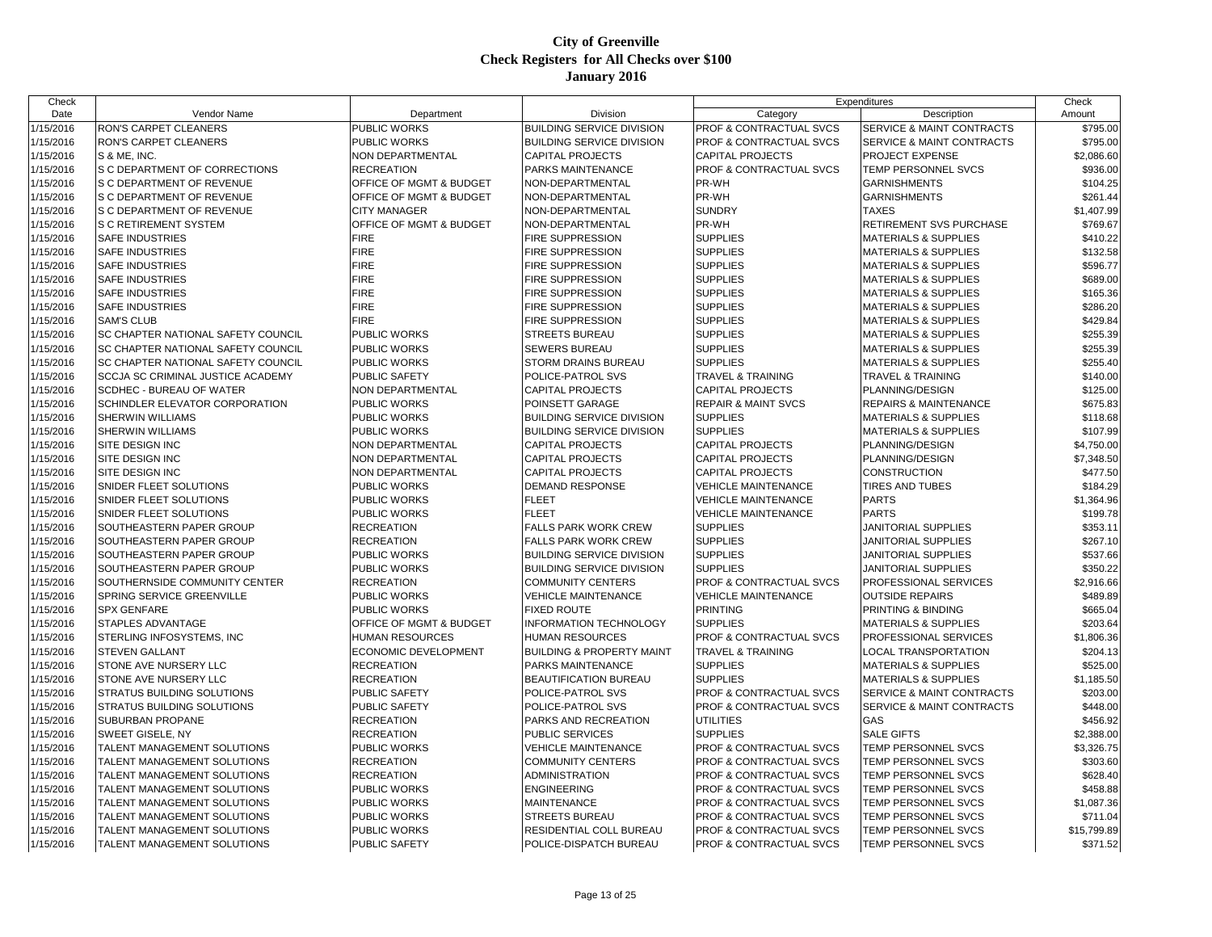# City of Greenville
## Check Registers for All Checks over $100
### January 2016

| Check Date | Vendor Name | Department | Division | Expenditures Category | Expenditures Description | Check Amount |
|---|---|---|---|---|---|---|
| 1/15/2016 | RON'S CARPET CLEANERS | PUBLIC WORKS | BUILDING SERVICE DIVISION | PROF & CONTRACTUAL SVCS | SERVICE & MAINT CONTRACTS | $795.00 |
| 1/15/2016 | RON'S CARPET CLEANERS | PUBLIC WORKS | BUILDING SERVICE DIVISION | PROF & CONTRACTUAL SVCS | SERVICE & MAINT CONTRACTS | $795.00 |
| 1/15/2016 | S & ME, INC. | NON DEPARTMENTAL | CAPITAL PROJECTS | CAPITAL PROJECTS | PROJECT EXPENSE | $2,086.60 |
| 1/15/2016 | S C DEPARTMENT OF CORRECTIONS | RECREATION | PARKS MAINTENANCE | PROF & CONTRACTUAL SVCS | TEMP PERSONNEL SVCS | $936.00 |
| 1/15/2016 | S C DEPARTMENT OF REVENUE | OFFICE OF MGMT & BUDGET | NON-DEPARTMENTAL | PR-WH | GARNISHMENTS | $104.25 |
| 1/15/2016 | S C DEPARTMENT OF REVENUE | OFFICE OF MGMT & BUDGET | NON-DEPARTMENTAL | PR-WH | GARNISHMENTS | $261.44 |
| 1/15/2016 | S C DEPARTMENT OF REVENUE | CITY MANAGER | NON-DEPARTMENTAL | SUNDRY | TAXES | $1,407.99 |
| 1/15/2016 | S C RETIREMENT SYSTEM | OFFICE OF MGMT & BUDGET | NON-DEPARTMENTAL | PR-WH | RETIREMENT SVS PURCHASE | $769.67 |
| 1/15/2016 | SAFE INDUSTRIES | FIRE | FIRE SUPPRESSION | SUPPLIES | MATERIALS & SUPPLIES | $410.22 |
| 1/15/2016 | SAFE INDUSTRIES | FIRE | FIRE SUPPRESSION | SUPPLIES | MATERIALS & SUPPLIES | $132.58 |
| 1/15/2016 | SAFE INDUSTRIES | FIRE | FIRE SUPPRESSION | SUPPLIES | MATERIALS & SUPPLIES | $596.77 |
| 1/15/2016 | SAFE INDUSTRIES | FIRE | FIRE SUPPRESSION | SUPPLIES | MATERIALS & SUPPLIES | $689.00 |
| 1/15/2016 | SAFE INDUSTRIES | FIRE | FIRE SUPPRESSION | SUPPLIES | MATERIALS & SUPPLIES | $165.36 |
| 1/15/2016 | SAFE INDUSTRIES | FIRE | FIRE SUPPRESSION | SUPPLIES | MATERIALS & SUPPLIES | $286.20 |
| 1/15/2016 | SAM'S CLUB | FIRE | FIRE SUPPRESSION | SUPPLIES | MATERIALS & SUPPLIES | $429.84 |
| 1/15/2016 | SC CHAPTER NATIONAL SAFETY COUNCIL | PUBLIC WORKS | STREETS BUREAU | SUPPLIES | MATERIALS & SUPPLIES | $255.39 |
| 1/15/2016 | SC CHAPTER NATIONAL SAFETY COUNCIL | PUBLIC WORKS | SEWERS BUREAU | SUPPLIES | MATERIALS & SUPPLIES | $255.39 |
| 1/15/2016 | SC CHAPTER NATIONAL SAFETY COUNCIL | PUBLIC WORKS | STORM DRAINS BUREAU | SUPPLIES | MATERIALS & SUPPLIES | $255.40 |
| 1/15/2016 | SCCJA SC CRIMINAL JUSTICE ACADEMY | PUBLIC SAFETY | POLICE-PATROL SVS | TRAVEL & TRAINING | TRAVEL & TRAINING | $140.00 |
| 1/15/2016 | SCDHEC - BUREAU OF WATER | NON DEPARTMENTAL | CAPITAL PROJECTS | CAPITAL PROJECTS | PLANNING/DESIGN | $125.00 |
| 1/15/2016 | SCHINDLER ELEVATOR CORPORATION | PUBLIC WORKS | POINSETT GARAGE | REPAIR & MAINT SVCS | REPAIRS & MAINTENANCE | $675.83 |
| 1/15/2016 | SHERWIN WILLIAMS | PUBLIC WORKS | BUILDING SERVICE DIVISION | SUPPLIES | MATERIALS & SUPPLIES | $118.68 |
| 1/15/2016 | SHERWIN WILLIAMS | PUBLIC WORKS | BUILDING SERVICE DIVISION | SUPPLIES | MATERIALS & SUPPLIES | $107.99 |
| 1/15/2016 | SITE DESIGN INC | NON DEPARTMENTAL | CAPITAL PROJECTS | CAPITAL PROJECTS | PLANNING/DESIGN | $4,750.00 |
| 1/15/2016 | SITE DESIGN INC | NON DEPARTMENTAL | CAPITAL PROJECTS | CAPITAL PROJECTS | PLANNING/DESIGN | $7,348.50 |
| 1/15/2016 | SITE DESIGN INC | NON DEPARTMENTAL | CAPITAL PROJECTS | CAPITAL PROJECTS | CONSTRUCTION | $477.50 |
| 1/15/2016 | SNIDER FLEET SOLUTIONS | PUBLIC WORKS | DEMAND RESPONSE | VEHICLE MAINTENANCE | TIRES AND TUBES | $184.29 |
| 1/15/2016 | SNIDER FLEET SOLUTIONS | PUBLIC WORKS | FLEET | VEHICLE MAINTENANCE | PARTS | $1,364.96 |
| 1/15/2016 | SNIDER FLEET SOLUTIONS | PUBLIC WORKS | FLEET | VEHICLE MAINTENANCE | PARTS | $199.78 |
| 1/15/2016 | SOUTHEASTERN PAPER GROUP | RECREATION | FALLS PARK WORK CREW | SUPPLIES | JANITORIAL SUPPLIES | $353.11 |
| 1/15/2016 | SOUTHEASTERN PAPER GROUP | RECREATION | FALLS PARK WORK CREW | SUPPLIES | JANITORIAL SUPPLIES | $267.10 |
| 1/15/2016 | SOUTHEASTERN PAPER GROUP | PUBLIC WORKS | BUILDING SERVICE DIVISION | SUPPLIES | JANITORIAL SUPPLIES | $537.66 |
| 1/15/2016 | SOUTHEASTERN PAPER GROUP | PUBLIC WORKS | BUILDING SERVICE DIVISION | SUPPLIES | JANITORIAL SUPPLIES | $350.22 |
| 1/15/2016 | SOUTHERNSIDE COMMUNITY CENTER | RECREATION | COMMUNITY CENTERS | PROF & CONTRACTUAL SVCS | PROFESSIONAL SERVICES | $2,916.66 |
| 1/15/2016 | SPRING SERVICE GREENVILLE | PUBLIC WORKS | VEHICLE MAINTENANCE | VEHICLE MAINTENANCE | OUTSIDE REPAIRS | $489.89 |
| 1/15/2016 | SPX GENFARE | PUBLIC WORKS | FIXED ROUTE | PRINTING | PRINTING & BINDING | $665.04 |
| 1/15/2016 | STAPLES ADVANTAGE | OFFICE OF MGMT & BUDGET | INFORMATION TECHNOLOGY | SUPPLIES | MATERIALS & SUPPLIES | $203.64 |
| 1/15/2016 | STERLING INFOSYSTEMS, INC | HUMAN RESOURCES | HUMAN RESOURCES | PROF & CONTRACTUAL SVCS | PROFESSIONAL SERVICES | $1,806.36 |
| 1/15/2016 | STEVEN GALLANT | ECONOMIC DEVELOPMENT | BUILDING & PROPERTY MAINT | TRAVEL & TRAINING | LOCAL TRANSPORTATION | $204.13 |
| 1/15/2016 | STONE AVE NURSERY LLC | RECREATION | PARKS MAINTENANCE | SUPPLIES | MATERIALS & SUPPLIES | $525.00 |
| 1/15/2016 | STONE AVE NURSERY LLC | RECREATION | BEAUTIFICATION BUREAU | SUPPLIES | MATERIALS & SUPPLIES | $1,185.50 |
| 1/15/2016 | STRATUS BUILDING SOLUTIONS | PUBLIC SAFETY | POLICE-PATROL SVS | PROF & CONTRACTUAL SVCS | SERVICE & MAINT CONTRACTS | $203.00 |
| 1/15/2016 | STRATUS BUILDING SOLUTIONS | PUBLIC SAFETY | POLICE-PATROL SVS | PROF & CONTRACTUAL SVCS | SERVICE & MAINT CONTRACTS | $448.00 |
| 1/15/2016 | SUBURBAN PROPANE | RECREATION | PARKS AND RECREATION | UTILITIES | GAS | $456.92 |
| 1/15/2016 | SWEET GISELE, NY | RECREATION | PUBLIC SERVICES | SUPPLIES | SALE GIFTS | $2,388.00 |
| 1/15/2016 | TALENT MANAGEMENT SOLUTIONS | PUBLIC WORKS | VEHICLE MAINTENANCE | PROF & CONTRACTUAL SVCS | TEMP PERSONNEL SVCS | $3,326.75 |
| 1/15/2016 | TALENT MANAGEMENT SOLUTIONS | RECREATION | COMMUNITY CENTERS | PROF & CONTRACTUAL SVCS | TEMP PERSONNEL SVCS | $303.60 |
| 1/15/2016 | TALENT MANAGEMENT SOLUTIONS | RECREATION | ADMINISTRATION | PROF & CONTRACTUAL SVCS | TEMP PERSONNEL SVCS | $628.40 |
| 1/15/2016 | TALENT MANAGEMENT SOLUTIONS | PUBLIC WORKS | ENGINEERING | PROF & CONTRACTUAL SVCS | TEMP PERSONNEL SVCS | $458.88 |
| 1/15/2016 | TALENT MANAGEMENT SOLUTIONS | PUBLIC WORKS | MAINTENANCE | PROF & CONTRACTUAL SVCS | TEMP PERSONNEL SVCS | $1,087.36 |
| 1/15/2016 | TALENT MANAGEMENT SOLUTIONS | PUBLIC WORKS | STREETS BUREAU | PROF & CONTRACTUAL SVCS | TEMP PERSONNEL SVCS | $711.04 |
| 1/15/2016 | TALENT MANAGEMENT SOLUTIONS | PUBLIC WORKS | RESIDENTIAL COLL BUREAU | PROF & CONTRACTUAL SVCS | TEMP PERSONNEL SVCS | $15,799.89 |
| 1/15/2016 | TALENT MANAGEMENT SOLUTIONS | PUBLIC SAFETY | POLICE-DISPATCH BUREAU | PROF & CONTRACTUAL SVCS | TEMP PERSONNEL SVCS | $371.52 |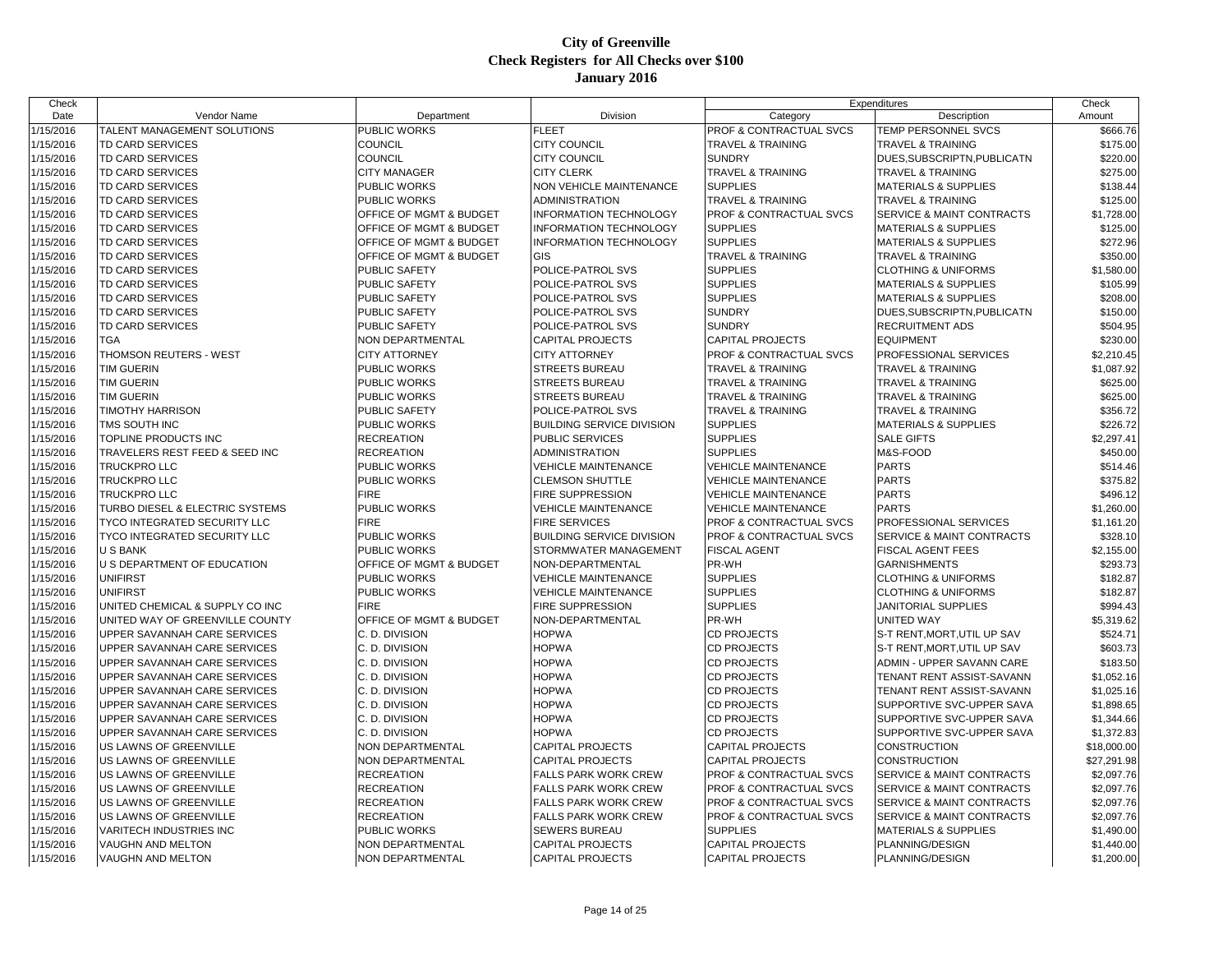# City of Greenville
## Check Registers for All Checks over $100
### January 2016

| Check Date | Vendor Name | Department | Division | Expenditures Category | Expenditures Description | Check Amount |
|---|---|---|---|---|---|---|
| 1/15/2016 | TALENT MANAGEMENT SOLUTIONS | PUBLIC WORKS | FLEET | PROF & CONTRACTUAL SVCS | TEMP PERSONNEL SVCS | $666.76 |
| 1/15/2016 | TD CARD SERVICES | COUNCIL | CITY COUNCIL | TRAVEL & TRAINING | TRAVEL & TRAINING | $175.00 |
| 1/15/2016 | TD CARD SERVICES | COUNCIL | CITY COUNCIL | SUNDRY | DUES,SUBSCRIPTN,PUBLICATN | $220.00 |
| 1/15/2016 | TD CARD SERVICES | CITY MANAGER | CITY CLERK | TRAVEL & TRAINING | TRAVEL & TRAINING | $275.00 |
| 1/15/2016 | TD CARD SERVICES | PUBLIC WORKS | NON VEHICLE MAINTENANCE | SUPPLIES | MATERIALS & SUPPLIES | $138.44 |
| 1/15/2016 | TD CARD SERVICES | PUBLIC WORKS | ADMINISTRATION | TRAVEL & TRAINING | TRAVEL & TRAINING | $125.00 |
| 1/15/2016 | TD CARD SERVICES | OFFICE OF MGMT & BUDGET | INFORMATION TECHNOLOGY | PROF & CONTRACTUAL SVCS | SERVICE & MAINT CONTRACTS | $1,728.00 |
| 1/15/2016 | TD CARD SERVICES | OFFICE OF MGMT & BUDGET | INFORMATION TECHNOLOGY | SUPPLIES | MATERIALS & SUPPLIES | $125.00 |
| 1/15/2016 | TD CARD SERVICES | OFFICE OF MGMT & BUDGET | INFORMATION TECHNOLOGY | SUPPLIES | MATERIALS & SUPPLIES | $272.96 |
| 1/15/2016 | TD CARD SERVICES | OFFICE OF MGMT & BUDGET | GIS | TRAVEL & TRAINING | TRAVEL & TRAINING | $350.00 |
| 1/15/2016 | TD CARD SERVICES | PUBLIC SAFETY | POLICE-PATROL SVS | SUPPLIES | CLOTHING & UNIFORMS | $1,580.00 |
| 1/15/2016 | TD CARD SERVICES | PUBLIC SAFETY | POLICE-PATROL SVS | SUPPLIES | MATERIALS & SUPPLIES | $105.99 |
| 1/15/2016 | TD CARD SERVICES | PUBLIC SAFETY | POLICE-PATROL SVS | SUPPLIES | MATERIALS & SUPPLIES | $208.00 |
| 1/15/2016 | TD CARD SERVICES | PUBLIC SAFETY | POLICE-PATROL SVS | SUNDRY | DUES,SUBSCRIPTN,PUBLICATN | $150.00 |
| 1/15/2016 | TD CARD SERVICES | PUBLIC SAFETY | POLICE-PATROL SVS | SUNDRY | RECRUITMENT ADS | $504.95 |
| 1/15/2016 | TGA | NON DEPARTMENTAL | CAPITAL PROJECTS | CAPITAL PROJECTS | EQUIPMENT | $230.00 |
| 1/15/2016 | THOMSON REUTERS - WEST | CITY ATTORNEY | CITY ATTORNEY | PROF & CONTRACTUAL SVCS | PROFESSIONAL SERVICES | $2,210.45 |
| 1/15/2016 | TIM GUERIN | PUBLIC WORKS | STREETS BUREAU | TRAVEL & TRAINING | TRAVEL & TRAINING | $1,087.92 |
| 1/15/2016 | TIM GUERIN | PUBLIC WORKS | STREETS BUREAU | TRAVEL & TRAINING | TRAVEL & TRAINING | $625.00 |
| 1/15/2016 | TIM GUERIN | PUBLIC WORKS | STREETS BUREAU | TRAVEL & TRAINING | TRAVEL & TRAINING | $625.00 |
| 1/15/2016 | TIMOTHY HARRISON | PUBLIC SAFETY | POLICE-PATROL SVS | TRAVEL & TRAINING | TRAVEL & TRAINING | $356.72 |
| 1/15/2016 | TMS SOUTH INC | PUBLIC WORKS | BUILDING SERVICE DIVISION | SUPPLIES | MATERIALS & SUPPLIES | $226.72 |
| 1/15/2016 | TOPLINE PRODUCTS INC | RECREATION | PUBLIC SERVICES | SUPPLIES | SALE GIFTS | $2,297.41 |
| 1/15/2016 | TRAVELERS REST FEED & SEED INC | RECREATION | ADMINISTRATION | SUPPLIES | M&S-FOOD | $450.00 |
| 1/15/2016 | TRUCKPRO LLC | PUBLIC WORKS | VEHICLE MAINTENANCE | VEHICLE MAINTENANCE | PARTS | $514.46 |
| 1/15/2016 | TRUCKPRO LLC | PUBLIC WORKS | CLEMSON SHUTTLE | VEHICLE MAINTENANCE | PARTS | $375.82 |
| 1/15/2016 | TRUCKPRO LLC | FIRE | FIRE SUPPRESSION | VEHICLE MAINTENANCE | PARTS | $496.12 |
| 1/15/2016 | TURBO DIESEL & ELECTRIC SYSTEMS | PUBLIC WORKS | VEHICLE MAINTENANCE | VEHICLE MAINTENANCE | PARTS | $1,260.00 |
| 1/15/2016 | TYCO INTEGRATED SECURITY LLC | FIRE | FIRE SERVICES | PROF & CONTRACTUAL SVCS | PROFESSIONAL SERVICES | $1,161.20 |
| 1/15/2016 | TYCO INTEGRATED SECURITY LLC | PUBLIC WORKS | BUILDING SERVICE DIVISION | PROF & CONTRACTUAL SVCS | SERVICE & MAINT CONTRACTS | $328.10 |
| 1/15/2016 | U S BANK | PUBLIC WORKS | STORMWATER MANAGEMENT | FISCAL AGENT | FISCAL AGENT FEES | $2,155.00 |
| 1/15/2016 | U S DEPARTMENT OF EDUCATION | OFFICE OF MGMT & BUDGET | NON-DEPARTMENTAL | PR-WH | GARNISHMENTS | $293.73 |
| 1/15/2016 | UNIFIRST | PUBLIC WORKS | VEHICLE MAINTENANCE | SUPPLIES | CLOTHING & UNIFORMS | $182.87 |
| 1/15/2016 | UNIFIRST | PUBLIC WORKS | VEHICLE MAINTENANCE | SUPPLIES | CLOTHING & UNIFORMS | $182.87 |
| 1/15/2016 | UNITED CHEMICAL & SUPPLY CO INC | FIRE | FIRE SUPPRESSION | SUPPLIES | JANITORIAL SUPPLIES | $994.43 |
| 1/15/2016 | UNITED WAY OF GREENVILLE COUNTY | OFFICE OF MGMT & BUDGET | NON-DEPARTMENTAL | PR-WH | UNITED WAY | $5,319.62 |
| 1/15/2016 | UPPER SAVANNAH CARE SERVICES | C. D. DIVISION | HOPWA | CD PROJECTS | S-T RENT,MORT,UTIL UP SAV | $524.71 |
| 1/15/2016 | UPPER SAVANNAH CARE SERVICES | C. D. DIVISION | HOPWA | CD PROJECTS | S-T RENT,MORT,UTIL UP SAV | $603.73 |
| 1/15/2016 | UPPER SAVANNAH CARE SERVICES | C. D. DIVISION | HOPWA | CD PROJECTS | ADMIN - UPPER SAVANN CARE | $183.50 |
| 1/15/2016 | UPPER SAVANNAH CARE SERVICES | C. D. DIVISION | HOPWA | CD PROJECTS | TENANT RENT ASSIST-SAVANN | $1,052.16 |
| 1/15/2016 | UPPER SAVANNAH CARE SERVICES | C. D. DIVISION | HOPWA | CD PROJECTS | TENANT RENT ASSIST-SAVANN | $1,025.16 |
| 1/15/2016 | UPPER SAVANNAH CARE SERVICES | C. D. DIVISION | HOPWA | CD PROJECTS | SUPPORTIVE SVC-UPPER SAVA | $1,898.65 |
| 1/15/2016 | UPPER SAVANNAH CARE SERVICES | C. D. DIVISION | HOPWA | CD PROJECTS | SUPPORTIVE SVC-UPPER SAVA | $1,344.66 |
| 1/15/2016 | UPPER SAVANNAH CARE SERVICES | C. D. DIVISION | HOPWA | CD PROJECTS | SUPPORTIVE SVC-UPPER SAVA | $1,372.83 |
| 1/15/2016 | US LAWNS OF GREENVILLE | NON DEPARTMENTAL | CAPITAL PROJECTS | CAPITAL PROJECTS | CONSTRUCTION | $18,000.00 |
| 1/15/2016 | US LAWNS OF GREENVILLE | NON DEPARTMENTAL | CAPITAL PROJECTS | CAPITAL PROJECTS | CONSTRUCTION | $27,291.98 |
| 1/15/2016 | US LAWNS OF GREENVILLE | RECREATION | FALLS PARK WORK CREW | PROF & CONTRACTUAL SVCS | SERVICE & MAINT CONTRACTS | $2,097.76 |
| 1/15/2016 | US LAWNS OF GREENVILLE | RECREATION | FALLS PARK WORK CREW | PROF & CONTRACTUAL SVCS | SERVICE & MAINT CONTRACTS | $2,097.76 |
| 1/15/2016 | US LAWNS OF GREENVILLE | RECREATION | FALLS PARK WORK CREW | PROF & CONTRACTUAL SVCS | SERVICE & MAINT CONTRACTS | $2,097.76 |
| 1/15/2016 | US LAWNS OF GREENVILLE | RECREATION | FALLS PARK WORK CREW | PROF & CONTRACTUAL SVCS | SERVICE & MAINT CONTRACTS | $2,097.76 |
| 1/15/2016 | VARITECH INDUSTRIES INC | PUBLIC WORKS | SEWERS BUREAU | SUPPLIES | MATERIALS & SUPPLIES | $1,490.00 |
| 1/15/2016 | VAUGHN AND MELTON | NON DEPARTMENTAL | CAPITAL PROJECTS | CAPITAL PROJECTS | PLANNING/DESIGN | $1,440.00 |
| 1/15/2016 | VAUGHN AND MELTON | NON DEPARTMENTAL | CAPITAL PROJECTS | CAPITAL PROJECTS | PLANNING/DESIGN | $1,200.00 |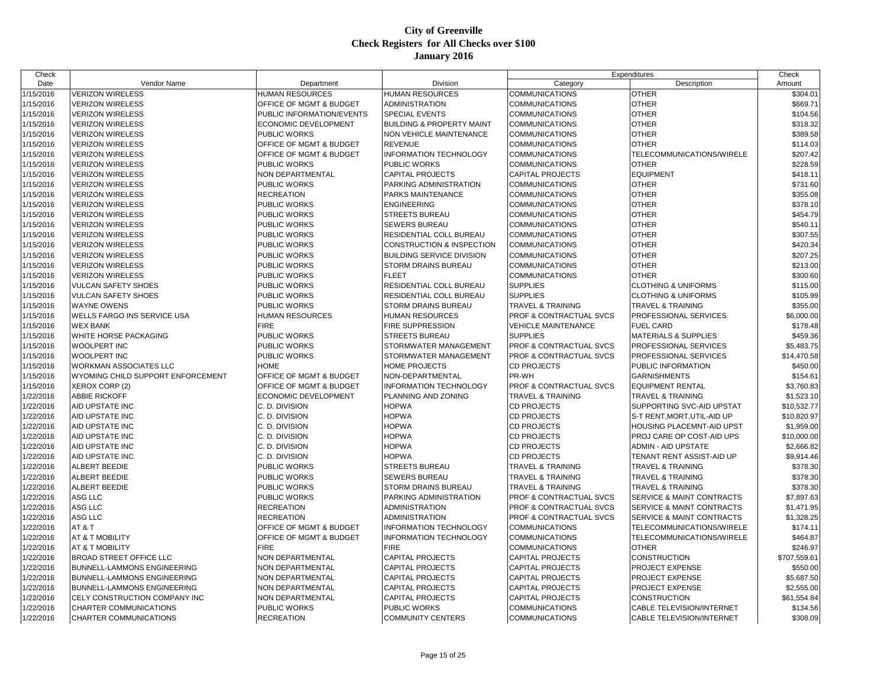# City of Greenville
## Check Registers for All Checks over $100
### January 2016

| Check Date | Vendor Name | Department | Division | Expenditures Category | Expenditures Description | Check Amount |
|---|---|---|---|---|---|---|
| 1/15/2016 | VERIZON WIRELESS | HUMAN RESOURCES | HUMAN RESOURCES | COMMUNICATIONS | OTHER | $304.01 |
| 1/15/2016 | VERIZON WIRELESS | OFFICE OF MGMT & BUDGET | ADMINISTRATION | COMMUNICATIONS | OTHER | $669.71 |
| 1/15/2016 | VERIZON WIRELESS | PUBLIC INFORMATION/EVENTS | SPECIAL EVENTS | COMMUNICATIONS | OTHER | $104.56 |
| 1/15/2016 | VERIZON WIRELESS | ECONOMIC DEVELOPMENT | BUILDING & PROPERTY MAINT | COMMUNICATIONS | OTHER | $318.32 |
| 1/15/2016 | VERIZON WIRELESS | PUBLIC WORKS | NON VEHICLE MAINTENANCE | COMMUNICATIONS | OTHER | $389.58 |
| 1/15/2016 | VERIZON WIRELESS | OFFICE OF MGMT & BUDGET | REVENUE | COMMUNICATIONS | OTHER | $114.03 |
| 1/15/2016 | VERIZON WIRELESS | OFFICE OF MGMT & BUDGET | INFORMATION TECHNOLOGY | COMMUNICATIONS | TELECOMMUNICATIONS/WIRELE | $207.42 |
| 1/15/2016 | VERIZON WIRELESS | PUBLIC WORKS | PUBLIC WORKS | COMMUNICATIONS | OTHER | $228.59 |
| 1/15/2016 | VERIZON WIRELESS | NON DEPARTMENTAL | CAPITAL PROJECTS | CAPITAL PROJECTS | EQUIPMENT | $418.11 |
| 1/15/2016 | VERIZON WIRELESS | PUBLIC WORKS | PARKING ADMINISTRATION | COMMUNICATIONS | OTHER | $731.60 |
| 1/15/2016 | VERIZON WIRELESS | RECREATION | PARKS MAINTENANCE | COMMUNICATIONS | OTHER | $355.08 |
| 1/15/2016 | VERIZON WIRELESS | PUBLIC WORKS | ENGINEERING | COMMUNICATIONS | OTHER | $378.10 |
| 1/15/2016 | VERIZON WIRELESS | PUBLIC WORKS | STREETS BUREAU | COMMUNICATIONS | OTHER | $454.79 |
| 1/15/2016 | VERIZON WIRELESS | PUBLIC WORKS | SEWERS BUREAU | COMMUNICATIONS | OTHER | $540.11 |
| 1/15/2016 | VERIZON WIRELESS | PUBLIC WORKS | RESIDENTIAL COLL BUREAU | COMMUNICATIONS | OTHER | $307.55 |
| 1/15/2016 | VERIZON WIRELESS | PUBLIC WORKS | CONSTRUCTION & INSPECTION | COMMUNICATIONS | OTHER | $420.34 |
| 1/15/2016 | VERIZON WIRELESS | PUBLIC WORKS | BUILDING SERVICE DIVISION | COMMUNICATIONS | OTHER | $207.25 |
| 1/15/2016 | VERIZON WIRELESS | PUBLIC WORKS | STORM DRAINS BUREAU | COMMUNICATIONS | OTHER | $213.00 |
| 1/15/2016 | VERIZON WIRELESS | PUBLIC WORKS | FLEET | COMMUNICATIONS | OTHER | $300.60 |
| 1/15/2016 | VULCAN SAFETY SHOES | PUBLIC WORKS | RESIDENTIAL COLL BUREAU | SUPPLIES | CLOTHING & UNIFORMS | $115.00 |
| 1/15/2016 | VULCAN SAFETY SHOES | PUBLIC WORKS | RESIDENTIAL COLL BUREAU | SUPPLIES | CLOTHING & UNIFORMS | $105.99 |
| 1/15/2016 | WAYNE OWENS | PUBLIC WORKS | STORM DRAINS BUREAU | TRAVEL & TRAINING | TRAVEL & TRAINING | $355.00 |
| 1/15/2016 | WELLS FARGO INS SERVICE USA | HUMAN RESOURCES | HUMAN RESOURCES | PROF & CONTRACTUAL SVCS | PROFESSIONAL SERVICES | $6,000.00 |
| 1/15/2016 | WEX BANK | FIRE | FIRE SUPPRESSION | VEHICLE MAINTENANCE | FUEL CARD | $178.48 |
| 1/15/2016 | WHITE HORSE PACKAGING | PUBLIC WORKS | STREETS BUREAU | SUPPLIES | MATERIALS & SUPPLIES | $459.36 |
| 1/15/2016 | WOOLPERT INC | PUBLIC WORKS | STORMWATER MANAGEMENT | PROF & CONTRACTUAL SVCS | PROFESSIONAL SERVICES | $5,483.75 |
| 1/15/2016 | WOOLPERT INC | PUBLIC WORKS | STORMWATER MANAGEMENT | PROF & CONTRACTUAL SVCS | PROFESSIONAL SERVICES | $14,470.58 |
| 1/15/2016 | WORKMAN ASSOCIATES LLC | HOME | HOME PROJECTS | CD PROJECTS | PUBLIC INFORMATION | $450.00 |
| 1/15/2016 | WYOMING CHILD SUPPORT ENFORCEMENT | OFFICE OF MGMT & BUDGET | NON-DEPARTMENTAL | PR-WH | GARNISHMENTS | $154.61 |
| 1/15/2016 | XEROX CORP (2) | OFFICE OF MGMT & BUDGET | INFORMATION TECHNOLOGY | PROF & CONTRACTUAL SVCS | EQUIPMENT RENTAL | $3,760.83 |
| 1/22/2016 | ABBIE RICKOFF | ECONOMIC DEVELOPMENT | PLANNING AND ZONING | TRAVEL & TRAINING | TRAVEL & TRAINING | $1,523.10 |
| 1/22/2016 | AID UPSTATE INC | C. D. DIVISION | HOPWA | CD PROJECTS | SUPPORTING SVC-AID UPSTAT | $10,532.77 |
| 1/22/2016 | AID UPSTATE INC | C. D. DIVISION | HOPWA | CD PROJECTS | S-T RENT,MORT,UTIL-AID UP | $10,820.97 |
| 1/22/2016 | AID UPSTATE INC | C. D. DIVISION | HOPWA | CD PROJECTS | HOUSING PLACEMNT-AID UPST | $1,959.00 |
| 1/22/2016 | AID UPSTATE INC | C. D. DIVISION | HOPWA | CD PROJECTS | PROJ CARE OP COST-AID UPS | $10,000.00 |
| 1/22/2016 | AID UPSTATE INC | C. D. DIVISION | HOPWA | CD PROJECTS | ADMIN - AID UPSTATE | $2,666.82 |
| 1/22/2016 | AID UPSTATE INC | C. D. DIVISION | HOPWA | CD PROJECTS | TENANT RENT ASSIST-AID UP | $9,914.46 |
| 1/22/2016 | ALBERT BEEDIE | PUBLIC WORKS | STREETS BUREAU | TRAVEL & TRAINING | TRAVEL & TRAINING | $378.30 |
| 1/22/2016 | ALBERT BEEDIE | PUBLIC WORKS | SEWERS BUREAU | TRAVEL & TRAINING | TRAVEL & TRAINING | $378.30 |
| 1/22/2016 | ALBERT BEEDIE | PUBLIC WORKS | STORM DRAINS BUREAU | TRAVEL & TRAINING | TRAVEL & TRAINING | $378.30 |
| 1/22/2016 | ASG LLC | PUBLIC WORKS | PARKING ADMINISTRATION | PROF & CONTRACTUAL SVCS | SERVICE & MAINT CONTRACTS | $7,897.63 |
| 1/22/2016 | ASG LLC | RECREATION | ADMINISTRATION | PROF & CONTRACTUAL SVCS | SERVICE & MAINT CONTRACTS | $1,471.95 |
| 1/22/2016 | ASG LLC | RECREATION | ADMINISTRATION | PROF & CONTRACTUAL SVCS | SERVICE & MAINT CONTRACTS | $1,328.25 |
| 1/22/2016 | AT & T | OFFICE OF MGMT & BUDGET | INFORMATION TECHNOLOGY | COMMUNICATIONS | TELECOMMUNICATIONS/WIRELE | $174.11 |
| 1/22/2016 | AT & T MOBILITY | OFFICE OF MGMT & BUDGET | INFORMATION TECHNOLOGY | COMMUNICATIONS | TELECOMMUNICATIONS/WIRELE | $464.87 |
| 1/22/2016 | AT & T MOBILITY | FIRE | FIRE | COMMUNICATIONS | OTHER | $246.97 |
| 1/22/2016 | BROAD STREET OFFICE LLC | NON DEPARTMENTAL | CAPITAL PROJECTS | CAPITAL PROJECTS | CONSTRUCTION | $707,559.61 |
| 1/22/2016 | BUNNELL-LAMMONS ENGINEERING | NON DEPARTMENTAL | CAPITAL PROJECTS | CAPITAL PROJECTS | PROJECT EXPENSE | $550.00 |
| 1/22/2016 | BUNNELL-LAMMONS ENGINEERING | NON DEPARTMENTAL | CAPITAL PROJECTS | CAPITAL PROJECTS | PROJECT EXPENSE | $5,687.50 |
| 1/22/2016 | BUNNELL-LAMMONS ENGINEERING | NON DEPARTMENTAL | CAPITAL PROJECTS | CAPITAL PROJECTS | PROJECT EXPENSE | $2,555.00 |
| 1/22/2016 | CELY CONSTRUCTION COMPANY INC | NON DEPARTMENTAL | CAPITAL PROJECTS | CAPITAL PROJECTS | CONSTRUCTION | $61,554.84 |
| 1/22/2016 | CHARTER COMMUNICATIONS | PUBLIC WORKS | PUBLIC WORKS | COMMUNICATIONS | CABLE TELEVISION/INTERNET | $134.56 |
| 1/22/2016 | CHARTER COMMUNICATIONS | RECREATION | COMMUNITY CENTERS | COMMUNICATIONS | CABLE TELEVISION/INTERNET | $308.09 |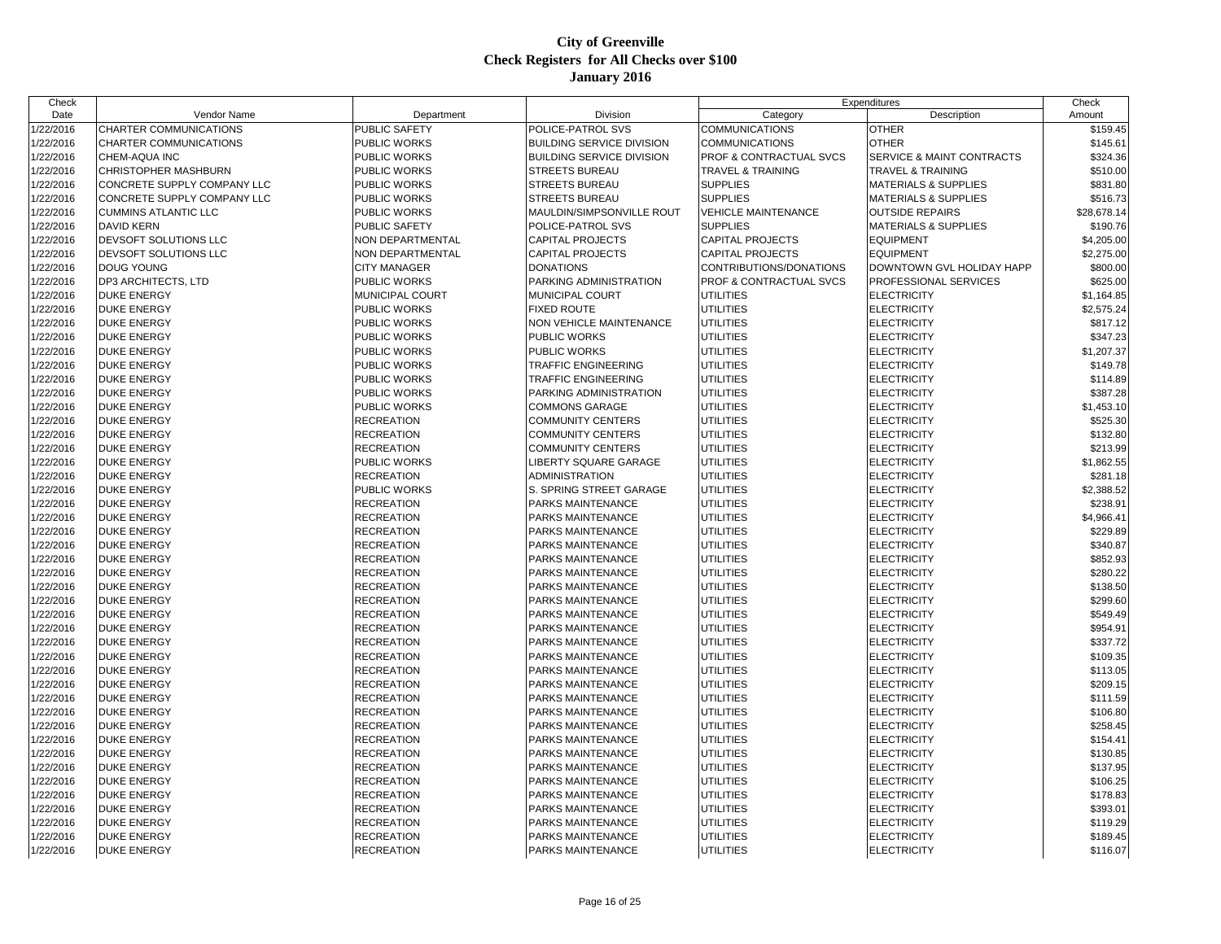# City of Greenville
## Check Registers for All Checks over $100
## January 2016

| Check Date | Vendor Name | Department | Division | Expenditures Category | Expenditures Description | Check Amount |
|---|---|---|---|---|---|---|
| 1/22/2016 | CHARTER COMMUNICATIONS | PUBLIC SAFETY | POLICE-PATROL SVS | COMMUNICATIONS | OTHER | $159.45 |
| 1/22/2016 | CHARTER COMMUNICATIONS | PUBLIC WORKS | BUILDING SERVICE DIVISION | COMMUNICATIONS | OTHER | $145.61 |
| 1/22/2016 | CHEM-AQUA INC | PUBLIC WORKS | BUILDING SERVICE DIVISION | PROF & CONTRACTUAL SVCS | SERVICE & MAINT CONTRACTS | $324.36 |
| 1/22/2016 | CHRISTOPHER MASHBURN | PUBLIC WORKS | STREETS BUREAU | TRAVEL & TRAINING | TRAVEL & TRAINING | $510.00 |
| 1/22/2016 | CONCRETE SUPPLY COMPANY LLC | PUBLIC WORKS | STREETS BUREAU | SUPPLIES | MATERIALS & SUPPLIES | $831.80 |
| 1/22/2016 | CONCRETE SUPPLY COMPANY LLC | PUBLIC WORKS | STREETS BUREAU | SUPPLIES | MATERIALS & SUPPLIES | $516.73 |
| 1/22/2016 | CUMMINS ATLANTIC LLC | PUBLIC WORKS | MAULDIN/SIMPSONVILLE ROUT | VEHICLE MAINTENANCE | OUTSIDE REPAIRS | $28,678.14 |
| 1/22/2016 | DAVID KERN | PUBLIC SAFETY | POLICE-PATROL SVS | SUPPLIES | MATERIALS & SUPPLIES | $190.76 |
| 1/22/2016 | DEVSOFT SOLUTIONS LLC | NON DEPARTMENTAL | CAPITAL PROJECTS | CAPITAL PROJECTS | EQUIPMENT | $4,205.00 |
| 1/22/2016 | DEVSOFT SOLUTIONS LLC | NON DEPARTMENTAL | CAPITAL PROJECTS | CAPITAL PROJECTS | EQUIPMENT | $2,275.00 |
| 1/22/2016 | DOUG YOUNG | CITY MANAGER | DONATIONS | CONTRIBUTIONS/DONATIONS | DOWNTOWN GVL HOLIDAY HAPP | $800.00 |
| 1/22/2016 | DP3 ARCHITECTS, LTD | PUBLIC WORKS | PARKING ADMINISTRATION | PROF & CONTRACTUAL SVCS | PROFESSIONAL SERVICES | $625.00 |
| 1/22/2016 | DUKE ENERGY | MUNICIPAL COURT | MUNICIPAL COURT | UTILITIES | ELECTRICITY | $1,164.85 |
| 1/22/2016 | DUKE ENERGY | PUBLIC WORKS | FIXED ROUTE | UTILITIES | ELECTRICITY | $2,575.24 |
| 1/22/2016 | DUKE ENERGY | PUBLIC WORKS | NON VEHICLE MAINTENANCE | UTILITIES | ELECTRICITY | $817.12 |
| 1/22/2016 | DUKE ENERGY | PUBLIC WORKS | PUBLIC WORKS | UTILITIES | ELECTRICITY | $347.23 |
| 1/22/2016 | DUKE ENERGY | PUBLIC WORKS | PUBLIC WORKS | UTILITIES | ELECTRICITY | $1,207.37 |
| 1/22/2016 | DUKE ENERGY | PUBLIC WORKS | TRAFFIC ENGINEERING | UTILITIES | ELECTRICITY | $149.78 |
| 1/22/2016 | DUKE ENERGY | PUBLIC WORKS | TRAFFIC ENGINEERING | UTILITIES | ELECTRICITY | $114.89 |
| 1/22/2016 | DUKE ENERGY | PUBLIC WORKS | PARKING ADMINISTRATION | UTILITIES | ELECTRICITY | $387.28 |
| 1/22/2016 | DUKE ENERGY | PUBLIC WORKS | COMMONS GARAGE | UTILITIES | ELECTRICITY | $1,453.10 |
| 1/22/2016 | DUKE ENERGY | RECREATION | COMMUNITY CENTERS | UTILITIES | ELECTRICITY | $525.30 |
| 1/22/2016 | DUKE ENERGY | RECREATION | COMMUNITY CENTERS | UTILITIES | ELECTRICITY | $132.80 |
| 1/22/2016 | DUKE ENERGY | RECREATION | COMMUNITY CENTERS | UTILITIES | ELECTRICITY | $213.99 |
| 1/22/2016 | DUKE ENERGY | PUBLIC WORKS | LIBERTY SQUARE GARAGE | UTILITIES | ELECTRICITY | $1,862.55 |
| 1/22/2016 | DUKE ENERGY | RECREATION | ADMINISTRATION | UTILITIES | ELECTRICITY | $281.18 |
| 1/22/2016 | DUKE ENERGY | PUBLIC WORKS | S. SPRING STREET GARAGE | UTILITIES | ELECTRICITY | $2,388.52 |
| 1/22/2016 | DUKE ENERGY | RECREATION | PARKS MAINTENANCE | UTILITIES | ELECTRICITY | $238.91 |
| 1/22/2016 | DUKE ENERGY | RECREATION | PARKS MAINTENANCE | UTILITIES | ELECTRICITY | $4,966.41 |
| 1/22/2016 | DUKE ENERGY | RECREATION | PARKS MAINTENANCE | UTILITIES | ELECTRICITY | $229.89 |
| 1/22/2016 | DUKE ENERGY | RECREATION | PARKS MAINTENANCE | UTILITIES | ELECTRICITY | $340.87 |
| 1/22/2016 | DUKE ENERGY | RECREATION | PARKS MAINTENANCE | UTILITIES | ELECTRICITY | $852.93 |
| 1/22/2016 | DUKE ENERGY | RECREATION | PARKS MAINTENANCE | UTILITIES | ELECTRICITY | $280.22 |
| 1/22/2016 | DUKE ENERGY | RECREATION | PARKS MAINTENANCE | UTILITIES | ELECTRICITY | $138.50 |
| 1/22/2016 | DUKE ENERGY | RECREATION | PARKS MAINTENANCE | UTILITIES | ELECTRICITY | $299.60 |
| 1/22/2016 | DUKE ENERGY | RECREATION | PARKS MAINTENANCE | UTILITIES | ELECTRICITY | $549.49 |
| 1/22/2016 | DUKE ENERGY | RECREATION | PARKS MAINTENANCE | UTILITIES | ELECTRICITY | $954.91 |
| 1/22/2016 | DUKE ENERGY | RECREATION | PARKS MAINTENANCE | UTILITIES | ELECTRICITY | $337.72 |
| 1/22/2016 | DUKE ENERGY | RECREATION | PARKS MAINTENANCE | UTILITIES | ELECTRICITY | $109.35 |
| 1/22/2016 | DUKE ENERGY | RECREATION | PARKS MAINTENANCE | UTILITIES | ELECTRICITY | $113.05 |
| 1/22/2016 | DUKE ENERGY | RECREATION | PARKS MAINTENANCE | UTILITIES | ELECTRICITY | $209.15 |
| 1/22/2016 | DUKE ENERGY | RECREATION | PARKS MAINTENANCE | UTILITIES | ELECTRICITY | $111.59 |
| 1/22/2016 | DUKE ENERGY | RECREATION | PARKS MAINTENANCE | UTILITIES | ELECTRICITY | $106.80 |
| 1/22/2016 | DUKE ENERGY | RECREATION | PARKS MAINTENANCE | UTILITIES | ELECTRICITY | $258.45 |
| 1/22/2016 | DUKE ENERGY | RECREATION | PARKS MAINTENANCE | UTILITIES | ELECTRICITY | $154.41 |
| 1/22/2016 | DUKE ENERGY | RECREATION | PARKS MAINTENANCE | UTILITIES | ELECTRICITY | $130.85 |
| 1/22/2016 | DUKE ENERGY | RECREATION | PARKS MAINTENANCE | UTILITIES | ELECTRICITY | $137.95 |
| 1/22/2016 | DUKE ENERGY | RECREATION | PARKS MAINTENANCE | UTILITIES | ELECTRICITY | $106.25 |
| 1/22/2016 | DUKE ENERGY | RECREATION | PARKS MAINTENANCE | UTILITIES | ELECTRICITY | $178.83 |
| 1/22/2016 | DUKE ENERGY | RECREATION | PARKS MAINTENANCE | UTILITIES | ELECTRICITY | $393.01 |
| 1/22/2016 | DUKE ENERGY | RECREATION | PARKS MAINTENANCE | UTILITIES | ELECTRICITY | $119.29 |
| 1/22/2016 | DUKE ENERGY | RECREATION | PARKS MAINTENANCE | UTILITIES | ELECTRICITY | $189.45 |
| 1/22/2016 | DUKE ENERGY | RECREATION | PARKS MAINTENANCE | UTILITIES | ELECTRICITY | $116.07 |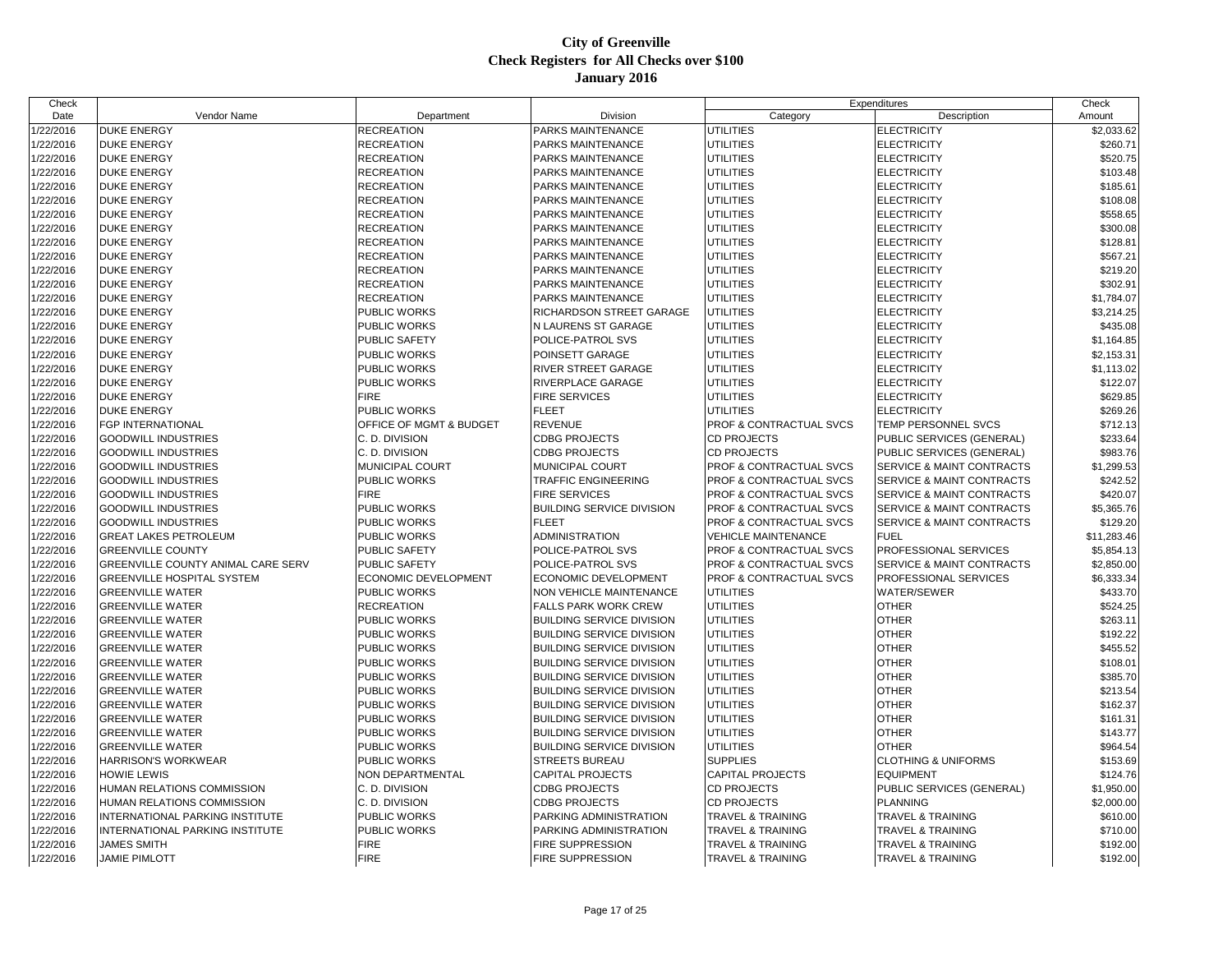# City of Greenville
## Check Registers for All Checks over $100
### January 2016

| Check Date | Vendor Name | Department | Division | Expenditures Category | Expenditures Description | Check Amount |
|---|---|---|---|---|---|---|
| 1/22/2016 | DUKE ENERGY | RECREATION | PARKS MAINTENANCE | UTILITIES | ELECTRICITY | $2,033.62 |
| 1/22/2016 | DUKE ENERGY | RECREATION | PARKS MAINTENANCE | UTILITIES | ELECTRICITY | $260.71 |
| 1/22/2016 | DUKE ENERGY | RECREATION | PARKS MAINTENANCE | UTILITIES | ELECTRICITY | $520.75 |
| 1/22/2016 | DUKE ENERGY | RECREATION | PARKS MAINTENANCE | UTILITIES | ELECTRICITY | $103.48 |
| 1/22/2016 | DUKE ENERGY | RECREATION | PARKS MAINTENANCE | UTILITIES | ELECTRICITY | $185.61 |
| 1/22/2016 | DUKE ENERGY | RECREATION | PARKS MAINTENANCE | UTILITIES | ELECTRICITY | $108.08 |
| 1/22/2016 | DUKE ENERGY | RECREATION | PARKS MAINTENANCE | UTILITIES | ELECTRICITY | $558.65 |
| 1/22/2016 | DUKE ENERGY | RECREATION | PARKS MAINTENANCE | UTILITIES | ELECTRICITY | $300.08 |
| 1/22/2016 | DUKE ENERGY | RECREATION | PARKS MAINTENANCE | UTILITIES | ELECTRICITY | $128.81 |
| 1/22/2016 | DUKE ENERGY | RECREATION | PARKS MAINTENANCE | UTILITIES | ELECTRICITY | $567.21 |
| 1/22/2016 | DUKE ENERGY | RECREATION | PARKS MAINTENANCE | UTILITIES | ELECTRICITY | $219.20 |
| 1/22/2016 | DUKE ENERGY | RECREATION | PARKS MAINTENANCE | UTILITIES | ELECTRICITY | $302.91 |
| 1/22/2016 | DUKE ENERGY | RECREATION | PARKS MAINTENANCE | UTILITIES | ELECTRICITY | $1,784.07 |
| 1/22/2016 | DUKE ENERGY | PUBLIC WORKS | RICHARDSON STREET GARAGE | UTILITIES | ELECTRICITY | $3,214.25 |
| 1/22/2016 | DUKE ENERGY | PUBLIC WORKS | N LAURENS ST GARAGE | UTILITIES | ELECTRICITY | $435.08 |
| 1/22/2016 | DUKE ENERGY | PUBLIC SAFETY | POLICE-PATROL SVS | UTILITIES | ELECTRICITY | $1,164.85 |
| 1/22/2016 | DUKE ENERGY | PUBLIC WORKS | POINSETT GARAGE | UTILITIES | ELECTRICITY | $2,153.31 |
| 1/22/2016 | DUKE ENERGY | PUBLIC WORKS | RIVER STREET GARAGE | UTILITIES | ELECTRICITY | $1,113.02 |
| 1/22/2016 | DUKE ENERGY | PUBLIC WORKS | RIVERPLACE GARAGE | UTILITIES | ELECTRICITY | $122.07 |
| 1/22/2016 | DUKE ENERGY | FIRE | FIRE SERVICES | UTILITIES | ELECTRICITY | $629.85 |
| 1/22/2016 | DUKE ENERGY | PUBLIC WORKS | FLEET | UTILITIES | ELECTRICITY | $269.26 |
| 1/22/2016 | FGP INTERNATIONAL | OFFICE OF MGMT & BUDGET | REVENUE | PROF & CONTRACTUAL SVCS | TEMP PERSONNEL SVCS | $712.13 |
| 1/22/2016 | GOODWILL INDUSTRIES | C. D. DIVISION | CDBG PROJECTS | CD PROJECTS | PUBLIC SERVICES (GENERAL) | $233.64 |
| 1/22/2016 | GOODWILL INDUSTRIES | C. D. DIVISION | CDBG PROJECTS | CD PROJECTS | PUBLIC SERVICES (GENERAL) | $983.76 |
| 1/22/2016 | GOODWILL INDUSTRIES | MUNICIPAL COURT | MUNICIPAL COURT | PROF & CONTRACTUAL SVCS | SERVICE & MAINT CONTRACTS | $1,299.53 |
| 1/22/2016 | GOODWILL INDUSTRIES | PUBLIC WORKS | TRAFFIC ENGINEERING | PROF & CONTRACTUAL SVCS | SERVICE & MAINT CONTRACTS | $242.52 |
| 1/22/2016 | GOODWILL INDUSTRIES | FIRE | FIRE SERVICES | PROF & CONTRACTUAL SVCS | SERVICE & MAINT CONTRACTS | $420.07 |
| 1/22/2016 | GOODWILL INDUSTRIES | PUBLIC WORKS | BUILDING SERVICE DIVISION | PROF & CONTRACTUAL SVCS | SERVICE & MAINT CONTRACTS | $5,365.76 |
| 1/22/2016 | GOODWILL INDUSTRIES | PUBLIC WORKS | FLEET | PROF & CONTRACTUAL SVCS | SERVICE & MAINT CONTRACTS | $129.20 |
| 1/22/2016 | GREAT LAKES PETROLEUM | PUBLIC WORKS | ADMINISTRATION | VEHICLE MAINTENANCE | FUEL | $11,283.46 |
| 1/22/2016 | GREENVILLE COUNTY | PUBLIC SAFETY | POLICE-PATROL SVS | PROF & CONTRACTUAL SVCS | PROFESSIONAL SERVICES | $5,854.13 |
| 1/22/2016 | GREENVILLE COUNTY ANIMAL CARE SERV | PUBLIC SAFETY | POLICE-PATROL SVS | PROF & CONTRACTUAL SVCS | SERVICE & MAINT CONTRACTS | $2,850.00 |
| 1/22/2016 | GREENVILLE HOSPITAL SYSTEM | ECONOMIC DEVELOPMENT | ECONOMIC DEVELOPMENT | PROF & CONTRACTUAL SVCS | PROFESSIONAL SERVICES | $6,333.34 |
| 1/22/2016 | GREENVILLE WATER | PUBLIC WORKS | NON VEHICLE MAINTENANCE | UTILITIES | WATER/SEWER | $433.70 |
| 1/22/2016 | GREENVILLE WATER | RECREATION | FALLS PARK WORK CREW | UTILITIES | OTHER | $524.25 |
| 1/22/2016 | GREENVILLE WATER | PUBLIC WORKS | BUILDING SERVICE DIVISION | UTILITIES | OTHER | $263.11 |
| 1/22/2016 | GREENVILLE WATER | PUBLIC WORKS | BUILDING SERVICE DIVISION | UTILITIES | OTHER | $192.22 |
| 1/22/2016 | GREENVILLE WATER | PUBLIC WORKS | BUILDING SERVICE DIVISION | UTILITIES | OTHER | $455.52 |
| 1/22/2016 | GREENVILLE WATER | PUBLIC WORKS | BUILDING SERVICE DIVISION | UTILITIES | OTHER | $108.01 |
| 1/22/2016 | GREENVILLE WATER | PUBLIC WORKS | BUILDING SERVICE DIVISION | UTILITIES | OTHER | $385.70 |
| 1/22/2016 | GREENVILLE WATER | PUBLIC WORKS | BUILDING SERVICE DIVISION | UTILITIES | OTHER | $213.54 |
| 1/22/2016 | GREENVILLE WATER | PUBLIC WORKS | BUILDING SERVICE DIVISION | UTILITIES | OTHER | $162.37 |
| 1/22/2016 | GREENVILLE WATER | PUBLIC WORKS | BUILDING SERVICE DIVISION | UTILITIES | OTHER | $161.31 |
| 1/22/2016 | GREENVILLE WATER | PUBLIC WORKS | BUILDING SERVICE DIVISION | UTILITIES | OTHER | $143.77 |
| 1/22/2016 | GREENVILLE WATER | PUBLIC WORKS | BUILDING SERVICE DIVISION | UTILITIES | OTHER | $964.54 |
| 1/22/2016 | HARRISON'S WORKWEAR | PUBLIC WORKS | STREETS BUREAU | SUPPLIES | CLOTHING & UNIFORMS | $153.69 |
| 1/22/2016 | HOWIE LEWIS | NON DEPARTMENTAL | CAPITAL PROJECTS | CAPITAL PROJECTS | EQUIPMENT | $124.76 |
| 1/22/2016 | HUMAN RELATIONS COMMISSION | C. D. DIVISION | CDBG PROJECTS | CD PROJECTS | PUBLIC SERVICES (GENERAL) | $1,950.00 |
| 1/22/2016 | HUMAN RELATIONS COMMISSION | C. D. DIVISION | CDBG PROJECTS | CD PROJECTS | PLANNING | $2,000.00 |
| 1/22/2016 | INTERNATIONAL PARKING INSTITUTE | PUBLIC WORKS | PARKING ADMINISTRATION | TRAVEL & TRAINING | TRAVEL & TRAINING | $610.00 |
| 1/22/2016 | INTERNATIONAL PARKING INSTITUTE | PUBLIC WORKS | PARKING ADMINISTRATION | TRAVEL & TRAINING | TRAVEL & TRAINING | $710.00 |
| 1/22/2016 | JAMES SMITH | FIRE | FIRE SUPPRESSION | TRAVEL & TRAINING | TRAVEL & TRAINING | $192.00 |
| 1/22/2016 | JAMIE PIMLOTT | FIRE | FIRE SUPPRESSION | TRAVEL & TRAINING | TRAVEL & TRAINING | $192.00 |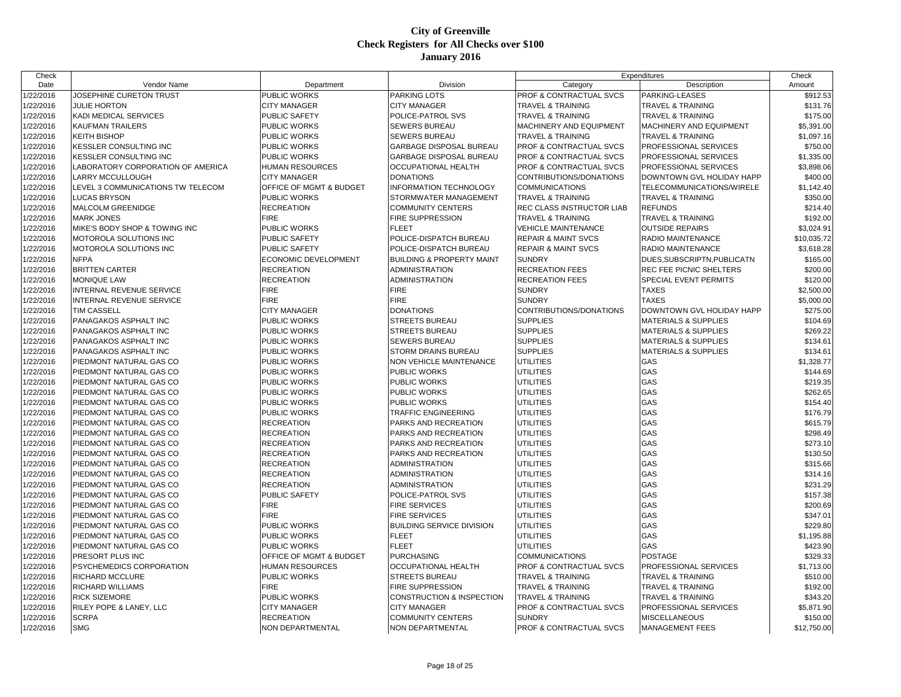# City of Greenville
## Check Registers for All Checks over $100
## January 2016

| Check Date | Vendor Name | Department | Division | Expenditures Category | Expenditures Description | Check Amount |
|---|---|---|---|---|---|---|
| 1/22/2016 | JOSEPHINE CURETON TRUST | PUBLIC WORKS | PARKING LOTS | PROF & CONTRACTUAL SVCS | PARKING-LEASES | $912.53 |
| 1/22/2016 | JULIE HORTON | CITY MANAGER | CITY MANAGER | TRAVEL & TRAINING | TRAVEL & TRAINING | $131.76 |
| 1/22/2016 | KADI MEDICAL SERVICES | PUBLIC SAFETY | POLICE-PATROL SVS | TRAVEL & TRAINING | TRAVEL & TRAINING | $175.00 |
| 1/22/2016 | KAUFMAN TRAILERS | PUBLIC WORKS | SEWERS BUREAU | MACHINERY AND EQUIPMENT | MACHINERY AND EQUIPMENT | $5,391.00 |
| 1/22/2016 | KEITH BISHOP | PUBLIC WORKS | SEWERS BUREAU | TRAVEL & TRAINING | TRAVEL & TRAINING | $1,097.16 |
| 1/22/2016 | KESSLER CONSULTING INC | PUBLIC WORKS | GARBAGE DISPOSAL BUREAU | PROF & CONTRACTUAL SVCS | PROFESSIONAL SERVICES | $750.00 |
| 1/22/2016 | KESSLER CONSULTING INC | PUBLIC WORKS | GARBAGE DISPOSAL BUREAU | PROF & CONTRACTUAL SVCS | PROFESSIONAL SERVICES | $1,335.00 |
| 1/22/2016 | LABORATORY CORPORATION OF AMERICA | HUMAN RESOURCES | OCCUPATIONAL HEALTH | PROF & CONTRACTUAL SVCS | PROFESSIONAL SERVICES | $3,898.06 |
| 1/22/2016 | LARRY MCCULLOUGH | CITY MANAGER | DONATIONS | CONTRIBUTIONS/DONATIONS | DOWNTOWN GVL HOLIDAY HAPP | $400.00 |
| 1/22/2016 | LEVEL 3 COMMUNICATIONS TW TELECOM | OFFICE OF MGMT & BUDGET | INFORMATION TECHNOLOGY | COMMUNICATIONS | TELECOMMUNICATIONS/WIRELE | $1,142.40 |
| 1/22/2016 | LUCAS BRYSON | PUBLIC WORKS | STORMWATER MANAGEMENT | TRAVEL & TRAINING | TRAVEL & TRAINING | $350.00 |
| 1/22/2016 | MALCOLM GREENIDGE | RECREATION | COMMUNITY CENTERS | REC CLASS INSTRUCTOR LIAB | REFUNDS | $214.40 |
| 1/22/2016 | MARK JONES | FIRE | FIRE SUPPRESSION | TRAVEL & TRAINING | TRAVEL & TRAINING | $192.00 |
| 1/22/2016 | MIKE'S BODY SHOP & TOWING INC | PUBLIC WORKS | FLEET | VEHICLE MAINTENANCE | OUTSIDE REPAIRS | $3,024.91 |
| 1/22/2016 | MOTOROLA SOLUTIONS INC | PUBLIC SAFETY | POLICE-DISPATCH BUREAU | REPAIR & MAINT SVCS | RADIO MAINTENANCE | $10,035.72 |
| 1/22/2016 | MOTOROLA SOLUTIONS INC | PUBLIC SAFETY | POLICE-DISPATCH BUREAU | REPAIR & MAINT SVCS | RADIO MAINTENANCE | $3,618.28 |
| 1/22/2016 | NFPA | ECONOMIC DEVELOPMENT | BUILDING & PROPERTY MAINT | SUNDRY | DUES,SUBSCRIPTN,PUBLICATN | $165.00 |
| 1/22/2016 | BRITTEN CARTER | RECREATION | ADMINISTRATION | RECREATION FEES | REC FEE PICNIC SHELTERS | $200.00 |
| 1/22/2016 | MONIQUE LAW | RECREATION | ADMINISTRATION | RECREATION FEES | SPECIAL EVENT PERMITS | $120.00 |
| 1/22/2016 | INTERNAL REVENUE SERVICE | FIRE | FIRE | SUNDRY | TAXES | $2,500.00 |
| 1/22/2016 | INTERNAL REVENUE SERVICE | FIRE | FIRE | SUNDRY | TAXES | $5,000.00 |
| 1/22/2016 | TIM CASSELL | CITY MANAGER | DONATIONS | CONTRIBUTIONS/DONATIONS | DOWNTOWN GVL HOLIDAY HAPP | $275.00 |
| 1/22/2016 | PANAGAKOS ASPHALT INC | PUBLIC WORKS | STREETS BUREAU | SUPPLIES | MATERIALS & SUPPLIES | $104.69 |
| 1/22/2016 | PANAGAKOS ASPHALT INC | PUBLIC WORKS | STREETS BUREAU | SUPPLIES | MATERIALS & SUPPLIES | $269.22 |
| 1/22/2016 | PANAGAKOS ASPHALT INC | PUBLIC WORKS | SEWERS BUREAU | SUPPLIES | MATERIALS & SUPPLIES | $134.61 |
| 1/22/2016 | PANAGAKOS ASPHALT INC | PUBLIC WORKS | STORM DRAINS BUREAU | SUPPLIES | MATERIALS & SUPPLIES | $134.61 |
| 1/22/2016 | PIEDMONT NATURAL GAS CO | PUBLIC WORKS | NON VEHICLE MAINTENANCE | UTILITIES | GAS | $1,328.77 |
| 1/22/2016 | PIEDMONT NATURAL GAS CO | PUBLIC WORKS | PUBLIC WORKS | UTILITIES | GAS | $144.69 |
| 1/22/2016 | PIEDMONT NATURAL GAS CO | PUBLIC WORKS | PUBLIC WORKS | UTILITIES | GAS | $219.35 |
| 1/22/2016 | PIEDMONT NATURAL GAS CO | PUBLIC WORKS | PUBLIC WORKS | UTILITIES | GAS | $262.65 |
| 1/22/2016 | PIEDMONT NATURAL GAS CO | PUBLIC WORKS | PUBLIC WORKS | UTILITIES | GAS | $154.40 |
| 1/22/2016 | PIEDMONT NATURAL GAS CO | PUBLIC WORKS | TRAFFIC ENGINEERING | UTILITIES | GAS | $176.79 |
| 1/22/2016 | PIEDMONT NATURAL GAS CO | RECREATION | PARKS AND RECREATION | UTILITIES | GAS | $615.79 |
| 1/22/2016 | PIEDMONT NATURAL GAS CO | RECREATION | PARKS AND RECREATION | UTILITIES | GAS | $298.49 |
| 1/22/2016 | PIEDMONT NATURAL GAS CO | RECREATION | PARKS AND RECREATION | UTILITIES | GAS | $273.10 |
| 1/22/2016 | PIEDMONT NATURAL GAS CO | RECREATION | PARKS AND RECREATION | UTILITIES | GAS | $130.50 |
| 1/22/2016 | PIEDMONT NATURAL GAS CO | RECREATION | ADMINISTRATION | UTILITIES | GAS | $315.66 |
| 1/22/2016 | PIEDMONT NATURAL GAS CO | RECREATION | ADMINISTRATION | UTILITIES | GAS | $314.16 |
| 1/22/2016 | PIEDMONT NATURAL GAS CO | RECREATION | ADMINISTRATION | UTILITIES | GAS | $231.29 |
| 1/22/2016 | PIEDMONT NATURAL GAS CO | PUBLIC SAFETY | POLICE-PATROL SVS | UTILITIES | GAS | $157.38 |
| 1/22/2016 | PIEDMONT NATURAL GAS CO | FIRE | FIRE SERVICES | UTILITIES | GAS | $200.69 |
| 1/22/2016 | PIEDMONT NATURAL GAS CO | FIRE | FIRE SERVICES | UTILITIES | GAS | $347.01 |
| 1/22/2016 | PIEDMONT NATURAL GAS CO | PUBLIC WORKS | BUILDING SERVICE DIVISION | UTILITIES | GAS | $229.80 |
| 1/22/2016 | PIEDMONT NATURAL GAS CO | PUBLIC WORKS | FLEET | UTILITIES | GAS | $1,195.88 |
| 1/22/2016 | PIEDMONT NATURAL GAS CO | PUBLIC WORKS | FLEET | UTILITIES | GAS | $423.90 |
| 1/22/2016 | PRESORT PLUS INC | OFFICE OF MGMT & BUDGET | PURCHASING | COMMUNICATIONS | POSTAGE | $329.33 |
| 1/22/2016 | PSYCHEMEDICS CORPORATION | HUMAN RESOURCES | OCCUPATIONAL HEALTH | PROF & CONTRACTUAL SVCS | PROFESSIONAL SERVICES | $1,713.00 |
| 1/22/2016 | RICHARD MCCLURE | PUBLIC WORKS | STREETS BUREAU | TRAVEL & TRAINING | TRAVEL & TRAINING | $510.00 |
| 1/22/2016 | RICHARD WILLIAMS | FIRE | FIRE SUPPRESSION | TRAVEL & TRAINING | TRAVEL & TRAINING | $192.00 |
| 1/22/2016 | RICK SIZEMORE | PUBLIC WORKS | CONSTRUCTION & INSPECTION | TRAVEL & TRAINING | TRAVEL & TRAINING | $343.20 |
| 1/22/2016 | RILEY POPE & LANEY, LLC | CITY MANAGER | CITY MANAGER | PROF & CONTRACTUAL SVCS | PROFESSIONAL SERVICES | $5,871.90 |
| 1/22/2016 | SCRPA | RECREATION | COMMUNITY CENTERS | SUNDRY | MISCELLANEOUS | $150.00 |
| 1/22/2016 | SMG | NON DEPARTMENTAL | NON DEPARTMENTAL | PROF & CONTRACTUAL SVCS | MANAGEMENT FEES | $12,750.00 |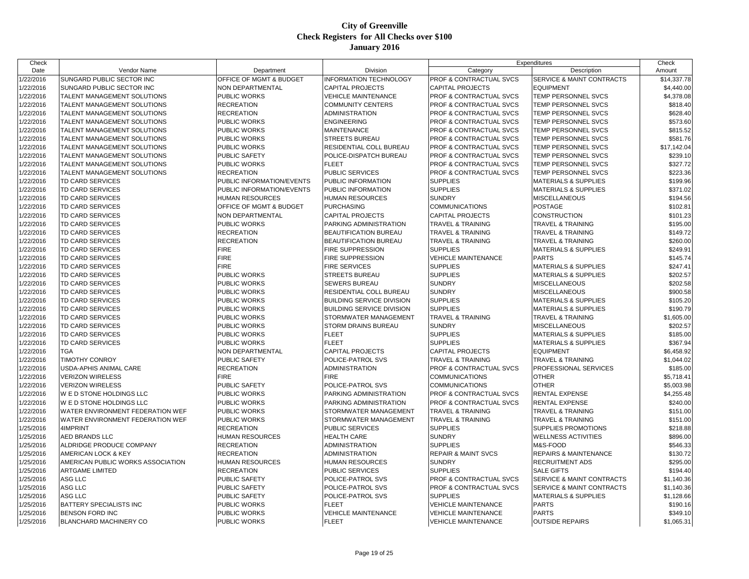# City of Greenville
## Check Registers for All Checks over $100
### January 2016

| Check Date | Vendor Name | Department | Division | Expenditures Category | Expenditures Description | Check Amount |
|---|---|---|---|---|---|---|
| 1/22/2016 | SUNGARD PUBLIC SECTOR INC | OFFICE OF MGMT & BUDGET | INFORMATION TECHNOLOGY | PROF & CONTRACTUAL SVCS | SERVICE & MAINT CONTRACTS | $14,337.78 |
| 1/22/2016 | SUNGARD PUBLIC SECTOR INC | NON DEPARTMENTAL | CAPITAL PROJECTS | CAPITAL PROJECTS | EQUIPMENT | $4,440.00 |
| 1/22/2016 | TALENT MANAGEMENT SOLUTIONS | PUBLIC WORKS | VEHICLE MAINTENANCE | PROF & CONTRACTUAL SVCS | TEMP PERSONNEL SVCS | $4,378.08 |
| 1/22/2016 | TALENT MANAGEMENT SOLUTIONS | RECREATION | COMMUNITY CENTERS | PROF & CONTRACTUAL SVCS | TEMP PERSONNEL SVCS | $818.40 |
| 1/22/2016 | TALENT MANAGEMENT SOLUTIONS | RECREATION | ADMINISTRATION | PROF & CONTRACTUAL SVCS | TEMP PERSONNEL SVCS | $628.40 |
| 1/22/2016 | TALENT MANAGEMENT SOLUTIONS | PUBLIC WORKS | ENGINEERING | PROF & CONTRACTUAL SVCS | TEMP PERSONNEL SVCS | $573.60 |
| 1/22/2016 | TALENT MANAGEMENT SOLUTIONS | PUBLIC WORKS | MAINTENANCE | PROF & CONTRACTUAL SVCS | TEMP PERSONNEL SVCS | $815.52 |
| 1/22/2016 | TALENT MANAGEMENT SOLUTIONS | PUBLIC WORKS | STREETS BUREAU | PROF & CONTRACTUAL SVCS | TEMP PERSONNEL SVCS | $581.76 |
| 1/22/2016 | TALENT MANAGEMENT SOLUTIONS | PUBLIC WORKS | RESIDENTIAL COLL BUREAU | PROF & CONTRACTUAL SVCS | TEMP PERSONNEL SVCS | $17,142.04 |
| 1/22/2016 | TALENT MANAGEMENT SOLUTIONS | PUBLIC SAFETY | POLICE-DISPATCH BUREAU | PROF & CONTRACTUAL SVCS | TEMP PERSONNEL SVCS | $239.10 |
| 1/22/2016 | TALENT MANAGEMENT SOLUTIONS | PUBLIC WORKS | FLEET | PROF & CONTRACTUAL SVCS | TEMP PERSONNEL SVCS | $327.72 |
| 1/22/2016 | TALENT MANAGEMENT SOLUTIONS | RECREATION | PUBLIC SERVICES | PROF & CONTRACTUAL SVCS | TEMP PERSONNEL SVCS | $223.36 |
| 1/22/2016 | TD CARD SERVICES | PUBLIC INFORMATION/EVENTS | PUBLIC INFORMATION | SUPPLIES | MATERIALS & SUPPLIES | $199.96 |
| 1/22/2016 | TD CARD SERVICES | PUBLIC INFORMATION/EVENTS | PUBLIC INFORMATION | SUPPLIES | MATERIALS & SUPPLIES | $371.02 |
| 1/22/2016 | TD CARD SERVICES | HUMAN RESOURCES | HUMAN RESOURCES | SUNDRY | MISCELLANEOUS | $194.56 |
| 1/22/2016 | TD CARD SERVICES | OFFICE OF MGMT & BUDGET | PURCHASING | COMMUNICATIONS | POSTAGE | $102.81 |
| 1/22/2016 | TD CARD SERVICES | NON DEPARTMENTAL | CAPITAL PROJECTS | CAPITAL PROJECTS | CONSTRUCTION | $101.23 |
| 1/22/2016 | TD CARD SERVICES | PUBLIC WORKS | PARKING ADMINISTRATION | TRAVEL & TRAINING | TRAVEL & TRAINING | $195.00 |
| 1/22/2016 | TD CARD SERVICES | RECREATION | BEAUTIFICATION BUREAU | TRAVEL & TRAINING | TRAVEL & TRAINING | $149.72 |
| 1/22/2016 | TD CARD SERVICES | RECREATION | BEAUTIFICATION BUREAU | TRAVEL & TRAINING | TRAVEL & TRAINING | $260.00 |
| 1/22/2016 | TD CARD SERVICES | FIRE | FIRE SUPPRESSION | SUPPLIES | MATERIALS & SUPPLIES | $249.91 |
| 1/22/2016 | TD CARD SERVICES | FIRE | FIRE SUPPRESSION | VEHICLE MAINTENANCE | PARTS | $145.74 |
| 1/22/2016 | TD CARD SERVICES | FIRE | FIRE SERVICES | SUPPLIES | MATERIALS & SUPPLIES | $247.41 |
| 1/22/2016 | TD CARD SERVICES | PUBLIC WORKS | STREETS BUREAU | SUPPLIES | MATERIALS & SUPPLIES | $202.57 |
| 1/22/2016 | TD CARD SERVICES | PUBLIC WORKS | SEWERS BUREAU | SUNDRY | MISCELLANEOUS | $202.58 |
| 1/22/2016 | TD CARD SERVICES | PUBLIC WORKS | RESIDENTIAL COLL BUREAU | SUNDRY | MISCELLANEOUS | $900.58 |
| 1/22/2016 | TD CARD SERVICES | PUBLIC WORKS | BUILDING SERVICE DIVISION | SUPPLIES | MATERIALS & SUPPLIES | $105.20 |
| 1/22/2016 | TD CARD SERVICES | PUBLIC WORKS | BUILDING SERVICE DIVISION | SUPPLIES | MATERIALS & SUPPLIES | $190.79 |
| 1/22/2016 | TD CARD SERVICES | PUBLIC WORKS | STORMWATER MANAGEMENT | TRAVEL & TRAINING | TRAVEL & TRAINING | $1,605.00 |
| 1/22/2016 | TD CARD SERVICES | PUBLIC WORKS | STORM DRAINS BUREAU | SUNDRY | MISCELLANEOUS | $202.57 |
| 1/22/2016 | TD CARD SERVICES | PUBLIC WORKS | FLEET | SUPPLIES | MATERIALS & SUPPLIES | $185.00 |
| 1/22/2016 | TD CARD SERVICES | PUBLIC WORKS | FLEET | SUPPLIES | MATERIALS & SUPPLIES | $367.94 |
| 1/22/2016 | TGA | NON DEPARTMENTAL | CAPITAL PROJECTS | CAPITAL PROJECTS | EQUIPMENT | $6,458.92 |
| 1/22/2016 | TIMOTHY CONROY | PUBLIC SAFETY | POLICE-PATROL SVS | TRAVEL & TRAINING | TRAVEL & TRAINING | $1,044.02 |
| 1/22/2016 | USDA-APHIS ANIMAL CARE | RECREATION | ADMINISTRATION | PROF & CONTRACTUAL SVCS | PROFESSIONAL SERVICES | $185.00 |
| 1/22/2016 | VERIZON WIRELESS | FIRE | FIRE | COMMUNICATIONS | OTHER | $5,718.41 |
| 1/22/2016 | VERIZON WIRELESS | PUBLIC SAFETY | POLICE-PATROL SVS | COMMUNICATIONS | OTHER | $5,003.98 |
| 1/22/2016 | W E D STONE HOLDINGS LLC | PUBLIC WORKS | PARKING ADMINISTRATION | PROF & CONTRACTUAL SVCS | RENTAL EXPENSE | $4,255.48 |
| 1/22/2016 | W E D STONE HOLDINGS LLC | PUBLIC WORKS | PARKING ADMINISTRATION | PROF & CONTRACTUAL SVCS | RENTAL EXPENSE | $240.00 |
| 1/22/2016 | WATER ENVIRONMENT FEDERATION WEF | PUBLIC WORKS | STORMWATER MANAGEMENT | TRAVEL & TRAINING | TRAVEL & TRAINING | $151.00 |
| 1/22/2016 | WATER ENVIRONMENT FEDERATION WEF | PUBLIC WORKS | STORMWATER MANAGEMENT | TRAVEL & TRAINING | TRAVEL & TRAINING | $151.00 |
| 1/25/2016 | 4IMPRINT | RECREATION | PUBLIC SERVICES | SUPPLIES | SUPPLIES PROMOTIONS | $218.88 |
| 1/25/2016 | AED BRANDS LLC | HUMAN RESOURCES | HEALTH CARE | SUNDRY | WELLNESS ACTIVITIES | $896.00 |
| 1/25/2016 | ALDRIDGE PRODUCE COMPANY | RECREATION | ADMINISTRATION | SUPPLIES | M&S-FOOD | $546.33 |
| 1/25/2016 | AMERICAN LOCK & KEY | RECREATION | ADMINISTRATION | REPAIR & MAINT SVCS | REPAIRS & MAINTENANCE | $130.72 |
| 1/25/2016 | AMERICAN PUBLIC WORKS ASSOCIATION | HUMAN RESOURCES | HUMAN RESOURCES | SUNDRY | RECRUITMENT ADS | $295.00 |
| 1/25/2016 | ARTGAME LIMITED | RECREATION | PUBLIC SERVICES | SUPPLIES | SALE GIFTS | $194.40 |
| 1/25/2016 | ASG LLC | PUBLIC SAFETY | POLICE-PATROL SVS | PROF & CONTRACTUAL SVCS | SERVICE & MAINT CONTRACTS | $1,140.36 |
| 1/25/2016 | ASG LLC | PUBLIC SAFETY | POLICE-PATROL SVS | PROF & CONTRACTUAL SVCS | SERVICE & MAINT CONTRACTS | $1,140.36 |
| 1/25/2016 | ASG LLC | PUBLIC SAFETY | POLICE-PATROL SVS | SUPPLIES | MATERIALS & SUPPLIES | $1,128.66 |
| 1/25/2016 | BATTERY SPECIALISTS INC | PUBLIC WORKS | FLEET | VEHICLE MAINTENANCE | PARTS | $190.16 |
| 1/25/2016 | BENSON FORD INC | PUBLIC WORKS | VEHICLE MAINTENANCE | VEHICLE MAINTENANCE | PARTS | $349.10 |
| 1/25/2016 | BLANCHARD MACHINERY CO | PUBLIC WORKS | FLEET | VEHICLE MAINTENANCE | OUTSIDE REPAIRS | $1,065.31 |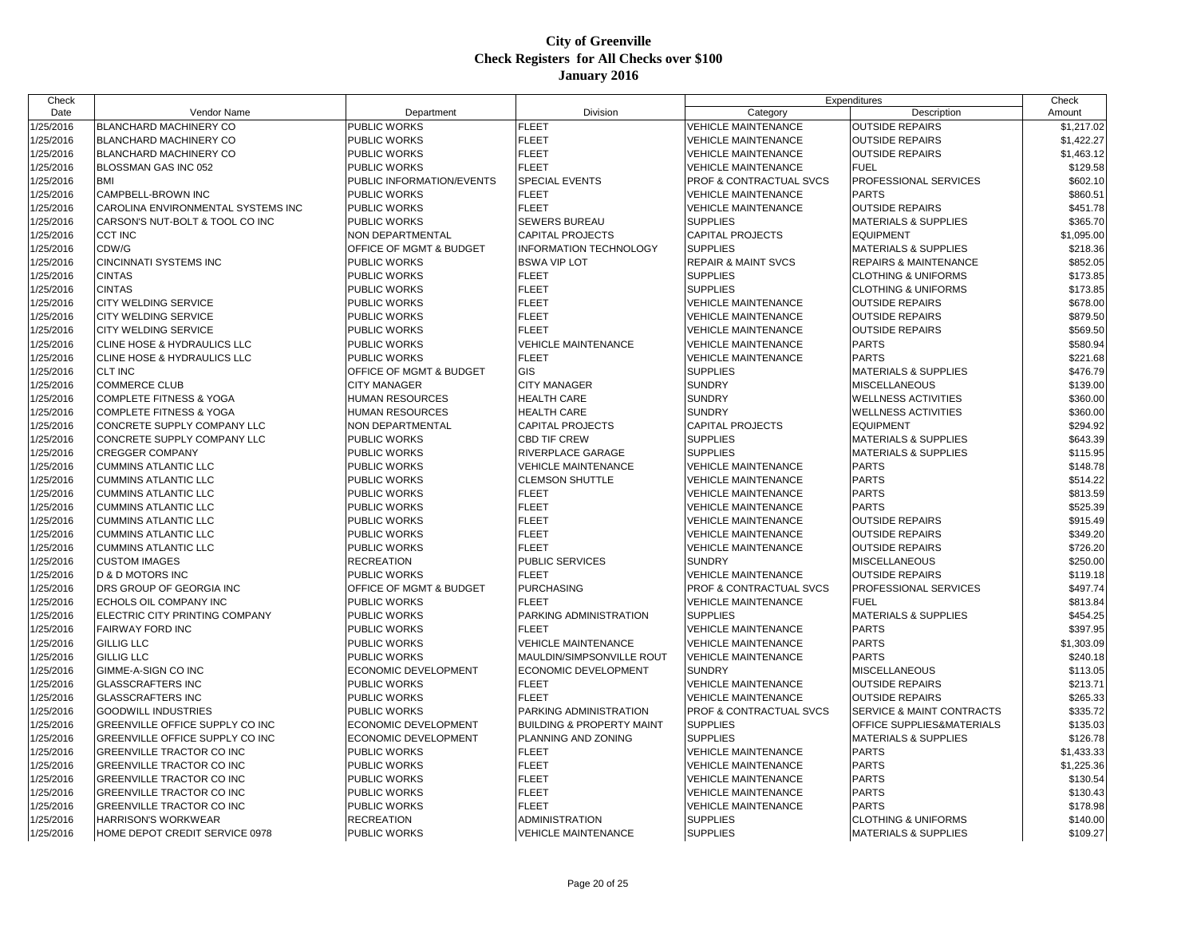# City of Greenville
## Check Registers for All Checks over $100
### January 2016

| Check Date | Vendor Name | Department | Division | Expenditures Category | Expenditures Description | Check Amount |
|---|---|---|---|---|---|---|
| 1/25/2016 | BLANCHARD MACHINERY CO | PUBLIC WORKS | FLEET | VEHICLE MAINTENANCE | OUTSIDE REPAIRS | $1,217.02 |
| 1/25/2016 | BLANCHARD MACHINERY CO | PUBLIC WORKS | FLEET | VEHICLE MAINTENANCE | OUTSIDE REPAIRS | $1,422.27 |
| 1/25/2016 | BLANCHARD MACHINERY CO | PUBLIC WORKS | FLEET | VEHICLE MAINTENANCE | OUTSIDE REPAIRS | $1,463.12 |
| 1/25/2016 | BLOSSMAN GAS INC 052 | PUBLIC WORKS | FLEET | VEHICLE MAINTENANCE | FUEL | $129.58 |
| 1/25/2016 | BMI | PUBLIC INFORMATION/EVENTS | SPECIAL EVENTS | PROF & CONTRACTUAL SVCS | PROFESSIONAL SERVICES | $602.10 |
| 1/25/2016 | CAMPBELL-BROWN INC | PUBLIC WORKS | FLEET | VEHICLE MAINTENANCE | PARTS | $860.51 |
| 1/25/2016 | CAROLINA ENVIRONMENTAL SYSTEMS INC | PUBLIC WORKS | FLEET | VEHICLE MAINTENANCE | OUTSIDE REPAIRS | $451.78 |
| 1/25/2016 | CARSON'S NUT-BOLT & TOOL CO INC | PUBLIC WORKS | SEWERS BUREAU | SUPPLIES | MATERIALS & SUPPLIES | $365.70 |
| 1/25/2016 | CCT INC | NON DEPARTMENTAL | CAPITAL PROJECTS | CAPITAL PROJECTS | EQUIPMENT | $1,095.00 |
| 1/25/2016 | CDW/G | OFFICE OF MGMT & BUDGET | INFORMATION TECHNOLOGY | SUPPLIES | MATERIALS & SUPPLIES | $218.36 |
| 1/25/2016 | CINCINNATI SYSTEMS INC | PUBLIC WORKS | BSWA VIP LOT | REPAIR & MAINT SVCS | REPAIRS & MAINTENANCE | $852.05 |
| 1/25/2016 | CINTAS | PUBLIC WORKS | FLEET | SUPPLIES | CLOTHING & UNIFORMS | $173.85 |
| 1/25/2016 | CINTAS | PUBLIC WORKS | FLEET | SUPPLIES | CLOTHING & UNIFORMS | $173.85 |
| 1/25/2016 | CITY WELDING SERVICE | PUBLIC WORKS | FLEET | VEHICLE MAINTENANCE | OUTSIDE REPAIRS | $678.00 |
| 1/25/2016 | CITY WELDING SERVICE | PUBLIC WORKS | FLEET | VEHICLE MAINTENANCE | OUTSIDE REPAIRS | $879.50 |
| 1/25/2016 | CITY WELDING SERVICE | PUBLIC WORKS | FLEET | VEHICLE MAINTENANCE | OUTSIDE REPAIRS | $569.50 |
| 1/25/2016 | CLINE HOSE & HYDRAULICS LLC | PUBLIC WORKS | VEHICLE MAINTENANCE | VEHICLE MAINTENANCE | PARTS | $580.94 |
| 1/25/2016 | CLINE HOSE & HYDRAULICS LLC | PUBLIC WORKS | FLEET | VEHICLE MAINTENANCE | PARTS | $221.68 |
| 1/25/2016 | CLT INC | OFFICE OF MGMT & BUDGET | GIS | SUPPLIES | MATERIALS & SUPPLIES | $476.79 |
| 1/25/2016 | COMMERCE CLUB | CITY MANAGER | CITY MANAGER | SUNDRY | MISCELLANEOUS | $139.00 |
| 1/25/2016 | COMPLETE FITNESS & YOGA | HUMAN RESOURCES | HEALTH CARE | SUNDRY | WELLNESS ACTIVITIES | $360.00 |
| 1/25/2016 | COMPLETE FITNESS & YOGA | HUMAN RESOURCES | HEALTH CARE | SUNDRY | WELLNESS ACTIVITIES | $360.00 |
| 1/25/2016 | CONCRETE SUPPLY COMPANY LLC | NON DEPARTMENTAL | CAPITAL PROJECTS | CAPITAL PROJECTS | EQUIPMENT | $294.92 |
| 1/25/2016 | CONCRETE SUPPLY COMPANY LLC | PUBLIC WORKS | CBD TIF CREW | SUPPLIES | MATERIALS & SUPPLIES | $643.39 |
| 1/25/2016 | CREGGER COMPANY | PUBLIC WORKS | RIVERPLACE GARAGE | SUPPLIES | MATERIALS & SUPPLIES | $115.95 |
| 1/25/2016 | CUMMINS ATLANTIC LLC | PUBLIC WORKS | VEHICLE MAINTENANCE | VEHICLE MAINTENANCE | PARTS | $148.78 |
| 1/25/2016 | CUMMINS ATLANTIC LLC | PUBLIC WORKS | CLEMSON SHUTTLE | VEHICLE MAINTENANCE | PARTS | $514.22 |
| 1/25/2016 | CUMMINS ATLANTIC LLC | PUBLIC WORKS | FLEET | VEHICLE MAINTENANCE | PARTS | $813.59 |
| 1/25/2016 | CUMMINS ATLANTIC LLC | PUBLIC WORKS | FLEET | VEHICLE MAINTENANCE | PARTS | $525.39 |
| 1/25/2016 | CUMMINS ATLANTIC LLC | PUBLIC WORKS | FLEET | VEHICLE MAINTENANCE | OUTSIDE REPAIRS | $915.49 |
| 1/25/2016 | CUMMINS ATLANTIC LLC | PUBLIC WORKS | FLEET | VEHICLE MAINTENANCE | OUTSIDE REPAIRS | $349.20 |
| 1/25/2016 | CUMMINS ATLANTIC LLC | PUBLIC WORKS | FLEET | VEHICLE MAINTENANCE | OUTSIDE REPAIRS | $726.20 |
| 1/25/2016 | CUSTOM IMAGES | RECREATION | PUBLIC SERVICES | SUNDRY | MISCELLANEOUS | $250.00 |
| 1/25/2016 | D & D MOTORS INC | PUBLIC WORKS | FLEET | VEHICLE MAINTENANCE | OUTSIDE REPAIRS | $119.18 |
| 1/25/2016 | DRS GROUP OF GEORGIA INC | OFFICE OF MGMT & BUDGET | PURCHASING | PROF & CONTRACTUAL SVCS | PROFESSIONAL SERVICES | $497.74 |
| 1/25/2016 | ECHOLS OIL COMPANY INC | PUBLIC WORKS | FLEET | VEHICLE MAINTENANCE | FUEL | $813.84 |
| 1/25/2016 | ELECTRIC CITY PRINTING COMPANY | PUBLIC WORKS | PARKING ADMINISTRATION | SUPPLIES | MATERIALS & SUPPLIES | $454.25 |
| 1/25/2016 | FAIRWAY FORD INC | PUBLIC WORKS | FLEET | VEHICLE MAINTENANCE | PARTS | $397.95 |
| 1/25/2016 | GILLIG LLC | PUBLIC WORKS | VEHICLE MAINTENANCE | VEHICLE MAINTENANCE | PARTS | $1,303.09 |
| 1/25/2016 | GILLIG LLC | PUBLIC WORKS | MAULDIN/SIMPSONVILLE ROUT | VEHICLE MAINTENANCE | PARTS | $240.18 |
| 1/25/2016 | GIMME-A-SIGN CO INC | ECONOMIC DEVELOPMENT | ECONOMIC DEVELOPMENT | SUNDRY | MISCELLANEOUS | $113.05 |
| 1/25/2016 | GLASSCRAFTERS INC | PUBLIC WORKS | FLEET | VEHICLE MAINTENANCE | OUTSIDE REPAIRS | $213.71 |
| 1/25/2016 | GLASSCRAFTERS INC | PUBLIC WORKS | FLEET | VEHICLE MAINTENANCE | OUTSIDE REPAIRS | $265.33 |
| 1/25/2016 | GOODWILL INDUSTRIES | PUBLIC WORKS | PARKING ADMINISTRATION | PROF & CONTRACTUAL SVCS | SERVICE & MAINT CONTRACTS | $335.72 |
| 1/25/2016 | GREENVILLE OFFICE SUPPLY CO INC | ECONOMIC DEVELOPMENT | BUILDING & PROPERTY MAINT | SUPPLIES | OFFICE SUPPLIES&MATERIALS | $135.03 |
| 1/25/2016 | GREENVILLE OFFICE SUPPLY CO INC | ECONOMIC DEVELOPMENT | PLANNING AND ZONING | SUPPLIES | MATERIALS & SUPPLIES | $126.78 |
| 1/25/2016 | GREENVILLE TRACTOR CO INC | PUBLIC WORKS | FLEET | VEHICLE MAINTENANCE | PARTS | $1,433.33 |
| 1/25/2016 | GREENVILLE TRACTOR CO INC | PUBLIC WORKS | FLEET | VEHICLE MAINTENANCE | PARTS | $1,225.36 |
| 1/25/2016 | GREENVILLE TRACTOR CO INC | PUBLIC WORKS | FLEET | VEHICLE MAINTENANCE | PARTS | $130.54 |
| 1/25/2016 | GREENVILLE TRACTOR CO INC | PUBLIC WORKS | FLEET | VEHICLE MAINTENANCE | PARTS | $130.43 |
| 1/25/2016 | GREENVILLE TRACTOR CO INC | PUBLIC WORKS | FLEET | VEHICLE MAINTENANCE | PARTS | $178.98 |
| 1/25/2016 | HARRISON'S WORKWEAR | RECREATION | ADMINISTRATION | SUPPLIES | CLOTHING & UNIFORMS | $140.00 |
| 1/25/2016 | HOME DEPOT CREDIT SERVICE 0978 | PUBLIC WORKS | VEHICLE MAINTENANCE | SUPPLIES | MATERIALS & SUPPLIES | $109.27 |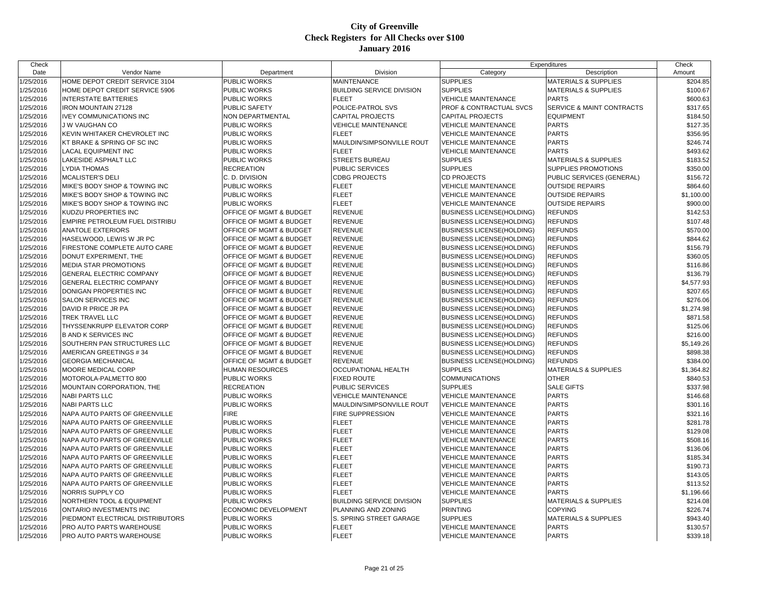# City of Greenville
## Check Registers for All Checks over $100
### January 2016

| Check Date | Vendor Name | Department | Division | Expenditures Category | Expenditures Description | Check Amount |
|---|---|---|---|---|---|---|
| 1/25/2016 | HOME DEPOT CREDIT SERVICE 3104 | PUBLIC WORKS | MAINTENANCE | SUPPLIES | MATERIALS & SUPPLIES | $204.85 |
| 1/25/2016 | HOME DEPOT CREDIT SERVICE 5906 | PUBLIC WORKS | BUILDING SERVICE DIVISION | SUPPLIES | MATERIALS & SUPPLIES | $100.67 |
| 1/25/2016 | INTERSTATE BATTERIES | PUBLIC WORKS | FLEET | VEHICLE MAINTENANCE | PARTS | $600.63 |
| 1/25/2016 | IRON MOUNTAIN 27128 | PUBLIC SAFETY | POLICE-PATROL SVS | PROF & CONTRACTUAL SVCS | SERVICE & MAINT CONTRACTS | $317.65 |
| 1/25/2016 | IVEY COMMUNICATIONS INC | NON DEPARTMENTAL | CAPITAL PROJECTS | CAPITAL PROJECTS | EQUIPMENT | $184.50 |
| 1/25/2016 | J W VAUGHAN CO | PUBLIC WORKS | VEHICLE MAINTENANCE | VEHICLE MAINTENANCE | PARTS | $127.35 |
| 1/25/2016 | KEVIN WHITAKER CHEVROLET INC | PUBLIC WORKS | FLEET | VEHICLE MAINTENANCE | PARTS | $356.95 |
| 1/25/2016 | KT BRAKE & SPRING OF SC INC | PUBLIC WORKS | MAULDIN/SIMPSONVILLE ROUT | VEHICLE MAINTENANCE | PARTS | $246.74 |
| 1/25/2016 | LACAL EQUIPMENT INC | PUBLIC WORKS | FLEET | VEHICLE MAINTENANCE | PARTS | $493.62 |
| 1/25/2016 | LAKESIDE ASPHALT LLC | PUBLIC WORKS | STREETS BUREAU | SUPPLIES | MATERIALS & SUPPLIES | $183.52 |
| 1/25/2016 | LYDIA THOMAS | RECREATION | PUBLIC SERVICES | SUPPLIES | SUPPLIES PROMOTIONS | $350.00 |
| 1/25/2016 | MCALISTER'S DELI | C. D. DIVISION | CDBG PROJECTS | CD PROJECTS | PUBLIC SERVICES (GENERAL) | $156.72 |
| 1/25/2016 | MIKE'S BODY SHOP & TOWING INC | PUBLIC WORKS | FLEET | VEHICLE MAINTENANCE | OUTSIDE REPAIRS | $864.60 |
| 1/25/2016 | MIKE'S BODY SHOP & TOWING INC | PUBLIC WORKS | FLEET | VEHICLE MAINTENANCE | OUTSIDE REPAIRS | $1,100.00 |
| 1/25/2016 | MIKE'S BODY SHOP & TOWING INC | PUBLIC WORKS | FLEET | VEHICLE MAINTENANCE | OUTSIDE REPAIRS | $900.00 |
| 1/25/2016 | KUDZU PROPERTIES INC | OFFICE OF MGMT & BUDGET | REVENUE | BUSINESS LICENSE(HOLDING) | REFUNDS | $142.53 |
| 1/25/2016 | EMPIRE PETROLEUM FUEL DISTRIBU | OFFICE OF MGMT & BUDGET | REVENUE | BUSINESS LICENSE(HOLDING) | REFUNDS | $107.48 |
| 1/25/2016 | ANATOLE EXTERIORS | OFFICE OF MGMT & BUDGET | REVENUE | BUSINESS LICENSE(HOLDING) | REFUNDS | $570.00 |
| 1/25/2016 | HASELWOOD, LEWIS W JR PC | OFFICE OF MGMT & BUDGET | REVENUE | BUSINESS LICENSE(HOLDING) | REFUNDS | $844.62 |
| 1/25/2016 | FIRESTONE COMPLETE AUTO CARE | OFFICE OF MGMT & BUDGET | REVENUE | BUSINESS LICENSE(HOLDING) | REFUNDS | $156.79 |
| 1/25/2016 | DONUT EXPERIMENT, THE | OFFICE OF MGMT & BUDGET | REVENUE | BUSINESS LICENSE(HOLDING) | REFUNDS | $360.05 |
| 1/25/2016 | MEDIA STAR PROMOTIONS | OFFICE OF MGMT & BUDGET | REVENUE | BUSINESS LICENSE(HOLDING) | REFUNDS | $116.86 |
| 1/25/2016 | GENERAL ELECTRIC COMPANY | OFFICE OF MGMT & BUDGET | REVENUE | BUSINESS LICENSE(HOLDING) | REFUNDS | $136.79 |
| 1/25/2016 | GENERAL ELECTRIC COMPANY | OFFICE OF MGMT & BUDGET | REVENUE | BUSINESS LICENSE(HOLDING) | REFUNDS | $4,577.93 |
| 1/25/2016 | DONIGAN PROPERTIES INC | OFFICE OF MGMT & BUDGET | REVENUE | BUSINESS LICENSE(HOLDING) | REFUNDS | $207.65 |
| 1/25/2016 | SALON SERVICES INC | OFFICE OF MGMT & BUDGET | REVENUE | BUSINESS LICENSE(HOLDING) | REFUNDS | $276.06 |
| 1/25/2016 | DAVID R PRICE JR PA | OFFICE OF MGMT & BUDGET | REVENUE | BUSINESS LICENSE(HOLDING) | REFUNDS | $1,274.98 |
| 1/25/2016 | TREK TRAVEL LLC | OFFICE OF MGMT & BUDGET | REVENUE | BUSINESS LICENSE(HOLDING) | REFUNDS | $871.58 |
| 1/25/2016 | THYSSENKRUPP ELEVATOR CORP | OFFICE OF MGMT & BUDGET | REVENUE | BUSINESS LICENSE(HOLDING) | REFUNDS | $125.06 |
| 1/25/2016 | B AND K SERVICES INC | OFFICE OF MGMT & BUDGET | REVENUE | BUSINESS LICENSE(HOLDING) | REFUNDS | $216.00 |
| 1/25/2016 | SOUTHERN PAN STRUCTURES LLC | OFFICE OF MGMT & BUDGET | REVENUE | BUSINESS LICENSE(HOLDING) | REFUNDS | $5,149.26 |
| 1/25/2016 | AMERICAN GREETINGS # 34 | OFFICE OF MGMT & BUDGET | REVENUE | BUSINESS LICENSE(HOLDING) | REFUNDS | $898.38 |
| 1/25/2016 | GEORGIA MECHANICAL | OFFICE OF MGMT & BUDGET | REVENUE | BUSINESS LICENSE(HOLDING) | REFUNDS | $384.00 |
| 1/25/2016 | MOORE MEDICAL CORP | HUMAN RESOURCES | OCCUPATIONAL HEALTH | SUPPLIES | MATERIALS & SUPPLIES | $1,364.82 |
| 1/25/2016 | MOTOROLA-PALMETTO 800 | PUBLIC WORKS | FIXED ROUTE | COMMUNICATIONS | OTHER | $840.53 |
| 1/25/2016 | MOUNTAIN CORPORATION, THE | RECREATION | PUBLIC SERVICES | SUPPLIES | SALE GIFTS | $337.98 |
| 1/25/2016 | NABI PARTS LLC | PUBLIC WORKS | VEHICLE MAINTENANCE | VEHICLE MAINTENANCE | PARTS | $146.68 |
| 1/25/2016 | NABI PARTS LLC | PUBLIC WORKS | MAULDIN/SIMPSONVILLE ROUT | VEHICLE MAINTENANCE | PARTS | $301.16 |
| 1/25/2016 | NAPA AUTO PARTS OF GREENVILLE | FIRE | FIRE SUPPRESSION | VEHICLE MAINTENANCE | PARTS | $321.16 |
| 1/25/2016 | NAPA AUTO PARTS OF GREENVILLE | PUBLIC WORKS | FLEET | VEHICLE MAINTENANCE | PARTS | $281.78 |
| 1/25/2016 | NAPA AUTO PARTS OF GREENVILLE | PUBLIC WORKS | FLEET | VEHICLE MAINTENANCE | PARTS | $129.08 |
| 1/25/2016 | NAPA AUTO PARTS OF GREENVILLE | PUBLIC WORKS | FLEET | VEHICLE MAINTENANCE | PARTS | $508.16 |
| 1/25/2016 | NAPA AUTO PARTS OF GREENVILLE | PUBLIC WORKS | FLEET | VEHICLE MAINTENANCE | PARTS | $136.06 |
| 1/25/2016 | NAPA AUTO PARTS OF GREENVILLE | PUBLIC WORKS | FLEET | VEHICLE MAINTENANCE | PARTS | $185.34 |
| 1/25/2016 | NAPA AUTO PARTS OF GREENVILLE | PUBLIC WORKS | FLEET | VEHICLE MAINTENANCE | PARTS | $190.73 |
| 1/25/2016 | NAPA AUTO PARTS OF GREENVILLE | PUBLIC WORKS | FLEET | VEHICLE MAINTENANCE | PARTS | $143.05 |
| 1/25/2016 | NAPA AUTO PARTS OF GREENVILLE | PUBLIC WORKS | FLEET | VEHICLE MAINTENANCE | PARTS | $113.52 |
| 1/25/2016 | NORRIS SUPPLY CO | PUBLIC WORKS | FLEET | VEHICLE MAINTENANCE | PARTS | $1,196.66 |
| 1/25/2016 | NORTHERN TOOL & EQUIPMENT | PUBLIC WORKS | BUILDING SERVICE DIVISION | SUPPLIES | MATERIALS & SUPPLIES | $214.08 |
| 1/25/2016 | ONTARIO INVESTMENTS INC | ECONOMIC DEVELOPMENT | PLANNING AND ZONING | PRINTING | COPYING | $226.74 |
| 1/25/2016 | PIEDMONT ELECTRICAL DISTRIBUTORS | PUBLIC WORKS | S. SPRING STREET GARAGE | SUPPLIES | MATERIALS & SUPPLIES | $943.40 |
| 1/25/2016 | PRO AUTO PARTS WAREHOUSE | PUBLIC WORKS | FLEET | VEHICLE MAINTENANCE | PARTS | $130.57 |
| 1/25/2016 | PRO AUTO PARTS WAREHOUSE | PUBLIC WORKS | FLEET | VEHICLE MAINTENANCE | PARTS | $339.18 |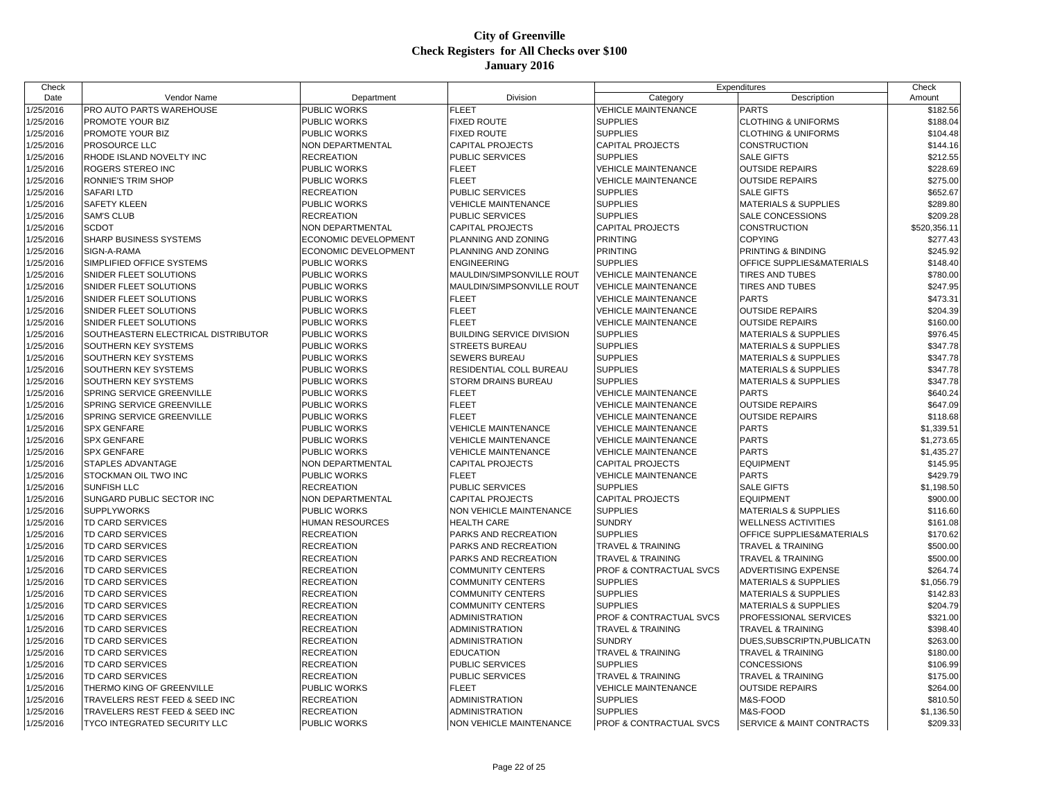# City of Greenville
## Check Registers for All Checks over $100
## January 2016

| Check Date | Vendor Name | Department | Division | Expenditures Category | Expenditures Description | Check Amount |
|---|---|---|---|---|---|---|
| 1/25/2016 | PRO AUTO PARTS WAREHOUSE | PUBLIC WORKS | FLEET | VEHICLE MAINTENANCE | PARTS | $182.56 |
| 1/25/2016 | PROMOTE YOUR BIZ | PUBLIC WORKS | FIXED ROUTE | SUPPLIES | CLOTHING & UNIFORMS | $188.04 |
| 1/25/2016 | PROMOTE YOUR BIZ | PUBLIC WORKS | FIXED ROUTE | SUPPLIES | CLOTHING & UNIFORMS | $104.48 |
| 1/25/2016 | PROSOURCE LLC | NON DEPARTMENTAL | CAPITAL PROJECTS | CAPITAL PROJECTS | CONSTRUCTION | $144.16 |
| 1/25/2016 | RHODE ISLAND NOVELTY INC | RECREATION | PUBLIC SERVICES | SUPPLIES | SALE GIFTS | $212.55 |
| 1/25/2016 | ROGERS STEREO INC | PUBLIC WORKS | FLEET | VEHICLE MAINTENANCE | OUTSIDE REPAIRS | $228.69 |
| 1/25/2016 | RONNIE'S TRIM SHOP | PUBLIC WORKS | FLEET | VEHICLE MAINTENANCE | OUTSIDE REPAIRS | $275.00 |
| 1/25/2016 | SAFARI LTD | RECREATION | PUBLIC SERVICES | SUPPLIES | SALE GIFTS | $652.67 |
| 1/25/2016 | SAFETY KLEEN | PUBLIC WORKS | VEHICLE MAINTENANCE | SUPPLIES | MATERIALS & SUPPLIES | $289.80 |
| 1/25/2016 | SAM'S CLUB | RECREATION | PUBLIC SERVICES | SUPPLIES | SALE CONCESSIONS | $209.28 |
| 1/25/2016 | SCDOT | NON DEPARTMENTAL | CAPITAL PROJECTS | CAPITAL PROJECTS | CONSTRUCTION | $520,356.11 |
| 1/25/2016 | SHARP BUSINESS SYSTEMS | ECONOMIC DEVELOPMENT | PLANNING AND ZONING | PRINTING | COPYING | $277.43 |
| 1/25/2016 | SIGN-A-RAMA | ECONOMIC DEVELOPMENT | PLANNING AND ZONING | PRINTING | PRINTING & BINDING | $245.92 |
| 1/25/2016 | SIMPLIFIED OFFICE SYSTEMS | PUBLIC WORKS | ENGINEERING | SUPPLIES | OFFICE SUPPLIES&MATERIALS | $148.40 |
| 1/25/2016 | SNIDER FLEET SOLUTIONS | PUBLIC WORKS | MAULDIN/SIMPSONVILLE ROUT | VEHICLE MAINTENANCE | TIRES AND TUBES | $780.00 |
| 1/25/2016 | SNIDER FLEET SOLUTIONS | PUBLIC WORKS | MAULDIN/SIMPSONVILLE ROUT | VEHICLE MAINTENANCE | TIRES AND TUBES | $247.95 |
| 1/25/2016 | SNIDER FLEET SOLUTIONS | PUBLIC WORKS | FLEET | VEHICLE MAINTENANCE | PARTS | $473.31 |
| 1/25/2016 | SNIDER FLEET SOLUTIONS | PUBLIC WORKS | FLEET | VEHICLE MAINTENANCE | OUTSIDE REPAIRS | $204.39 |
| 1/25/2016 | SNIDER FLEET SOLUTIONS | PUBLIC WORKS | FLEET | VEHICLE MAINTENANCE | OUTSIDE REPAIRS | $160.00 |
| 1/25/2016 | SOUTHEASTERN ELECTRICAL DISTRIBUTOR | PUBLIC WORKS | BUILDING SERVICE DIVISION | SUPPLIES | MATERIALS & SUPPLIES | $976.45 |
| 1/25/2016 | SOUTHERN KEY SYSTEMS | PUBLIC WORKS | STREETS BUREAU | SUPPLIES | MATERIALS & SUPPLIES | $347.78 |
| 1/25/2016 | SOUTHERN KEY SYSTEMS | PUBLIC WORKS | SEWERS BUREAU | SUPPLIES | MATERIALS & SUPPLIES | $347.78 |
| 1/25/2016 | SOUTHERN KEY SYSTEMS | PUBLIC WORKS | RESIDENTIAL COLL BUREAU | SUPPLIES | MATERIALS & SUPPLIES | $347.78 |
| 1/25/2016 | SOUTHERN KEY SYSTEMS | PUBLIC WORKS | STORM DRAINS BUREAU | SUPPLIES | MATERIALS & SUPPLIES | $347.78 |
| 1/25/2016 | SPRING SERVICE GREENVILLE | PUBLIC WORKS | FLEET | VEHICLE MAINTENANCE | PARTS | $640.24 |
| 1/25/2016 | SPRING SERVICE GREENVILLE | PUBLIC WORKS | FLEET | VEHICLE MAINTENANCE | OUTSIDE REPAIRS | $647.09 |
| 1/25/2016 | SPRING SERVICE GREENVILLE | PUBLIC WORKS | FLEET | VEHICLE MAINTENANCE | OUTSIDE REPAIRS | $118.68 |
| 1/25/2016 | SPX GENFARE | PUBLIC WORKS | VEHICLE MAINTENANCE | VEHICLE MAINTENANCE | PARTS | $1,339.51 |
| 1/25/2016 | SPX GENFARE | PUBLIC WORKS | VEHICLE MAINTENANCE | VEHICLE MAINTENANCE | PARTS | $1,273.65 |
| 1/25/2016 | SPX GENFARE | PUBLIC WORKS | VEHICLE MAINTENANCE | VEHICLE MAINTENANCE | PARTS | $1,435.27 |
| 1/25/2016 | STAPLES ADVANTAGE | NON DEPARTMENTAL | CAPITAL PROJECTS | CAPITAL PROJECTS | EQUIPMENT | $145.95 |
| 1/25/2016 | STOCKMAN OIL TWO INC | PUBLIC WORKS | FLEET | VEHICLE MAINTENANCE | PARTS | $429.79 |
| 1/25/2016 | SUNFISH LLC | RECREATION | PUBLIC SERVICES | SUPPLIES | SALE GIFTS | $1,198.50 |
| 1/25/2016 | SUNGARD PUBLIC SECTOR INC | NON DEPARTMENTAL | CAPITAL PROJECTS | CAPITAL PROJECTS | EQUIPMENT | $900.00 |
| 1/25/2016 | SUPPLYWORKS | PUBLIC WORKS | NON VEHICLE MAINTENANCE | SUPPLIES | MATERIALS & SUPPLIES | $116.60 |
| 1/25/2016 | TD CARD SERVICES | HUMAN RESOURCES | HEALTH CARE | SUNDRY | WELLNESS ACTIVITIES | $161.08 |
| 1/25/2016 | TD CARD SERVICES | RECREATION | PARKS AND RECREATION | SUPPLIES | OFFICE SUPPLIES&MATERIALS | $170.62 |
| 1/25/2016 | TD CARD SERVICES | RECREATION | PARKS AND RECREATION | TRAVEL & TRAINING | TRAVEL & TRAINING | $500.00 |
| 1/25/2016 | TD CARD SERVICES | RECREATION | PARKS AND RECREATION | TRAVEL & TRAINING | TRAVEL & TRAINING | $500.00 |
| 1/25/2016 | TD CARD SERVICES | RECREATION | COMMUNITY CENTERS | PROF & CONTRACTUAL SVCS | ADVERTISING EXPENSE | $264.74 |
| 1/25/2016 | TD CARD SERVICES | RECREATION | COMMUNITY CENTERS | SUPPLIES | MATERIALS & SUPPLIES | $1,056.79 |
| 1/25/2016 | TD CARD SERVICES | RECREATION | COMMUNITY CENTERS | SUPPLIES | MATERIALS & SUPPLIES | $142.83 |
| 1/25/2016 | TD CARD SERVICES | RECREATION | COMMUNITY CENTERS | SUPPLIES | MATERIALS & SUPPLIES | $204.79 |
| 1/25/2016 | TD CARD SERVICES | RECREATION | ADMINISTRATION | PROF & CONTRACTUAL SVCS | PROFESSIONAL SERVICES | $321.00 |
| 1/25/2016 | TD CARD SERVICES | RECREATION | ADMINISTRATION | TRAVEL & TRAINING | TRAVEL & TRAINING | $398.40 |
| 1/25/2016 | TD CARD SERVICES | RECREATION | ADMINISTRATION | SUNDRY | DUES,SUBSCRIPTN,PUBLICATN | $263.00 |
| 1/25/2016 | TD CARD SERVICES | RECREATION | EDUCATION | TRAVEL & TRAINING | TRAVEL & TRAINING | $180.00 |
| 1/25/2016 | TD CARD SERVICES | RECREATION | PUBLIC SERVICES | SUPPLIES | CONCESSIONS | $106.99 |
| 1/25/2016 | TD CARD SERVICES | RECREATION | PUBLIC SERVICES | TRAVEL & TRAINING | TRAVEL & TRAINING | $175.00 |
| 1/25/2016 | THERMO KING OF GREENVILLE | PUBLIC WORKS | FLEET | VEHICLE MAINTENANCE | OUTSIDE REPAIRS | $264.00 |
| 1/25/2016 | TRAVELERS REST FEED & SEED INC | RECREATION | ADMINISTRATION | SUPPLIES | M&S-FOOD | $810.50 |
| 1/25/2016 | TRAVELERS REST FEED & SEED INC | RECREATION | ADMINISTRATION | SUPPLIES | M&S-FOOD | $1,136.50 |
| 1/25/2016 | TYCO INTEGRATED SECURITY LLC | PUBLIC WORKS | NON VEHICLE MAINTENANCE | PROF & CONTRACTUAL SVCS | SERVICE & MAINT CONTRACTS | $209.33 |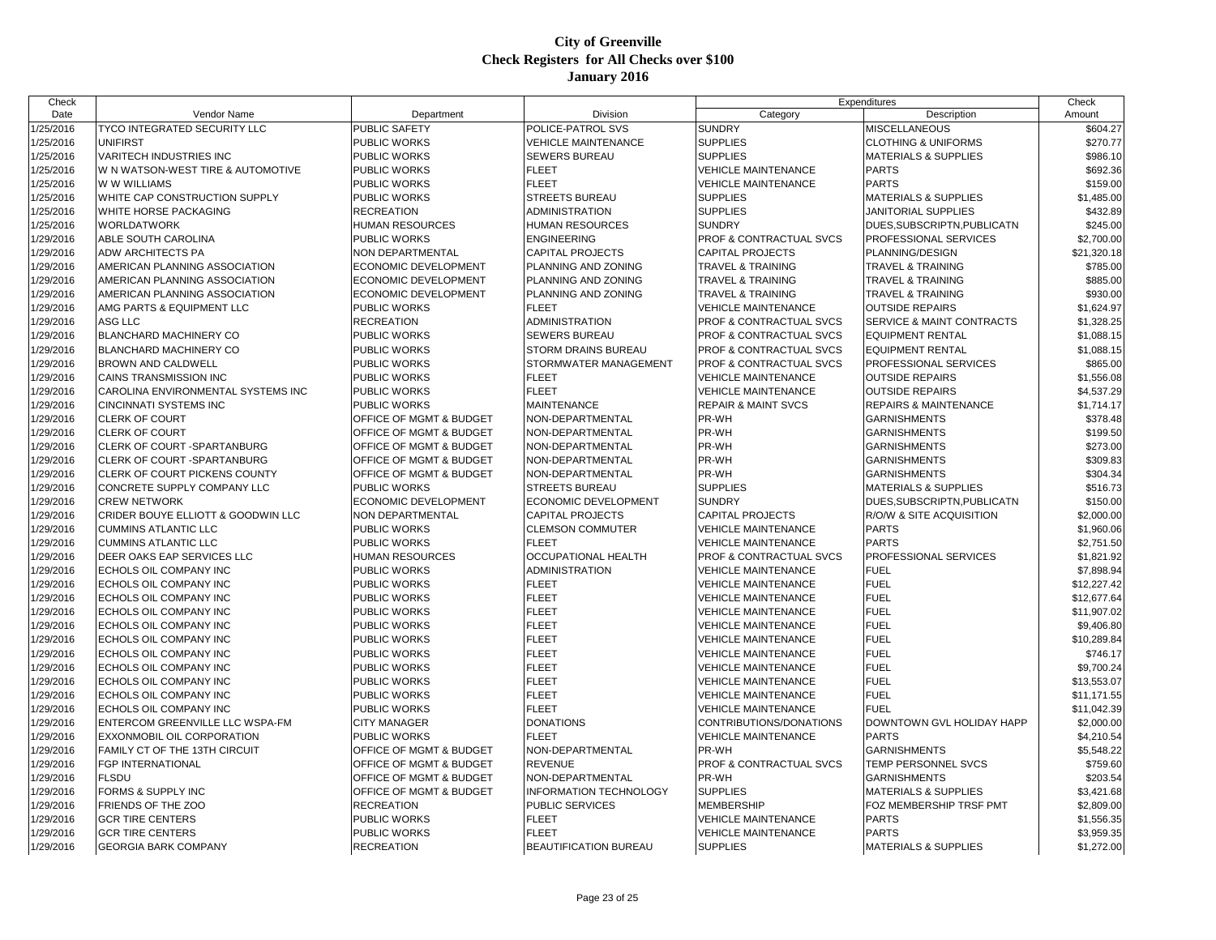# City of Greenville
## Check Registers for All Checks over $100
## January 2016

| Check Date | Vendor Name | Department | Division | Expenditures Category | Expenditures Description | Check Amount |
|---|---|---|---|---|---|---|
| 1/25/2016 | TYCO INTEGRATED SECURITY LLC | PUBLIC SAFETY | POLICE-PATROL SVS | SUNDRY | MISCELLANEOUS | $604.27 |
| 1/25/2016 | UNIFIRST | PUBLIC WORKS | VEHICLE MAINTENANCE | SUPPLIES | CLOTHING & UNIFORMS | $270.77 |
| 1/25/2016 | VARITECH INDUSTRIES INC | PUBLIC WORKS | SEWERS BUREAU | SUPPLIES | MATERIALS & SUPPLIES | $986.10 |
| 1/25/2016 | W N WATSON-WEST TIRE & AUTOMOTIVE | PUBLIC WORKS | FLEET | VEHICLE MAINTENANCE | PARTS | $692.36 |
| 1/25/2016 | W W WILLIAMS | PUBLIC WORKS | FLEET | VEHICLE MAINTENANCE | PARTS | $159.00 |
| 1/25/2016 | WHITE CAP CONSTRUCTION SUPPLY | PUBLIC WORKS | STREETS BUREAU | SUPPLIES | MATERIALS & SUPPLIES | $1,485.00 |
| 1/25/2016 | WHITE HORSE PACKAGING | RECREATION | ADMINISTRATION | SUPPLIES | JANITORIAL SUPPLIES | $432.89 |
| 1/25/2016 | WORLDATWORK | HUMAN RESOURCES | HUMAN RESOURCES | SUNDRY | DUES,SUBSCRIPTN,PUBLICATN | $245.00 |
| 1/29/2016 | ABLE SOUTH CAROLINA | PUBLIC WORKS | ENGINEERING | PROF & CONTRACTUAL SVCS | PROFESSIONAL SERVICES | $2,700.00 |
| 1/29/2016 | ADW ARCHITECTS PA | NON DEPARTMENTAL | CAPITAL PROJECTS | CAPITAL PROJECTS | PLANNING/DESIGN | $21,320.18 |
| 1/29/2016 | AMERICAN PLANNING ASSOCIATION | ECONOMIC DEVELOPMENT | PLANNING AND ZONING | TRAVEL & TRAINING | TRAVEL & TRAINING | $785.00 |
| 1/29/2016 | AMERICAN PLANNING ASSOCIATION | ECONOMIC DEVELOPMENT | PLANNING AND ZONING | TRAVEL & TRAINING | TRAVEL & TRAINING | $885.00 |
| 1/29/2016 | AMERICAN PLANNING ASSOCIATION | ECONOMIC DEVELOPMENT | PLANNING AND ZONING | TRAVEL & TRAINING | TRAVEL & TRAINING | $930.00 |
| 1/29/2016 | AMG PARTS & EQUIPMENT LLC | PUBLIC WORKS | FLEET | VEHICLE MAINTENANCE | OUTSIDE REPAIRS | $1,624.97 |
| 1/29/2016 | ASG LLC | RECREATION | ADMINISTRATION | PROF & CONTRACTUAL SVCS | SERVICE & MAINT CONTRACTS | $1,328.25 |
| 1/29/2016 | BLANCHARD MACHINERY CO | PUBLIC WORKS | SEWERS BUREAU | PROF & CONTRACTUAL SVCS | EQUIPMENT RENTAL | $1,088.15 |
| 1/29/2016 | BLANCHARD MACHINERY CO | PUBLIC WORKS | STORM DRAINS BUREAU | PROF & CONTRACTUAL SVCS | EQUIPMENT RENTAL | $1,088.15 |
| 1/29/2016 | BROWN AND CALDWELL | PUBLIC WORKS | STORMWATER MANAGEMENT | PROF & CONTRACTUAL SVCS | PROFESSIONAL SERVICES | $865.00 |
| 1/29/2016 | CAINS TRANSMISSION INC | PUBLIC WORKS | FLEET | VEHICLE MAINTENANCE | OUTSIDE REPAIRS | $1,556.08 |
| 1/29/2016 | CAROLINA ENVIRONMENTAL SYSTEMS INC | PUBLIC WORKS | FLEET | VEHICLE MAINTENANCE | OUTSIDE REPAIRS | $4,537.29 |
| 1/29/2016 | CINCINNATI SYSTEMS INC | PUBLIC WORKS | MAINTENANCE | REPAIR & MAINT SVCS | REPAIRS & MAINTENANCE | $1,714.17 |
| 1/29/2016 | CLERK OF COURT | OFFICE OF MGMT & BUDGET | NON-DEPARTMENTAL | PR-WH | GARNISHMENTS | $378.48 |
| 1/29/2016 | CLERK OF COURT | OFFICE OF MGMT & BUDGET | NON-DEPARTMENTAL | PR-WH | GARNISHMENTS | $199.50 |
| 1/29/2016 | CLERK OF COURT -SPARTANBURG | OFFICE OF MGMT & BUDGET | NON-DEPARTMENTAL | PR-WH | GARNISHMENTS | $273.00 |
| 1/29/2016 | CLERK OF COURT -SPARTANBURG | OFFICE OF MGMT & BUDGET | NON-DEPARTMENTAL | PR-WH | GARNISHMENTS | $309.83 |
| 1/29/2016 | CLERK OF COURT PICKENS COUNTY | OFFICE OF MGMT & BUDGET | NON-DEPARTMENTAL | PR-WH | GARNISHMENTS | $304.34 |
| 1/29/2016 | CONCRETE SUPPLY COMPANY LLC | PUBLIC WORKS | STREETS BUREAU | SUPPLIES | MATERIALS & SUPPLIES | $516.73 |
| 1/29/2016 | CREW NETWORK | ECONOMIC DEVELOPMENT | ECONOMIC DEVELOPMENT | SUNDRY | DUES,SUBSCRIPTN,PUBLICATN | $150.00 |
| 1/29/2016 | CRIDER BOUYE ELLIOTT & GOODWIN LLC | NON DEPARTMENTAL | CAPITAL PROJECTS | CAPITAL PROJECTS | R/O/W & SITE ACQUISITION | $2,000.00 |
| 1/29/2016 | CUMMINS ATLANTIC LLC | PUBLIC WORKS | CLEMSON COMMUTER | VEHICLE MAINTENANCE | PARTS | $1,960.06 |
| 1/29/2016 | CUMMINS ATLANTIC LLC | PUBLIC WORKS | FLEET | VEHICLE MAINTENANCE | PARTS | $2,751.50 |
| 1/29/2016 | DEER OAKS EAP SERVICES LLC | HUMAN RESOURCES | OCCUPATIONAL HEALTH | PROF & CONTRACTUAL SVCS | PROFESSIONAL SERVICES | $1,821.92 |
| 1/29/2016 | ECHOLS OIL COMPANY INC | PUBLIC WORKS | ADMINISTRATION | VEHICLE MAINTENANCE | FUEL | $7,898.94 |
| 1/29/2016 | ECHOLS OIL COMPANY INC | PUBLIC WORKS | FLEET | VEHICLE MAINTENANCE | FUEL | $12,227.42 |
| 1/29/2016 | ECHOLS OIL COMPANY INC | PUBLIC WORKS | FLEET | VEHICLE MAINTENANCE | FUEL | $12,677.64 |
| 1/29/2016 | ECHOLS OIL COMPANY INC | PUBLIC WORKS | FLEET | VEHICLE MAINTENANCE | FUEL | $11,907.02 |
| 1/29/2016 | ECHOLS OIL COMPANY INC | PUBLIC WORKS | FLEET | VEHICLE MAINTENANCE | FUEL | $9,406.80 |
| 1/29/2016 | ECHOLS OIL COMPANY INC | PUBLIC WORKS | FLEET | VEHICLE MAINTENANCE | FUEL | $10,289.84 |
| 1/29/2016 | ECHOLS OIL COMPANY INC | PUBLIC WORKS | FLEET | VEHICLE MAINTENANCE | FUEL | $746.17 |
| 1/29/2016 | ECHOLS OIL COMPANY INC | PUBLIC WORKS | FLEET | VEHICLE MAINTENANCE | FUEL | $9,700.24 |
| 1/29/2016 | ECHOLS OIL COMPANY INC | PUBLIC WORKS | FLEET | VEHICLE MAINTENANCE | FUEL | $13,553.07 |
| 1/29/2016 | ECHOLS OIL COMPANY INC | PUBLIC WORKS | FLEET | VEHICLE MAINTENANCE | FUEL | $11,171.55 |
| 1/29/2016 | ECHOLS OIL COMPANY INC | PUBLIC WORKS | FLEET | VEHICLE MAINTENANCE | FUEL | $11,042.39 |
| 1/29/2016 | ENTERCOM GREENVILLE LLC WSPA-FM | CITY MANAGER | DONATIONS | CONTRIBUTIONS/DONATIONS | DOWNTOWN GVL HOLIDAY HAPP | $2,000.00 |
| 1/29/2016 | EXXONMOBIL OIL CORPORATION | PUBLIC WORKS | FLEET | VEHICLE MAINTENANCE | PARTS | $4,210.54 |
| 1/29/2016 | FAMILY CT OF THE 13TH CIRCUIT | OFFICE OF MGMT & BUDGET | NON-DEPARTMENTAL | PR-WH | GARNISHMENTS | $5,548.22 |
| 1/29/2016 | FGP INTERNATIONAL | OFFICE OF MGMT & BUDGET | REVENUE | PROF & CONTRACTUAL SVCS | TEMP PERSONNEL SVCS | $759.60 |
| 1/29/2016 | FLSDU | OFFICE OF MGMT & BUDGET | NON-DEPARTMENTAL | PR-WH | GARNISHMENTS | $203.54 |
| 1/29/2016 | FORMS & SUPPLY INC | OFFICE OF MGMT & BUDGET | INFORMATION TECHNOLOGY | SUPPLIES | MATERIALS & SUPPLIES | $3,421.68 |
| 1/29/2016 | FRIENDS OF THE ZOO | RECREATION | PUBLIC SERVICES | MEMBERSHIP | FOZ MEMBERSHIP TRSF PMT | $2,809.00 |
| 1/29/2016 | GCR TIRE CENTERS | PUBLIC WORKS | FLEET | VEHICLE MAINTENANCE | PARTS | $1,556.35 |
| 1/29/2016 | GCR TIRE CENTERS | PUBLIC WORKS | FLEET | VEHICLE MAINTENANCE | PARTS | $3,959.35 |
| 1/29/2016 | GEORGIA BARK COMPANY | RECREATION | BEAUTIFICATION BUREAU | SUPPLIES | MATERIALS & SUPPLIES | $1,272.00 |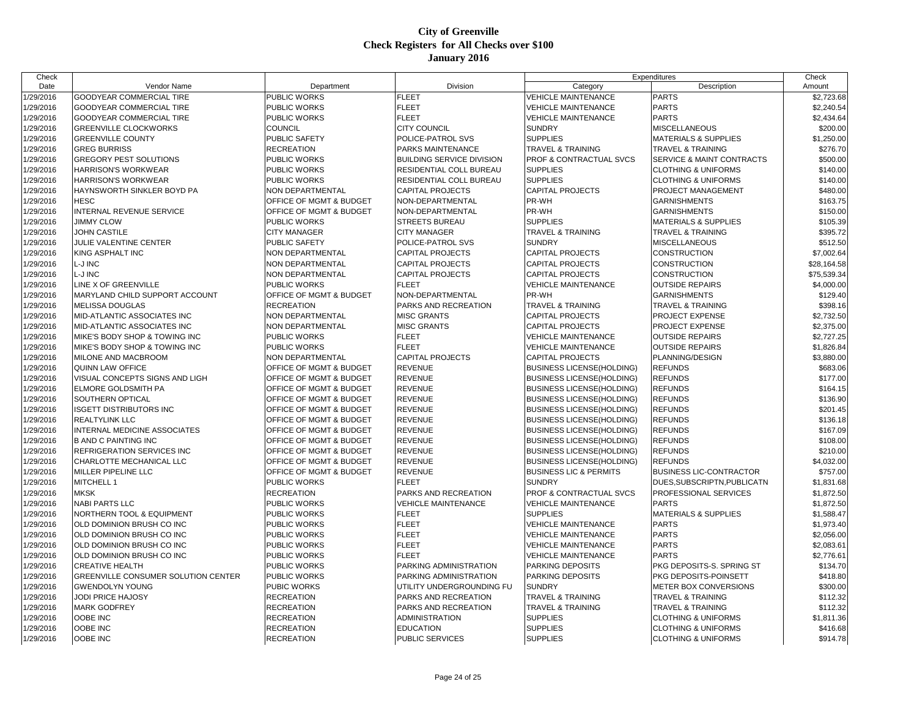# City of Greenville
## Check Registers for All Checks over $100
## January 2016

| Check Date | Vendor Name | Department | Division | Expenditures Category | Expenditures Description | Check Amount |
|---|---|---|---|---|---|---|
| 1/29/2016 | GOODYEAR COMMERCIAL TIRE | PUBLIC WORKS | FLEET | VEHICLE MAINTENANCE | PARTS | $2,723.68 |
| 1/29/2016 | GOODYEAR COMMERCIAL TIRE | PUBLIC WORKS | FLEET | VEHICLE MAINTENANCE | PARTS | $2,240.54 |
| 1/29/2016 | GOODYEAR COMMERCIAL TIRE | PUBLIC WORKS | FLEET | VEHICLE MAINTENANCE | PARTS | $2,434.64 |
| 1/29/2016 | GREENVILLE CLOCKWORKS | COUNCIL | CITY COUNCIL | SUNDRY | MISCELLANEOUS | $200.00 |
| 1/29/2016 | GREENVILLE COUNTY | PUBLIC SAFETY | POLICE-PATROL SVS | SUPPLIES | MATERIALS & SUPPLIES | $1,250.00 |
| 1/29/2016 | GREG BURRISS | RECREATION | PARKS MAINTENANCE | TRAVEL & TRAINING | TRAVEL & TRAINING | $276.70 |
| 1/29/2016 | GREGORY PEST SOLUTIONS | PUBLIC WORKS | BUILDING SERVICE DIVISION | PROF & CONTRACTUAL SVCS | SERVICE & MAINT CONTRACTS | $500.00 |
| 1/29/2016 | HARRISON'S WORKWEAR | PUBLIC WORKS | RESIDENTIAL COLL BUREAU | SUPPLIES | CLOTHING & UNIFORMS | $140.00 |
| 1/29/2016 | HARRISON'S WORKWEAR | PUBLIC WORKS | RESIDENTIAL COLL BUREAU | SUPPLIES | CLOTHING & UNIFORMS | $140.00 |
| 1/29/2016 | HAYNSWORTH SINKLER BOYD PA | NON DEPARTMENTAL | CAPITAL PROJECTS | CAPITAL PROJECTS | PROJECT MANAGEMENT | $480.00 |
| 1/29/2016 | HESC | OFFICE OF MGMT & BUDGET | NON-DEPARTMENTAL | PR-WH | GARNISHMENTS | $163.75 |
| 1/29/2016 | INTERNAL REVENUE SERVICE | OFFICE OF MGMT & BUDGET | NON-DEPARTMENTAL | PR-WH | GARNISHMENTS | $150.00 |
| 1/29/2016 | JIMMY CLOW | PUBLIC WORKS | STREETS BUREAU | SUPPLIES | MATERIALS & SUPPLIES | $105.39 |
| 1/29/2016 | JOHN CASTILE | CITY MANAGER | CITY MANAGER | TRAVEL & TRAINING | TRAVEL & TRAINING | $395.72 |
| 1/29/2016 | JULIE VALENTINE CENTER | PUBLIC SAFETY | POLICE-PATROL SVS | SUNDRY | MISCELLANEOUS | $512.50 |
| 1/29/2016 | KING ASPHALT INC | NON DEPARTMENTAL | CAPITAL PROJECTS | CAPITAL PROJECTS | CONSTRUCTION | $7,002.64 |
| 1/29/2016 | L-J INC | NON DEPARTMENTAL | CAPITAL PROJECTS | CAPITAL PROJECTS | CONSTRUCTION | $28,164.58 |
| 1/29/2016 | L-J INC | NON DEPARTMENTAL | CAPITAL PROJECTS | CAPITAL PROJECTS | CONSTRUCTION | $75,539.34 |
| 1/29/2016 | LINE X OF GREENVILLE | PUBLIC WORKS | FLEET | VEHICLE MAINTENANCE | OUTSIDE REPAIRS | $4,000.00 |
| 1/29/2016 | MARYLAND CHILD SUPPORT ACCOUNT | OFFICE OF MGMT & BUDGET | NON-DEPARTMENTAL | PR-WH | GARNISHMENTS | $129.40 |
| 1/29/2016 | MELISSA DOUGLAS | RECREATION | PARKS AND RECREATION | TRAVEL & TRAINING | TRAVEL & TRAINING | $398.16 |
| 1/29/2016 | MID-ATLANTIC ASSOCIATES INC | NON DEPARTMENTAL | MISC GRANTS | CAPITAL PROJECTS | PROJECT EXPENSE | $2,732.50 |
| 1/29/2016 | MID-ATLANTIC ASSOCIATES INC | NON DEPARTMENTAL | MISC GRANTS | CAPITAL PROJECTS | PROJECT EXPENSE | $2,375.00 |
| 1/29/2016 | MIKE'S BODY SHOP & TOWING INC | PUBLIC WORKS | FLEET | VEHICLE MAINTENANCE | OUTSIDE REPAIRS | $2,727.25 |
| 1/29/2016 | MIKE'S BODY SHOP & TOWING INC | PUBLIC WORKS | FLEET | VEHICLE MAINTENANCE | OUTSIDE REPAIRS | $1,826.84 |
| 1/29/2016 | MILONE AND MACBROOM | NON DEPARTMENTAL | CAPITAL PROJECTS | CAPITAL PROJECTS | PLANNING/DESIGN | $3,880.00 |
| 1/29/2016 | QUINN LAW OFFICE | OFFICE OF MGMT & BUDGET | REVENUE | BUSINESS LICENSE(HOLDING) | REFUNDS | $683.06 |
| 1/29/2016 | VISUAL CONCEPTS SIGNS AND LIGH | OFFICE OF MGMT & BUDGET | REVENUE | BUSINESS LICENSE(HOLDING) | REFUNDS | $177.00 |
| 1/29/2016 | ELMORE GOLDSMITH PA | OFFICE OF MGMT & BUDGET | REVENUE | BUSINESS LICENSE(HOLDING) | REFUNDS | $164.15 |
| 1/29/2016 | SOUTHERN OPTICAL | OFFICE OF MGMT & BUDGET | REVENUE | BUSINESS LICENSE(HOLDING) | REFUNDS | $136.90 |
| 1/29/2016 | ISGETT DISTRIBUTORS INC | OFFICE OF MGMT & BUDGET | REVENUE | BUSINESS LICENSE(HOLDING) | REFUNDS | $201.45 |
| 1/29/2016 | REALTYLINK LLC | OFFICE OF MGMT & BUDGET | REVENUE | BUSINESS LICENSE(HOLDING) | REFUNDS | $136.18 |
| 1/29/2016 | INTERNAL MEDICINE ASSOCIATES | OFFICE OF MGMT & BUDGET | REVENUE | BUSINESS LICENSE(HOLDING) | REFUNDS | $167.09 |
| 1/29/2016 | B AND C PAINTING INC | OFFICE OF MGMT & BUDGET | REVENUE | BUSINESS LICENSE(HOLDING) | REFUNDS | $108.00 |
| 1/29/2016 | REFRIGERATION SERVICES INC | OFFICE OF MGMT & BUDGET | REVENUE | BUSINESS LICENSE(HOLDING) | REFUNDS | $210.00 |
| 1/29/2016 | CHARLOTTE MECHANICAL LLC | OFFICE OF MGMT & BUDGET | REVENUE | BUSINESS LICENSE(HOLDING) | REFUNDS | $4,032.00 |
| 1/29/2016 | MILLER PIPELINE LLC | OFFICE OF MGMT & BUDGET | REVENUE | BUSINESS LIC & PERMITS | BUSINESS LIC-CONTRACTOR | $757.00 |
| 1/29/2016 | MITCHELL 1 | PUBLIC WORKS | FLEET | SUNDRY | DUES,SUBSCRIPTN,PUBLICATN | $1,831.68 |
| 1/29/2016 | MKSK | RECREATION | PARKS AND RECREATION | PROF & CONTRACTUAL SVCS | PROFESSIONAL SERVICES | $1,872.50 |
| 1/29/2016 | NABI PARTS LLC | PUBLIC WORKS | VEHICLE MAINTENANCE | VEHICLE MAINTENANCE | PARTS | $1,872.50 |
| 1/29/2016 | NORTHERN TOOL & EQUIPMENT | PUBLIC WORKS | FLEET | SUPPLIES | MATERIALS & SUPPLIES | $1,588.47 |
| 1/29/2016 | OLD DOMINION BRUSH CO INC | PUBLIC WORKS | FLEET | VEHICLE MAINTENANCE | PARTS | $1,973.40 |
| 1/29/2016 | OLD DOMINION BRUSH CO INC | PUBLIC WORKS | FLEET | VEHICLE MAINTENANCE | PARTS | $2,056.00 |
| 1/29/2016 | OLD DOMINION BRUSH CO INC | PUBLIC WORKS | FLEET | VEHICLE MAINTENANCE | PARTS | $2,083.61 |
| 1/29/2016 | OLD DOMINION BRUSH CO INC | PUBLIC WORKS | FLEET | VEHICLE MAINTENANCE | PARTS | $2,776.61 |
| 1/29/2016 | CREATIVE HEALTH | PUBLIC WORKS | PARKING ADMINISTRATION | PARKING DEPOSITS | PKG DEPOSITS-S. SPRING ST | $134.70 |
| 1/29/2016 | GREENVILLE CONSUMER SOLUTION CENTER | PUBLIC WORKS | PARKING ADMINISTRATION | PARKING DEPOSITS | PKG DEPOSITS-POINSETT | $418.80 |
| 1/29/2016 | GWENDOLYN YOUNG | PUBIC WORKS | UTILITY UNDERGROUNDING FU | SUNDRY | METER BOX CONVERSIONS | $300.00 |
| 1/29/2016 | JODI PRICE HAJOSY | RECREATION | PARKS AND RECREATION | TRAVEL & TRAINING | TRAVEL & TRAINING | $112.32 |
| 1/29/2016 | MARK GODFREY | RECREATION | PARKS AND RECREATION | TRAVEL & TRAINING | TRAVEL & TRAINING | $112.32 |
| 1/29/2016 | OOBE INC | RECREATION | ADMINISTRATION | SUPPLIES | CLOTHING & UNIFORMS | $1,811.36 |
| 1/29/2016 | OOBE INC | RECREATION | EDUCATION | SUPPLIES | CLOTHING & UNIFORMS | $416.68 |
| 1/29/2016 | OOBE INC | RECREATION | PUBLIC SERVICES | SUPPLIES | CLOTHING & UNIFORMS | $914.78 |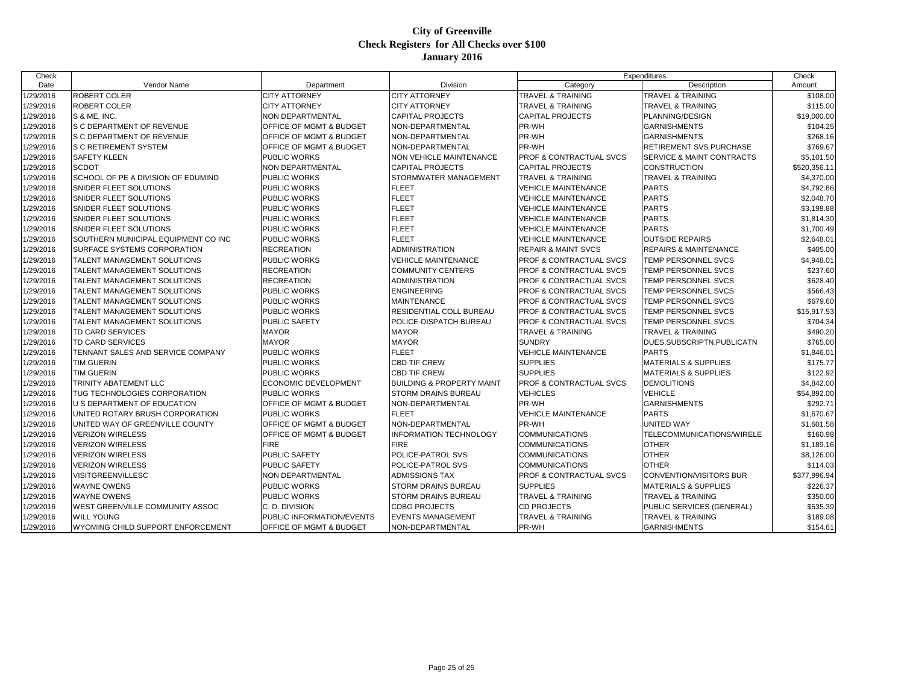# City of Greenville
## Check Registers for All Checks over $100
### January 2016

| Check Date | Vendor Name | Department | Division | Expenditures Category | Expenditures Description | Check Amount |
|---|---|---|---|---|---|---|
| 1/29/2016 | ROBERT COLER | CITY ATTORNEY | CITY ATTORNEY | TRAVEL & TRAINING | TRAVEL & TRAINING | $108.00 |
| 1/29/2016 | ROBERT COLER | CITY ATTORNEY | CITY ATTORNEY | TRAVEL & TRAINING | TRAVEL & TRAINING | $115.00 |
| 1/29/2016 | S & ME, INC. | NON DEPARTMENTAL | CAPITAL PROJECTS | CAPITAL PROJECTS | PLANNING/DESIGN | $19,000.00 |
| 1/29/2016 | S C DEPARTMENT OF REVENUE | OFFICE OF MGMT & BUDGET | NON-DEPARTMENTAL | PR-WH | GARNISHMENTS | $104.25 |
| 1/29/2016 | S C DEPARTMENT OF REVENUE | OFFICE OF MGMT & BUDGET | NON-DEPARTMENTAL | PR-WH | GARNISHMENTS | $268.16 |
| 1/29/2016 | S C RETIREMENT SYSTEM | OFFICE OF MGMT & BUDGET | NON-DEPARTMENTAL | PR-WH | RETIREMENT SVS PURCHASE | $769.67 |
| 1/29/2016 | SAFETY KLEEN | PUBLIC WORKS | NON VEHICLE MAINTENANCE | PROF & CONTRACTUAL SVCS | SERVICE & MAINT CONTRACTS | $5,101.50 |
| 1/29/2016 | SCDOT | NON DEPARTMENTAL | CAPITAL PROJECTS | CAPITAL PROJECTS | CONSTRUCTION | $520,356.11 |
| 1/29/2016 | SCHOOL OF PE A DIVISION OF EDUMIND | PUBLIC WORKS | STORMWATER MANAGEMENT | TRAVEL & TRAINING | TRAVEL & TRAINING | $4,370.00 |
| 1/29/2016 | SNIDER FLEET SOLUTIONS | PUBLIC WORKS | FLEET | VEHICLE MAINTENANCE | PARTS | $4,792.86 |
| 1/29/2016 | SNIDER FLEET SOLUTIONS | PUBLIC WORKS | FLEET | VEHICLE MAINTENANCE | PARTS | $2,048.70 |
| 1/29/2016 | SNIDER FLEET SOLUTIONS | PUBLIC WORKS | FLEET | VEHICLE MAINTENANCE | PARTS | $3,198.88 |
| 1/29/2016 | SNIDER FLEET SOLUTIONS | PUBLIC WORKS | FLEET | VEHICLE MAINTENANCE | PARTS | $1,814.30 |
| 1/29/2016 | SNIDER FLEET SOLUTIONS | PUBLIC WORKS | FLEET | VEHICLE MAINTENANCE | PARTS | $1,700.49 |
| 1/29/2016 | SOUTHERN MUNICIPAL EQUIPMENT CO INC | PUBLIC WORKS | FLEET | VEHICLE MAINTENANCE | OUTSIDE REPAIRS | $2,648.01 |
| 1/29/2016 | SURFACE SYSTEMS CORPORATION | RECREATION | ADMINISTRATION | REPAIR & MAINT SVCS | REPAIRS & MAINTENANCE | $405.00 |
| 1/29/2016 | TALENT MANAGEMENT SOLUTIONS | PUBLIC WORKS | VEHICLE MAINTENANCE | PROF & CONTRACTUAL SVCS | TEMP PERSONNEL SVCS | $4,948.01 |
| 1/29/2016 | TALENT MANAGEMENT SOLUTIONS | RECREATION | COMMUNITY CENTERS | PROF & CONTRACTUAL SVCS | TEMP PERSONNEL SVCS | $237.60 |
| 1/29/2016 | TALENT MANAGEMENT SOLUTIONS | RECREATION | ADMINISTRATION | PROF & CONTRACTUAL SVCS | TEMP PERSONNEL SVCS | $628.40 |
| 1/29/2016 | TALENT MANAGEMENT SOLUTIONS | PUBLIC WORKS | ENGINEERING | PROF & CONTRACTUAL SVCS | TEMP PERSONNEL SVCS | $566.43 |
| 1/29/2016 | TALENT MANAGEMENT SOLUTIONS | PUBLIC WORKS | MAINTENANCE | PROF & CONTRACTUAL SVCS | TEMP PERSONNEL SVCS | $679.60 |
| 1/29/2016 | TALENT MANAGEMENT SOLUTIONS | PUBLIC WORKS | RESIDENTIAL COLL BUREAU | PROF & CONTRACTUAL SVCS | TEMP PERSONNEL SVCS | $15,917.53 |
| 1/29/2016 | TALENT MANAGEMENT SOLUTIONS | PUBLIC SAFETY | POLICE-DISPATCH BUREAU | PROF & CONTRACTUAL SVCS | TEMP PERSONNEL SVCS | $704.34 |
| 1/29/2016 | TD CARD SERVICES | MAYOR | MAYOR | TRAVEL & TRAINING | TRAVEL & TRAINING | $490.20 |
| 1/29/2016 | TD CARD SERVICES | MAYOR | MAYOR | SUNDRY | DUES,SUBSCRIPTN,PUBLICATN | $765.00 |
| 1/29/2016 | TENNANT SALES AND SERVICE COMPANY | PUBLIC WORKS | FLEET | VEHICLE MAINTENANCE | PARTS | $1,846.01 |
| 1/29/2016 | TIM GUERIN | PUBLIC WORKS | CBD TIF CREW | SUPPLIES | MATERIALS & SUPPLIES | $175.77 |
| 1/29/2016 | TIM GUERIN | PUBLIC WORKS | CBD TIF CREW | SUPPLIES | MATERIALS & SUPPLIES | $122.92 |
| 1/29/2016 | TRINITY ABATEMENT LLC | ECONOMIC DEVELOPMENT | BUILDING & PROPERTY MAINT | PROF & CONTRACTUAL SVCS | DEMOLITIONS | $4,842.00 |
| 1/29/2016 | TUG TECHNOLOGIES CORPORATION | PUBLIC WORKS | STORM DRAINS BUREAU | VEHICLES | VEHICLE | $54,892.00 |
| 1/29/2016 | U S DEPARTMENT OF EDUCATION | OFFICE OF MGMT & BUDGET | NON-DEPARTMENTAL | PR-WH | GARNISHMENTS | $292.71 |
| 1/29/2016 | UNITED ROTARY BRUSH CORPORATION | PUBLIC WORKS | FLEET | VEHICLE MAINTENANCE | PARTS | $1,670.67 |
| 1/29/2016 | UNITED WAY OF GREENVILLE COUNTY | OFFICE OF MGMT & BUDGET | NON-DEPARTMENTAL | PR-WH | UNITED WAY | $1,601.58 |
| 1/29/2016 | VERIZON WIRELESS | OFFICE OF MGMT & BUDGET | INFORMATION TECHNOLOGY | COMMUNICATIONS | TELECOMMUNICATIONS/WIRELE | $160.98 |
| 1/29/2016 | VERIZON WIRELESS | FIRE | FIRE | COMMUNICATIONS | OTHER | $1,189.16 |
| 1/29/2016 | VERIZON WIRELESS | PUBLIC SAFETY | POLICE-PATROL SVS | COMMUNICATIONS | OTHER | $8,126.00 |
| 1/29/2016 | VERIZON WIRELESS | PUBLIC SAFETY | POLICE-PATROL SVS | COMMUNICATIONS | OTHER | $114.03 |
| 1/29/2016 | VISITGREENVILLESC | NON DEPARTMENTAL | ADMISSIONS TAX | PROF & CONTRACTUAL SVCS | CONVENTION/VISITORS BUR | $377,996.94 |
| 1/29/2016 | WAYNE OWENS | PUBLIC WORKS | STORM DRAINS BUREAU | SUPPLIES | MATERIALS & SUPPLIES | $226.37 |
| 1/29/2016 | WAYNE OWENS | PUBLIC WORKS | STORM DRAINS BUREAU | TRAVEL & TRAINING | TRAVEL & TRAINING | $350.00 |
| 1/29/2016 | WEST GREENVILLE COMMUNITY ASSOC | C. D. DIVISION | CDBG PROJECTS | CD PROJECTS | PUBLIC SERVICES (GENERAL) | $535.39 |
| 1/29/2016 | WILL YOUNG | PUBLIC INFORMATION/EVENTS | EVENTS MANAGEMENT | TRAVEL & TRAINING | TRAVEL & TRAINING | $189.08 |
| 1/29/2016 | WYOMING CHILD SUPPORT ENFORCEMENT | OFFICE OF MGMT & BUDGET | NON-DEPARTMENTAL | PR-WH | GARNISHMENTS | $154.61 |